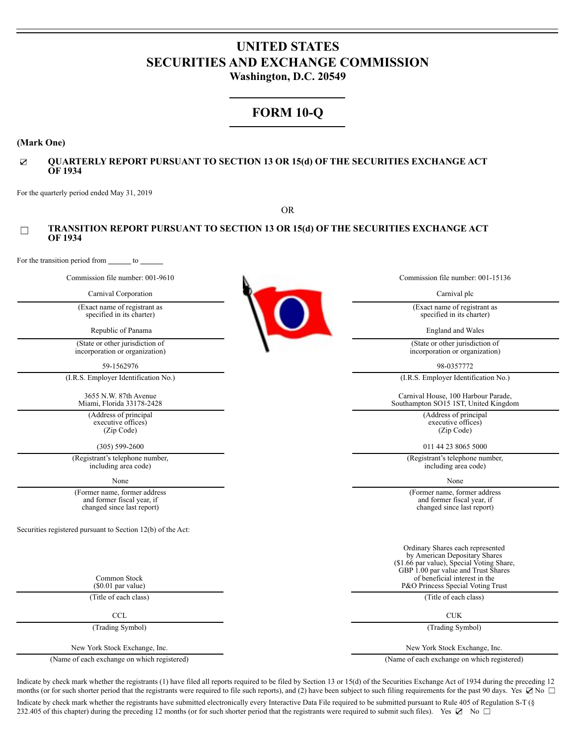# UNITED STATES
# SECURITIES AND EXCHANGE COMMISSION
**Washington, D.C. 20549**

---

# FORM 10-Q

---

**(Mark One)**

☑ **QUARTERLY REPORT PURSUANT TO SECTION 13 OR 15(d) OF THE SECURITIES EXCHANGE ACT OF 1934**

For the quarterly period ended May 31, 2019

OR

☐ **TRANSITION REPORT PURSUANT TO SECTION 13 OR 15(d) OF THE SECURITIES EXCHANGE ACT OF 1934**

For the transition period from ______ to ______

| Commission file number: 001-9610 | Commission file number: 001-15136 |
|---|---|
| Carnival Corporation | Carnival plc |
| (Exact name of registrant as specified in its charter) | (Exact name of registrant as specified in its charter) |
| Republic of Panama | England and Wales |
| (State or other jurisdiction of incorporation or organization) | (State or other jurisdiction of incorporation or organization) |
| 59-1562976 | 98-0357772 |
| (I.R.S. Employer Identification No.) | (I.R.S. Employer Identification No.) |
| 3655 N.W. 87th Avenue Miami, Florida 33178-2428 | Carnival House, 100 Harbour Parade, Southampton SO15 1ST, United Kingdom |
| (Address of principal executive offices) (Zip Code) | (Address of principal executive offices) (Zip Code) |
| (305) 599-2600 | 011 44 23 8065 5000 |
| (Registrant's telephone number, including area code) | (Registrant's telephone number, including area code) |
| None | None |
| (Former name, former address and former fiscal year, if changed since last report) | (Former name, former address and former fiscal year, if changed since last report) |

Securities registered pursuant to Section 12(b) of the Act:

| | |
|---|---|
| Common Stock ($0.01 par value) | Ordinary Shares each represented by American Depositary Shares ($1.66 par value), Special Voting Share, GBP 1.00 par value and Trust Shares of beneficial interest in the P&O Princess Special Voting Trust |
| (Title of each class) | (Title of each class) |
| CCL | CUK |
| (Trading Symbol) | (Trading Symbol) |
| New York Stock Exchange, Inc. | New York Stock Exchange, Inc. |
| (Name of each exchange on which registered) | (Name of each exchange on which registered) |

Indicate by check mark whether the registrants (1) have filed all reports required to be filed by Section 13 or 15(d) of the Securities Exchange Act of 1934 during the preceding 12 months (or for such shorter period that the registrants were required to file such reports), and (2) have been subject to such filing requirements for the past 90 days. Yes ☑ No ☐

Indicate by check mark whether the registrants have submitted electronically every Interactive Data File required to be submitted pursuant to Rule 405 of Regulation S-T (§ 232.405 of this chapter) during the preceding 12 months (or for such shorter period that the registrants were required to submit such files). Yes ☑ No ☐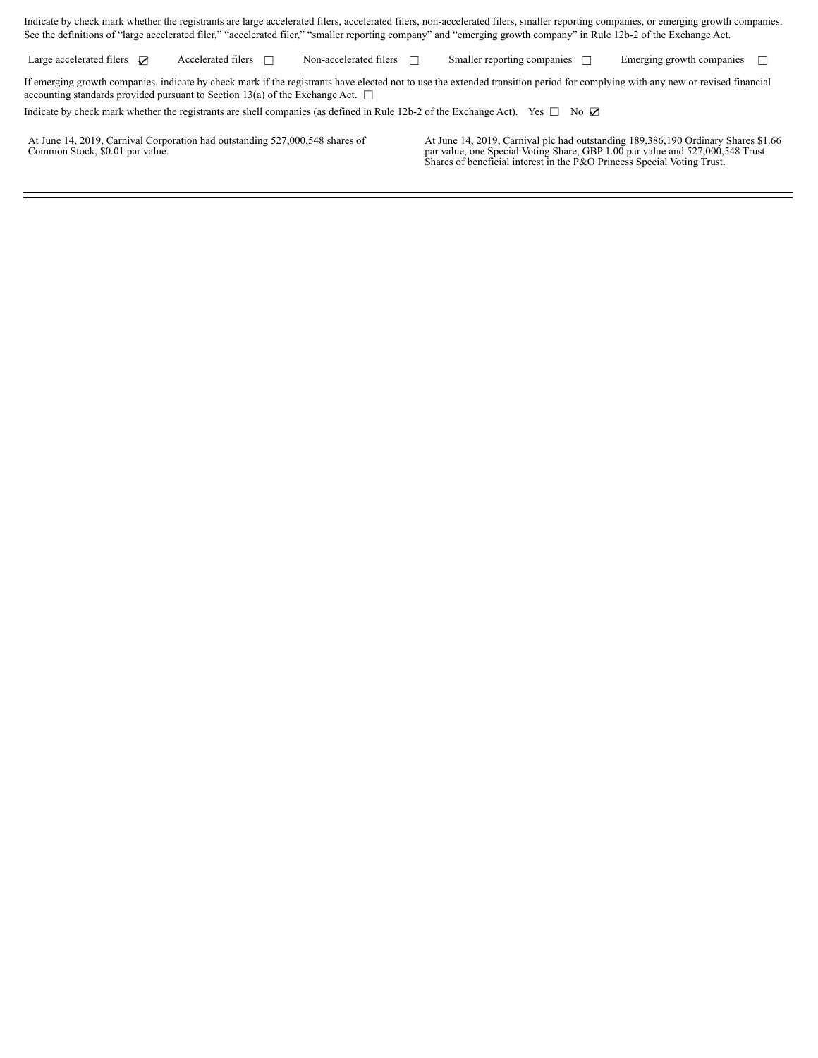Indicate by check mark whether the registrants are large accelerated filers, accelerated filers, non-accelerated filers, smaller reporting companies, or emerging growth companies. See the definitions of "large accelerated filer," "accelerated filer," "smaller reporting company" and "emerging growth company" in Rule 12b-2 of the Exchange Act.

Large accelerated filers ☑   Accelerated filers ☐   Non-accelerated filers ☐   Smaller reporting companies ☐   Emerging growth companies ☐

If emerging growth companies, indicate by check mark if the registrants have elected not to use the extended transition period for complying with any new or revised financial accounting standards provided pursuant to Section 13(a) of the Exchange Act. ☐

Indicate by check mark whether the registrants are shell companies (as defined in Rule 12b-2 of the Exchange Act). Yes ☐ No ☑

At June 14, 2019, Carnival Corporation had outstanding 527,000,548 shares of Common Stock, $0.01 par value.

At June 14, 2019, Carnival plc had outstanding 189,386,190 Ordinary Shares $1.66 par value, one Special Voting Share, GBP 1.00 par value and 527,000,548 Trust Shares of beneficial interest in the P&O Princess Special Voting Trust.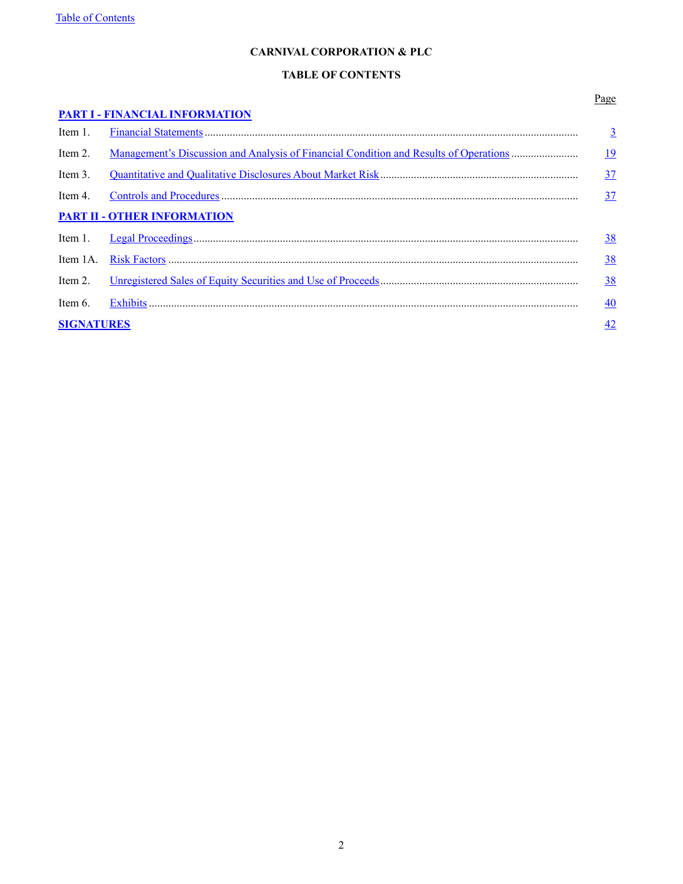Table of Contents

**CARNIVAL CORPORATION & PLC**

**TABLE OF CONTENTS**

| | | Page |
|---|---|---|
| **PART I - FINANCIAL INFORMATION** | | |
| Item 1. | Financial Statements | 3 |
| Item 2. | Management's Discussion and Analysis of Financial Condition and Results of Operations | 19 |
| Item 3. | Quantitative and Qualitative Disclosures About Market Risk | 37 |
| Item 4. | Controls and Procedures | 37 |
| **PART II - OTHER INFORMATION** | | |
| Item 1. | Legal Proceedings | 38 |
| Item 1A. | Risk Factors | 38 |
| Item 2. | Unregistered Sales of Equity Securities and Use of Proceeds | 38 |
| Item 6. | Exhibits | 40 |
| **SIGNATURES** | | 42 |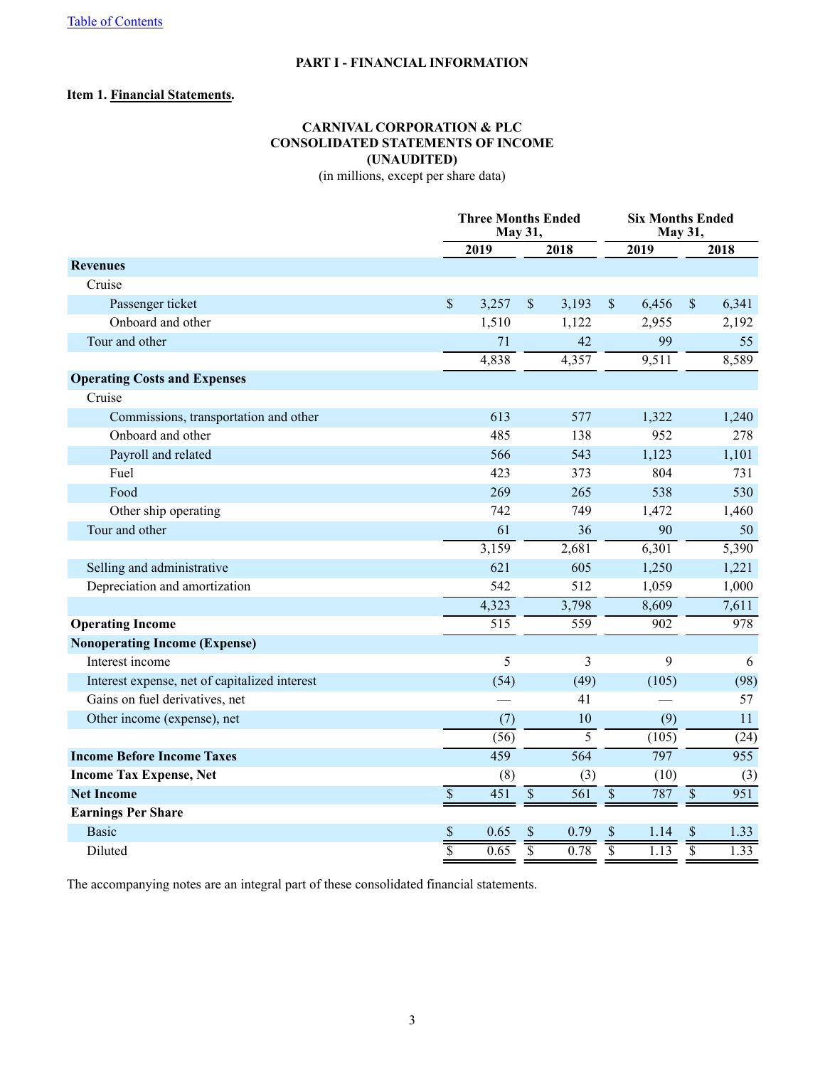Table of Contents

## PART I - FINANCIAL INFORMATION

### Item 1. Financial Statements.

**CARNIVAL CORPORATION & PLC**
**CONSOLIDATED STATEMENTS OF INCOME**
**(UNAUDITED)**
(in millions, except per share data)

| | Three Months Ended May 31, | | Six Months Ended May 31, | |
|---|---|---|---|---|
| | **2019** | **2018** | **2019** | **2018** |
| **Revenues** | | | | |
| Cruise | | | | |
| Passenger ticket | $ 3,257 | $ 3,193 | $ 6,456 | $ 6,341 |
| Onboard and other | 1,510 | 1,122 | 2,955 | 2,192 |
| Tour and other | 71 | 42 | 99 | 55 |
| | 4,838 | 4,357 | 9,511 | 8,589 |
| **Operating Costs and Expenses** | | | | |
| Cruise | | | | |
| Commissions, transportation and other | 613 | 577 | 1,322 | 1,240 |
| Onboard and other | 485 | 138 | 952 | 278 |
| Payroll and related | 566 | 543 | 1,123 | 1,101 |
| Fuel | 423 | 373 | 804 | 731 |
| Food | 269 | 265 | 538 | 530 |
| Other ship operating | 742 | 749 | 1,472 | 1,460 |
| Tour and other | 61 | 36 | 90 | 50 |
| | 3,159 | 2,681 | 6,301 | 5,390 |
| Selling and administrative | 621 | 605 | 1,250 | 1,221 |
| Depreciation and amortization | 542 | 512 | 1,059 | 1,000 |
| | 4,323 | 3,798 | 8,609 | 7,611 |
| **Operating Income** | 515 | 559 | 902 | 978 |
| **Nonoperating Income (Expense)** | | | | |
| Interest income | 5 | 3 | 9 | 6 |
| Interest expense, net of capitalized interest | (54) | (49) | (105) | (98) |
| Gains on fuel derivatives, net | — | 41 | — | 57 |
| Other income (expense), net | (7) | 10 | (9) | 11 |
| | (56) | 5 | (105) | (24) |
| **Income Before Income Taxes** | 459 | 564 | 797 | 955 |
| **Income Tax Expense, Net** | (8) | (3) | (10) | (3) |
| **Net Income** | $ 451 | $ 561 | $ 787 | $ 951 |
| **Earnings Per Share** | | | | |
| Basic | $ 0.65 | $ 0.79 | $ 1.14 | $ 1.33 |
| Diluted | $ 0.65 | $ 0.78 | $ 1.13 | $ 1.33 |

The accompanying notes are an integral part of these consolidated financial statements.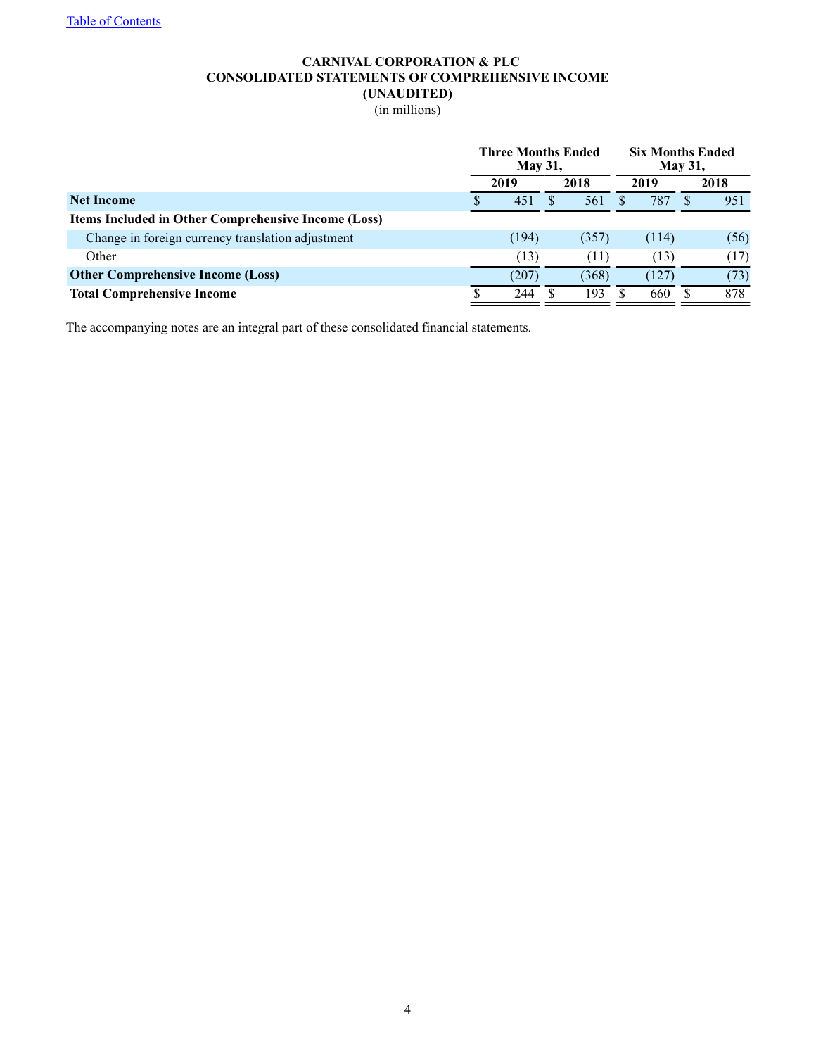[Table of Contents]

# CARNIVAL CORPORATION & PLC
## CONSOLIDATED STATEMENTS OF COMPREHENSIVE INCOME
## (UNAUDITED)
(in millions)

| | Three Months Ended May 31, | | Six Months Ended May 31, | |
|---|---|---|---|---|
| | 2019 | 2018 | 2019 | 2018 |
| **Net Income** | $ 451 | $ 561 | $ 787 | $ 951 |
| **Items Included in Other Comprehensive Income (Loss)** | | | | |
| Change in foreign currency translation adjustment | (194) | (357) | (114) | (56) |
| Other | (13) | (11) | (13) | (17) |
| **Other Comprehensive Income (Loss)** | (207) | (368) | (127) | (73) |
| **Total Comprehensive Income** | $ 244 | $ 193 | $ 660 | $ 878 |

The accompanying notes are an integral part of these consolidated financial statements.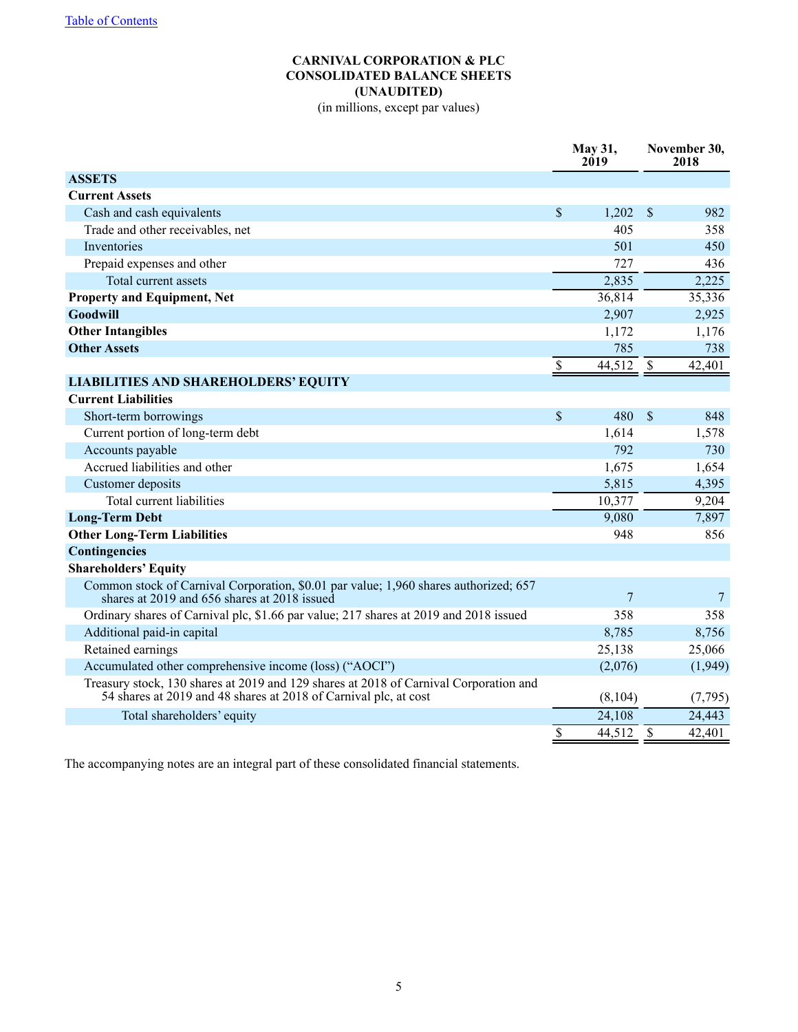[Table of Contents](#)

# CARNIVAL CORPORATION & PLC
## CONSOLIDATED BALANCE SHEETS
## (UNAUDITED)
(in millions, except par values)

| | May 31, 2019 | November 30, 2018 |
|---|---|---|
| **ASSETS** | | |
| **Current Assets** | | |
| Cash and cash equivalents | $ 1,202 | $ 982 |
| Trade and other receivables, net | 405 | 358 |
| Inventories | 501 | 450 |
| Prepaid expenses and other | 727 | 436 |
| Total current assets | 2,835 | 2,225 |
| **Property and Equipment, Net** | 36,814 | 35,336 |
| **Goodwill** | 2,907 | 2,925 |
| **Other Intangibles** | 1,172 | 1,176 |
| **Other Assets** | 785 | 738 |
| | $ 44,512 | $ 42,401 |
| **LIABILITIES AND SHAREHOLDERS' EQUITY** | | |
| **Current Liabilities** | | |
| Short-term borrowings | $ 480 | $ 848 |
| Current portion of long-term debt | 1,614 | 1,578 |
| Accounts payable | 792 | 730 |
| Accrued liabilities and other | 1,675 | 1,654 |
| Customer deposits | 5,815 | 4,395 |
| Total current liabilities | 10,377 | 9,204 |
| **Long-Term Debt** | 9,080 | 7,897 |
| **Other Long-Term Liabilities** | 948 | 856 |
| **Contingencies** | | |
| **Shareholders' Equity** | | |
| Common stock of Carnival Corporation, $0.01 par value; 1,960 shares authorized; 657 shares at 2019 and 656 shares at 2018 issued | 7 | 7 |
| Ordinary shares of Carnival plc, $1.66 par value; 217 shares at 2019 and 2018 issued | 358 | 358 |
| Additional paid-in capital | 8,785 | 8,756 |
| Retained earnings | 25,138 | 25,066 |
| Accumulated other comprehensive income (loss) ("AOCI") | (2,076) | (1,949) |
| Treasury stock, 130 shares at 2019 and 129 shares at 2018 of Carnival Corporation and 54 shares at 2019 and 48 shares at 2018 of Carnival plc, at cost | (8,104) | (7,795) |
| Total shareholders' equity | 24,108 | 24,443 |
| | $ 44,512 | $ 42,401 |

The accompanying notes are an integral part of these consolidated financial statements.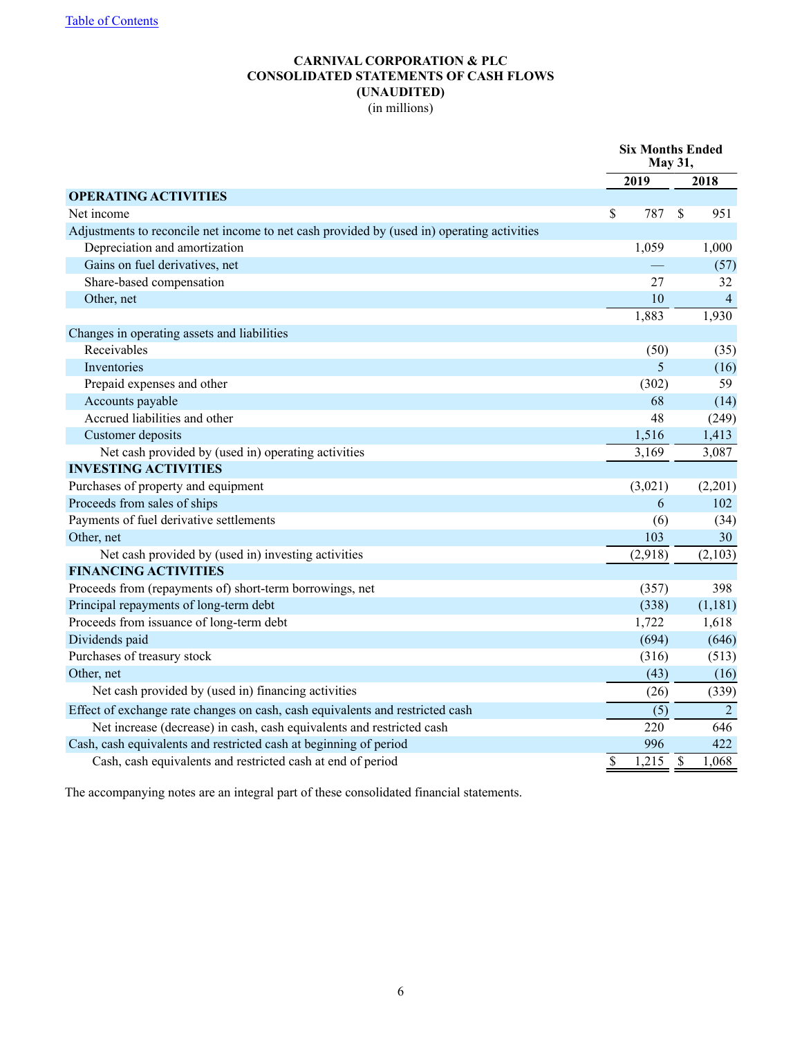[Table of Contents]

**CARNIVAL CORPORATION & PLC**
**CONSOLIDATED STATEMENTS OF CASH FLOWS**
**(UNAUDITED)**
(in millions)

| | Six Months Ended May 31, | |
|---|---|---|
| | 2019 | 2018 |
| **OPERATING ACTIVITIES** | | |
| Net income | $ 787 | $ 951 |
| Adjustments to reconcile net income to net cash provided by (used in) operating activities | | |
| Depreciation and amortization | 1,059 | 1,000 |
| Gains on fuel derivatives, net | — | (57) |
| Share-based compensation | 27 | 32 |
| Other, net | 10 | 4 |
| | 1,883 | 1,930 |
| Changes in operating assets and liabilities | | |
| Receivables | (50) | (35) |
| Inventories | 5 | (16) |
| Prepaid expenses and other | (302) | 59 |
| Accounts payable | 68 | (14) |
| Accrued liabilities and other | 48 | (249) |
| Customer deposits | 1,516 | 1,413 |
| Net cash provided by (used in) operating activities | 3,169 | 3,087 |
| **INVESTING ACTIVITIES** | | |
| Purchases of property and equipment | (3,021) | (2,201) |
| Proceeds from sales of ships | 6 | 102 |
| Payments of fuel derivative settlements | (6) | (34) |
| Other, net | 103 | 30 |
| Net cash provided by (used in) investing activities | (2,918) | (2,103) |
| **FINANCING ACTIVITIES** | | |
| Proceeds from (repayments of) short-term borrowings, net | (357) | 398 |
| Principal repayments of long-term debt | (338) | (1,181) |
| Proceeds from issuance of long-term debt | 1,722 | 1,618 |
| Dividends paid | (694) | (646) |
| Purchases of treasury stock | (316) | (513) |
| Other, net | (43) | (16) |
| Net cash provided by (used in) financing activities | (26) | (339) |
| Effect of exchange rate changes on cash, cash equivalents and restricted cash | (5) | 2 |
| Net increase (decrease) in cash, cash equivalents and restricted cash | 220 | 646 |
| Cash, cash equivalents and restricted cash at beginning of period | 996 | 422 |
| Cash, cash equivalents and restricted cash at end of period | $ 1,215 | $ 1,068 |

The accompanying notes are an integral part of these consolidated financial statements.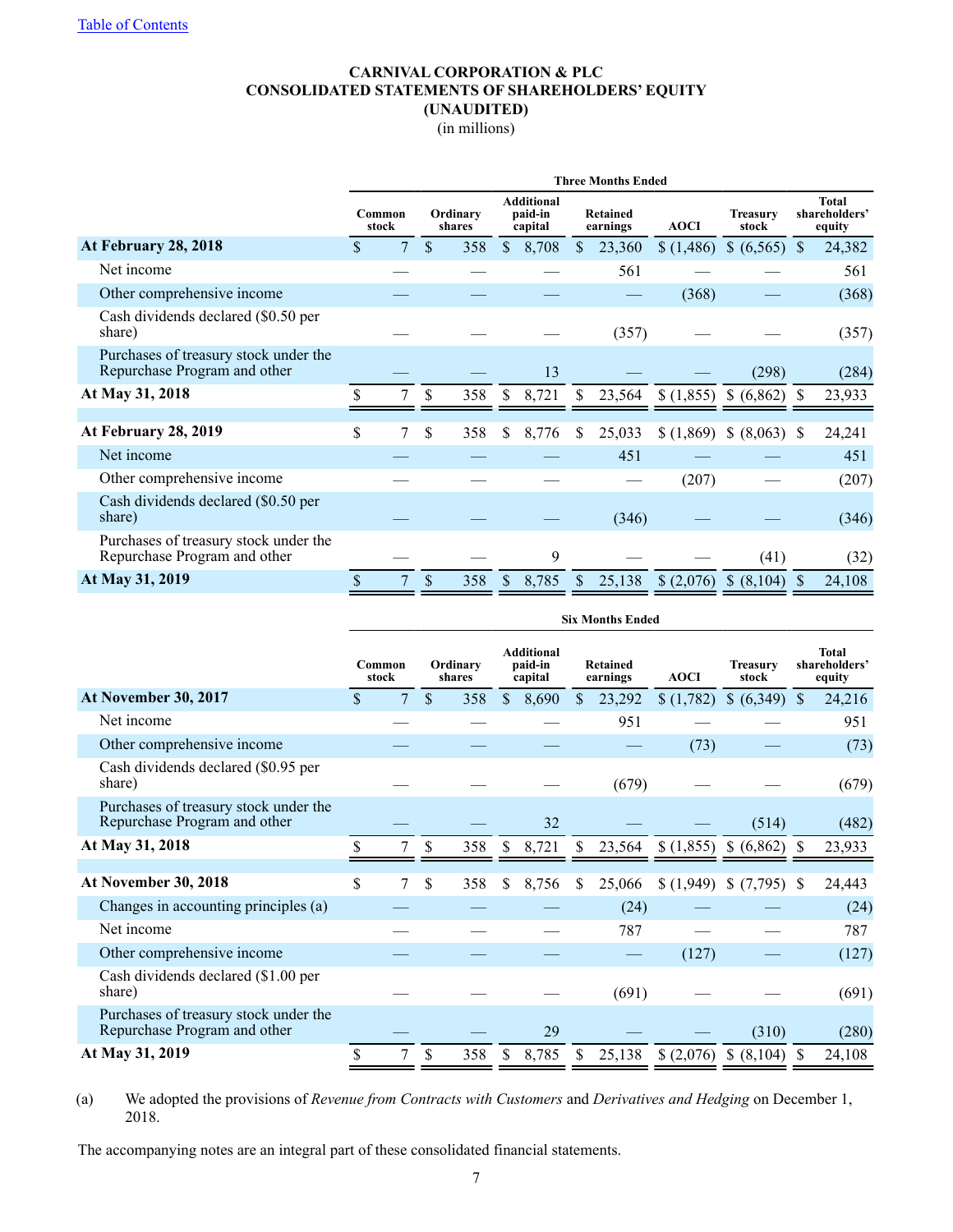# CARNIVAL CORPORATION & PLC
## CONSOLIDATED STATEMENTS OF SHAREHOLDERS' EQUITY
## (UNAUDITED)
(in millions)

| | Three Months Ended | | | | | | |
|---|---|---|---|---|---|---|---|
| | Common stock | Ordinary shares | Additional paid-in capital | Retained earnings | AOCI | Treasury stock | Total shareholders' equity |
| **At February 28, 2018** | $ 7 | $ 358 | $ 8,708 | $ 23,360 | $ (1,486) | $ (6,565) | $ 24,382 |
| Net income | — | — | — | 561 | — | — | 561 |
| Other comprehensive income | — | — | — | — | (368) | — | (368) |
| Cash dividends declared ($0.50 per share) | — | — | — | (357) | — | — | (357) |
| Purchases of treasury stock under the Repurchase Program and other | — | — | 13 | — | — | (298) | (284) |
| **At May 31, 2018** | $ 7 | $ 358 | $ 8,721 | $ 23,564 | $ (1,855) | $ (6,862) | $ 23,933 |
| | | | | | | | |
| **At February 28, 2019** | $ 7 | $ 358 | $ 8,776 | $ 25,033 | $ (1,869) | $ (8,063) | $ 24,241 |
| Net income | — | — | — | 451 | — | — | 451 |
| Other comprehensive income | — | — | — | — | (207) | — | (207) |
| Cash dividends declared ($0.50 per share) | — | — | — | (346) | — | — | (346) |
| Purchases of treasury stock under the Repurchase Program and other | — | — | 9 | — | — | (41) | (32) |
| **At May 31, 2019** | $ 7 | $ 358 | $ 8,785 | $ 25,138 | $ (2,076) | $ (8,104) | $ 24,108 |

| | Six Months Ended | | | | | | |
|---|---|---|---|---|---|---|---|
| | Common stock | Ordinary shares | Additional paid-in capital | Retained earnings | AOCI | Treasury stock | Total shareholders' equity |
| **At November 30, 2017** | $ 7 | $ 358 | $ 8,690 | $ 23,292 | $ (1,782) | $ (6,349) | $ 24,216 |
| Net income | — | — | — | 951 | — | — | 951 |
| Other comprehensive income | — | — | — | — | (73) | — | (73) |
| Cash dividends declared ($0.95 per share) | — | — | — | (679) | — | — | (679) |
| Purchases of treasury stock under the Repurchase Program and other | — | — | 32 | — | — | (514) | (482) |
| **At May 31, 2018** | $ 7 | $ 358 | $ 8,721 | $ 23,564 | $ (1,855) | $ (6,862) | $ 23,933 |
| | | | | | | | |
| **At November 30, 2018** | $ 7 | $ 358 | $ 8,756 | $ 25,066 | $ (1,949) | $ (7,795) | $ 24,443 |
| Changes in accounting principles (a) | — | — | — | (24) | — | — | (24) |
| Net income | — | — | — | 787 | — | — | 787 |
| Other comprehensive income | — | — | — | — | (127) | — | (127) |
| Cash dividends declared ($1.00 per share) | — | — | — | (691) | — | — | (691) |
| Purchases of treasury stock under the Repurchase Program and other | — | — | 29 | — | — | (310) | (280) |
| **At May 31, 2019** | $ 7 | $ 358 | $ 8,785 | $ 25,138 | $ (2,076) | $ (8,104) | $ 24,108 |

(a) We adopted the provisions of *Revenue from Contracts with Customers* and *Derivatives and Hedging* on December 1, 2018.

The accompanying notes are an integral part of these consolidated financial statements.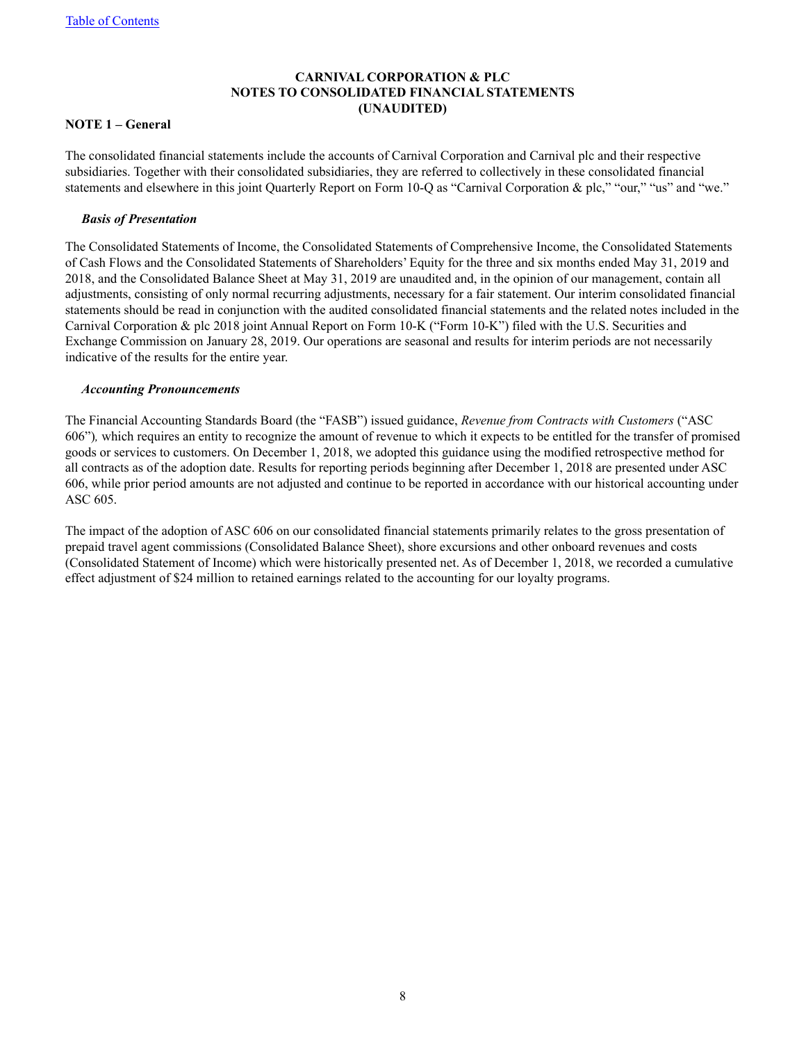# CARNIVAL CORPORATION & PLC
# NOTES TO CONSOLIDATED FINANCIAL STATEMENTS
# (UNAUDITED)

## NOTE 1 – General

The consolidated financial statements include the accounts of Carnival Corporation and Carnival plc and their respective subsidiaries. Together with their consolidated subsidiaries, they are referred to collectively in these consolidated financial statements and elsewhere in this joint Quarterly Report on Form 10-Q as "Carnival Corporation & plc," "our," "us" and "we."

### *Basis of Presentation*

The Consolidated Statements of Income, the Consolidated Statements of Comprehensive Income, the Consolidated Statements of Cash Flows and the Consolidated Statements of Shareholders' Equity for the three and six months ended May 31, 2019 and 2018, and the Consolidated Balance Sheet at May 31, 2019 are unaudited and, in the opinion of our management, contain all adjustments, consisting of only normal recurring adjustments, necessary for a fair statement. Our interim consolidated financial statements should be read in conjunction with the audited consolidated financial statements and the related notes included in the Carnival Corporation & plc 2018 joint Annual Report on Form 10-K ("Form 10-K") filed with the U.S. Securities and Exchange Commission on January 28, 2019. Our operations are seasonal and results for interim periods are not necessarily indicative of the results for the entire year.

### *Accounting Pronouncements*

The Financial Accounting Standards Board (the "FASB") issued guidance, *Revenue from Contracts with Customers* ("ASC 606"), which requires an entity to recognize the amount of revenue to which it expects to be entitled for the transfer of promised goods or services to customers. On December 1, 2018, we adopted this guidance using the modified retrospective method for all contracts as of the adoption date. Results for reporting periods beginning after December 1, 2018 are presented under ASC 606, while prior period amounts are not adjusted and continue to be reported in accordance with our historical accounting under ASC 605.

The impact of the adoption of ASC 606 on our consolidated financial statements primarily relates to the gross presentation of prepaid travel agent commissions (Consolidated Balance Sheet), shore excursions and other onboard revenues and costs (Consolidated Statement of Income) which were historically presented net. As of December 1, 2018, we recorded a cumulative effect adjustment of $24 million to retained earnings related to the accounting for our loyalty programs.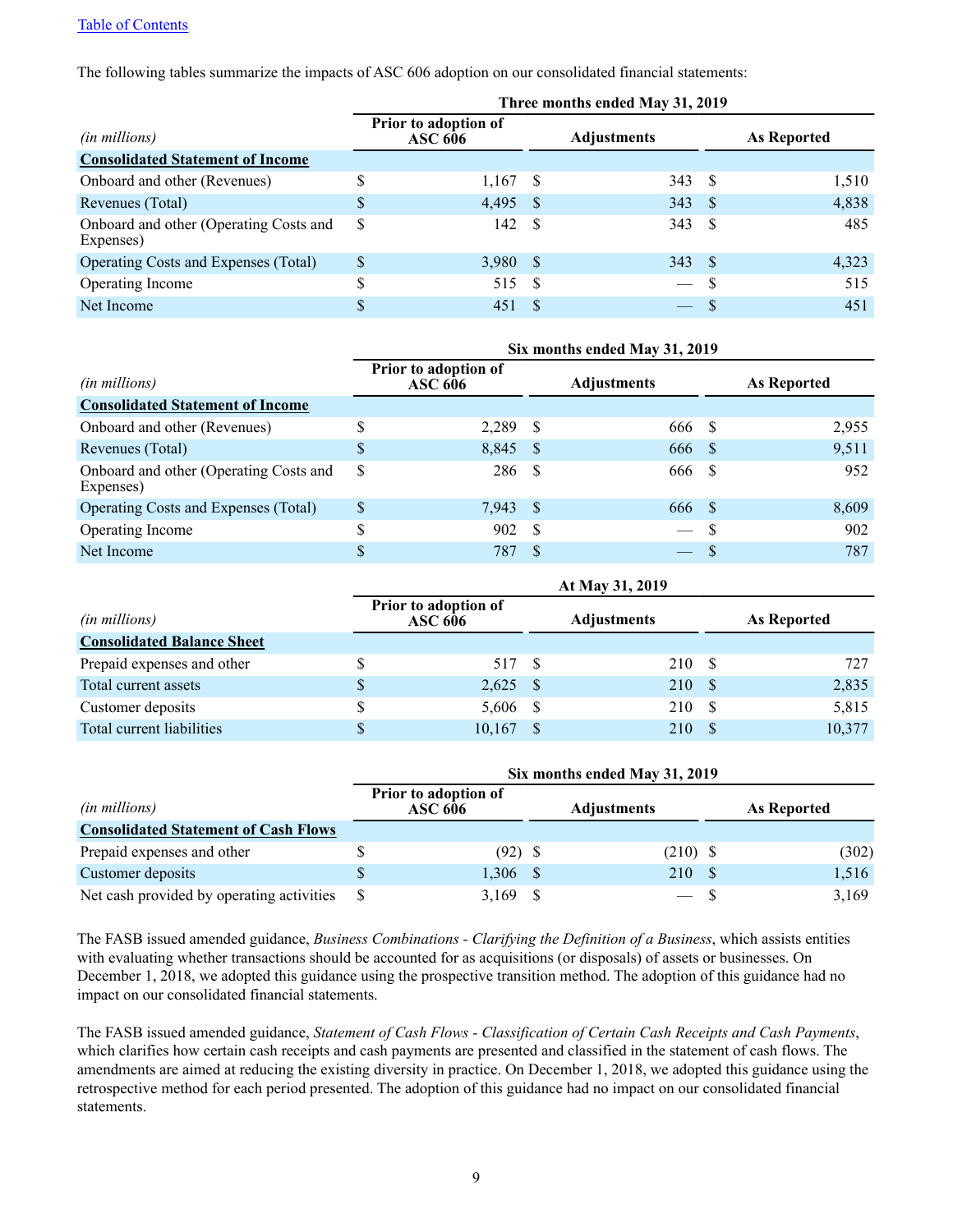[Table of Contents](#)

The following tables summarize the impacts of ASC 606 adoption on our consolidated financial statements:

| | Three months ended May 31, 2019 | | |
|---|---|---|---|
| *(in millions)* | Prior to adoption of ASC 606 | Adjustments | As Reported |
| **Consolidated Statement of Income** | | | |
| Onboard and other (Revenues) | $ 1,167 | $ 343 | $ 1,510 |
| Revenues (Total) | $ 4,495 | $ 343 | $ 4,838 |
| Onboard and other (Operating Costs and Expenses) | $ 142 | $ 343 | $ 485 |
| Operating Costs and Expenses (Total) | $ 3,980 | $ 343 | $ 4,323 |
| Operating Income | $ 515 | $ — | $ 515 |
| Net Income | $ 451 | $ — | $ 451 |

| | Six months ended May 31, 2019 | | |
|---|---|---|---|
| *(in millions)* | Prior to adoption of ASC 606 | Adjustments | As Reported |
| **Consolidated Statement of Income** | | | |
| Onboard and other (Revenues) | $ 2,289 | $ 666 | $ 2,955 |
| Revenues (Total) | $ 8,845 | $ 666 | $ 9,511 |
| Onboard and other (Operating Costs and Expenses) | $ 286 | $ 666 | $ 952 |
| Operating Costs and Expenses (Total) | $ 7,943 | $ 666 | $ 8,609 |
| Operating Income | $ 902 | $ — | $ 902 |
| Net Income | $ 787 | $ — | $ 787 |

| | At May 31, 2019 | | |
|---|---|---|---|
| *(in millions)* | Prior to adoption of ASC 606 | Adjustments | As Reported |
| **Consolidated Balance Sheet** | | | |
| Prepaid expenses and other | $ 517 | $ 210 | $ 727 |
| Total current assets | $ 2,625 | $ 210 | $ 2,835 |
| Customer deposits | $ 5,606 | $ 210 | $ 5,815 |
| Total current liabilities | $ 10,167 | $ 210 | $ 10,377 |

| | Six months ended May 31, 2019 | | |
|---|---|---|---|
| *(in millions)* | Prior to adoption of ASC 606 | Adjustments | As Reported |
| **Consolidated Statement of Cash Flows** | | | |
| Prepaid expenses and other | $ (92) | $ (210) | $ (302) |
| Customer deposits | $ 1,306 | $ 210 | $ 1,516 |
| Net cash provided by operating activities | $ 3,169 | $ — | $ 3,169 |

The FASB issued amended guidance, *Business Combinations - Clarifying the Definition of a Business*, which assists entities with evaluating whether transactions should be accounted for as acquisitions (or disposals) of assets or businesses. On December 1, 2018, we adopted this guidance using the prospective transition method. The adoption of this guidance had no impact on our consolidated financial statements.

The FASB issued amended guidance, *Statement of Cash Flows - Classification of Certain Cash Receipts and Cash Payments*, which clarifies how certain cash receipts and cash payments are presented and classified in the statement of cash flows. The amendments are aimed at reducing the existing diversity in practice. On December 1, 2018, we adopted this guidance using the retrospective method for each period presented. The adoption of this guidance had no impact on our consolidated financial statements.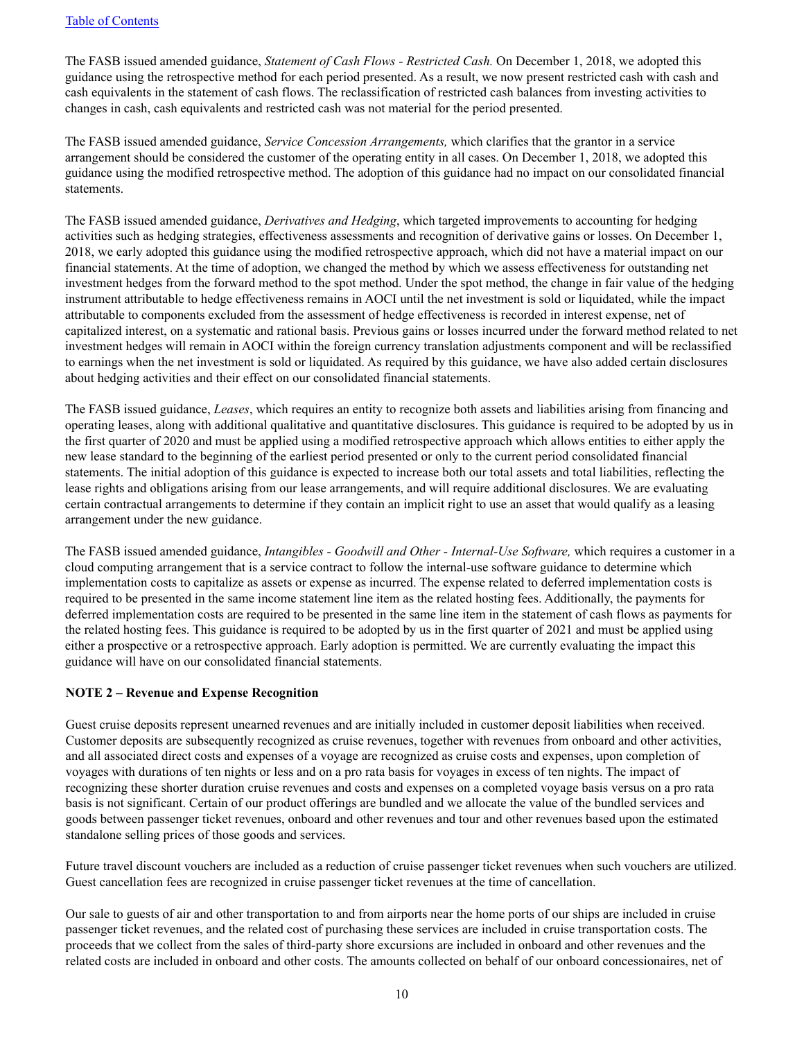The FASB issued amended guidance, *Statement of Cash Flows - Restricted Cash.* On December 1, 2018, we adopted this guidance using the retrospective method for each period presented. As a result, we now present restricted cash with cash and cash equivalents in the statement of cash flows. The reclassification of restricted cash balances from investing activities to changes in cash, cash equivalents and restricted cash was not material for the period presented.

The FASB issued amended guidance, *Service Concession Arrangements,* which clarifies that the grantor in a service arrangement should be considered the customer of the operating entity in all cases. On December 1, 2018, we adopted this guidance using the modified retrospective method. The adoption of this guidance had no impact on our consolidated financial statements.

The FASB issued amended guidance, *Derivatives and Hedging*, which targeted improvements to accounting for hedging activities such as hedging strategies, effectiveness assessments and recognition of derivative gains or losses. On December 1, 2018, we early adopted this guidance using the modified retrospective approach, which did not have a material impact on our financial statements. At the time of adoption, we changed the method by which we assess effectiveness for outstanding net investment hedges from the forward method to the spot method. Under the spot method, the change in fair value of the hedging instrument attributable to hedge effectiveness remains in AOCI until the net investment is sold or liquidated, while the impact attributable to components excluded from the assessment of hedge effectiveness is recorded in interest expense, net of capitalized interest, on a systematic and rational basis. Previous gains or losses incurred under the forward method related to net investment hedges will remain in AOCI within the foreign currency translation adjustments component and will be reclassified to earnings when the net investment is sold or liquidated. As required by this guidance, we have also added certain disclosures about hedging activities and their effect on our consolidated financial statements.

The FASB issued guidance, *Leases*, which requires an entity to recognize both assets and liabilities arising from financing and operating leases, along with additional qualitative and quantitative disclosures. This guidance is required to be adopted by us in the first quarter of 2020 and must be applied using a modified retrospective approach which allows entities to either apply the new lease standard to the beginning of the earliest period presented or only to the current period consolidated financial statements. The initial adoption of this guidance is expected to increase both our total assets and total liabilities, reflecting the lease rights and obligations arising from our lease arrangements, and will require additional disclosures. We are evaluating certain contractual arrangements to determine if they contain an implicit right to use an asset that would qualify as a leasing arrangement under the new guidance.

The FASB issued amended guidance, *Intangibles - Goodwill and Other - Internal-Use Software,* which requires a customer in a cloud computing arrangement that is a service contract to follow the internal-use software guidance to determine which implementation costs to capitalize as assets or expense as incurred. The expense related to deferred implementation costs is required to be presented in the same income statement line item as the related hosting fees. Additionally, the payments for deferred implementation costs are required to be presented in the same line item in the statement of cash flows as payments for the related hosting fees. This guidance is required to be adopted by us in the first quarter of 2021 and must be applied using either a prospective or a retrospective approach. Early adoption is permitted. We are currently evaluating the impact this guidance will have on our consolidated financial statements.

**NOTE 2 – Revenue and Expense Recognition**

Guest cruise deposits represent unearned revenues and are initially included in customer deposit liabilities when received. Customer deposits are subsequently recognized as cruise revenues, together with revenues from onboard and other activities, and all associated direct costs and expenses of a voyage are recognized as cruise costs and expenses, upon completion of voyages with durations of ten nights or less and on a pro rata basis for voyages in excess of ten nights. The impact of recognizing these shorter duration cruise revenues and costs and expenses on a completed voyage basis versus on a pro rata basis is not significant. Certain of our product offerings are bundled and we allocate the value of the bundled services and goods between passenger ticket revenues, onboard and other revenues and tour and other revenues based upon the estimated standalone selling prices of those goods and services.

Future travel discount vouchers are included as a reduction of cruise passenger ticket revenues when such vouchers are utilized. Guest cancellation fees are recognized in cruise passenger ticket revenues at the time of cancellation.

Our sale to guests of air and other transportation to and from airports near the home ports of our ships are included in cruise passenger ticket revenues, and the related cost of purchasing these services are included in cruise transportation costs. The proceeds that we collect from the sales of third-party shore excursions are included in onboard and other revenues and the related costs are included in onboard and other costs. The amounts collected on behalf of our onboard concessionaires, net of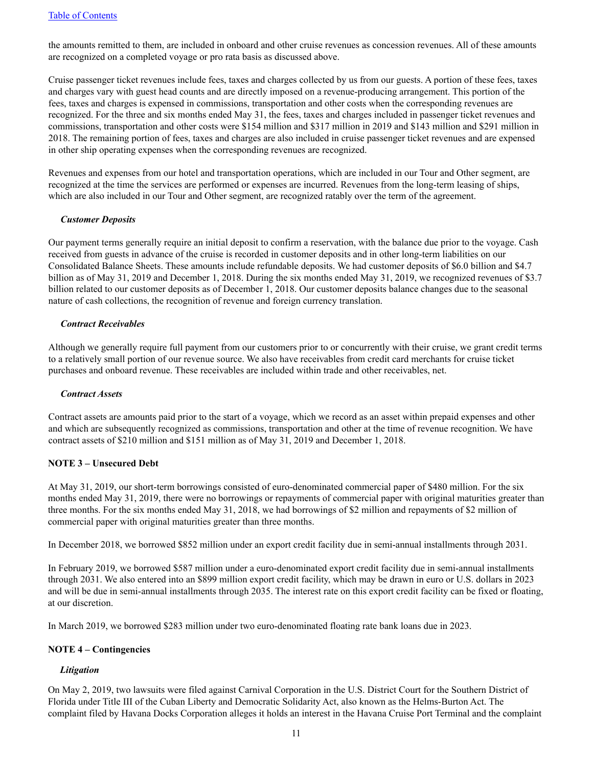the amounts remitted to them, are included in onboard and other cruise revenues as concession revenues. All of these amounts are recognized on a completed voyage or pro rata basis as discussed above.

Cruise passenger ticket revenues include fees, taxes and charges collected by us from our guests. A portion of these fees, taxes and charges vary with guest head counts and are directly imposed on a revenue-producing arrangement. This portion of the fees, taxes and charges is expensed in commissions, transportation and other costs when the corresponding revenues are recognized. For the three and six months ended May 31, the fees, taxes and charges included in passenger ticket revenues and commissions, transportation and other costs were $154 million and $317 million in 2019 and $143 million and $291 million in 2018. The remaining portion of fees, taxes and charges are also included in cruise passenger ticket revenues and are expensed in other ship operating expenses when the corresponding revenues are recognized.

Revenues and expenses from our hotel and transportation operations, which are included in our Tour and Other segment, are recognized at the time the services are performed or expenses are incurred. Revenues from the long-term leasing of ships, which are also included in our Tour and Other segment, are recognized ratably over the term of the agreement.

***Customer Deposits***

Our payment terms generally require an initial deposit to confirm a reservation, with the balance due prior to the voyage. Cash received from guests in advance of the cruise is recorded in customer deposits and in other long-term liabilities on our Consolidated Balance Sheets. These amounts include refundable deposits. We had customer deposits of $6.0 billion and $4.7 billion as of May 31, 2019 and December 1, 2018. During the six months ended May 31, 2019, we recognized revenues of $3.7 billion related to our customer deposits as of December 1, 2018. Our customer deposits balance changes due to the seasonal nature of cash collections, the recognition of revenue and foreign currency translation.

***Contract Receivables***

Although we generally require full payment from our customers prior to or concurrently with their cruise, we grant credit terms to a relatively small portion of our revenue source. We also have receivables from credit card merchants for cruise ticket purchases and onboard revenue. These receivables are included within trade and other receivables, net.

***Contract Assets***

Contract assets are amounts paid prior to the start of a voyage, which we record as an asset within prepaid expenses and other and which are subsequently recognized as commissions, transportation and other at the time of revenue recognition. We have contract assets of $210 million and $151 million as of May 31, 2019 and December 1, 2018.

**NOTE 3 – Unsecured Debt**

At May 31, 2019, our short-term borrowings consisted of euro-denominated commercial paper of $480 million. For the six months ended May 31, 2019, there were no borrowings or repayments of commercial paper with original maturities greater than three months. For the six months ended May 31, 2018, we had borrowings of $2 million and repayments of $2 million of commercial paper with original maturities greater than three months.

In December 2018, we borrowed $852 million under an export credit facility due in semi-annual installments through 2031.

In February 2019, we borrowed $587 million under a euro-denominated export credit facility due in semi-annual installments through 2031. We also entered into an $899 million export credit facility, which may be drawn in euro or U.S. dollars in 2023 and will be due in semi-annual installments through 2035. The interest rate on this export credit facility can be fixed or floating, at our discretion.

In March 2019, we borrowed $283 million under two euro-denominated floating rate bank loans due in 2023.

**NOTE 4 – Contingencies**

***Litigation***

On May 2, 2019, two lawsuits were filed against Carnival Corporation in the U.S. District Court for the Southern District of Florida under Title III of the Cuban Liberty and Democratic Solidarity Act, also known as the Helms-Burton Act. The complaint filed by Havana Docks Corporation alleges it holds an interest in the Havana Cruise Port Terminal and the complaint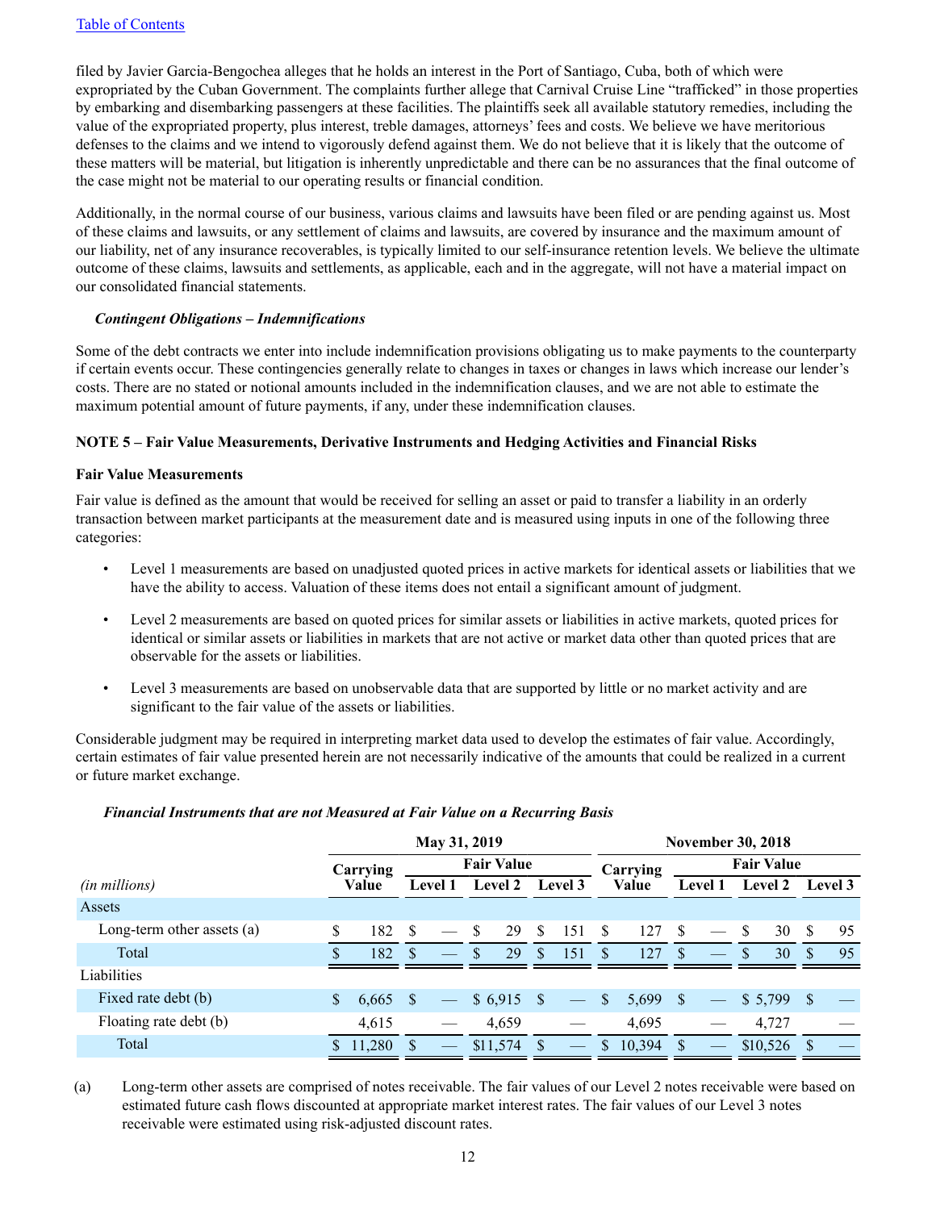filed by Javier Garcia-Bengochea alleges that he holds an interest in the Port of Santiago, Cuba, both of which were expropriated by the Cuban Government. The complaints further allege that Carnival Cruise Line "trafficked" in those properties by embarking and disembarking passengers at these facilities. The plaintiffs seek all available statutory remedies, including the value of the expropriated property, plus interest, treble damages, attorneys' fees and costs. We believe we have meritorious defenses to the claims and we intend to vigorously defend against them. We do not believe that it is likely that the outcome of these matters will be material, but litigation is inherently unpredictable and there can be no assurances that the final outcome of the case might not be material to our operating results or financial condition.

Additionally, in the normal course of our business, various claims and lawsuits have been filed or are pending against us. Most of these claims and lawsuits, or any settlement of claims and lawsuits, are covered by insurance and the maximum amount of our liability, net of any insurance recoverables, is typically limited to our self-insurance retention levels. We believe the ultimate outcome of these claims, lawsuits and settlements, as applicable, each and in the aggregate, will not have a material impact on our consolidated financial statements.

***Contingent Obligations – Indemnifications***

Some of the debt contracts we enter into include indemnification provisions obligating us to make payments to the counterparty if certain events occur. These contingencies generally relate to changes in taxes or changes in laws which increase our lender's costs. There are no stated or notional amounts included in the indemnification clauses, and we are not able to estimate the maximum potential amount of future payments, if any, under these indemnification clauses.

**NOTE 5 – Fair Value Measurements, Derivative Instruments and Hedging Activities and Financial Risks**

**Fair Value Measurements**

Fair value is defined as the amount that would be received for selling an asset or paid to transfer a liability in an orderly transaction between market participants at the measurement date and is measured using inputs in one of the following three categories:

- Level 1 measurements are based on unadjusted quoted prices in active markets for identical assets or liabilities that we have the ability to access. Valuation of these items does not entail a significant amount of judgment.
- Level 2 measurements are based on quoted prices for similar assets or liabilities in active markets, quoted prices for identical or similar assets or liabilities in markets that are not active or market data other than quoted prices that are observable for the assets or liabilities.
- Level 3 measurements are based on unobservable data that are supported by little or no market activity and are significant to the fair value of the assets or liabilities.

Considerable judgment may be required in interpreting market data used to develop the estimates of fair value. Accordingly, certain estimates of fair value presented herein are not necessarily indicative of the amounts that could be realized in a current or future market exchange.

***Financial Instruments that are not Measured at Fair Value on a Recurring Basis***

| | May 31, 2019 | | | | November 30, 2018 | | | |
|---|---|---|---|---|---|---|---|---|
| | Carrying | Fair Value | | | Carrying | Fair Value | | |
| *(in millions)* | Value | Level 1 | Level 2 | Level 3 | Value | Level 1 | Level 2 | Level 3 |
| Assets | | | | | | | | |
| Long-term other assets (a) | $ 182 | $ — | $ 29 | $ 151 | $ 127 | $ — | $ 30 | $ 95 |
| Total | $ 182 | $ — | $ 29 | $ 151 | $ 127 | $ — | $ 30 | $ 95 |
| Liabilities | | | | | | | | |
| Fixed rate debt (b) | $ 6,665 | $ — | $ 6,915 | $ — | $ 5,699 | $ — | $ 5,799 | $ — |
| Floating rate debt (b) | 4,615 | — | 4,659 | — | 4,695 | — | 4,727 | — |
| Total | $ 11,280 | $ — | $11,574 | $ — | $ 10,394 | $ — | $10,526 | $ — |

(a) Long-term other assets are comprised of notes receivable. The fair values of our Level 2 notes receivable were based on estimated future cash flows discounted at appropriate market interest rates. The fair values of our Level 3 notes receivable were estimated using risk-adjusted discount rates.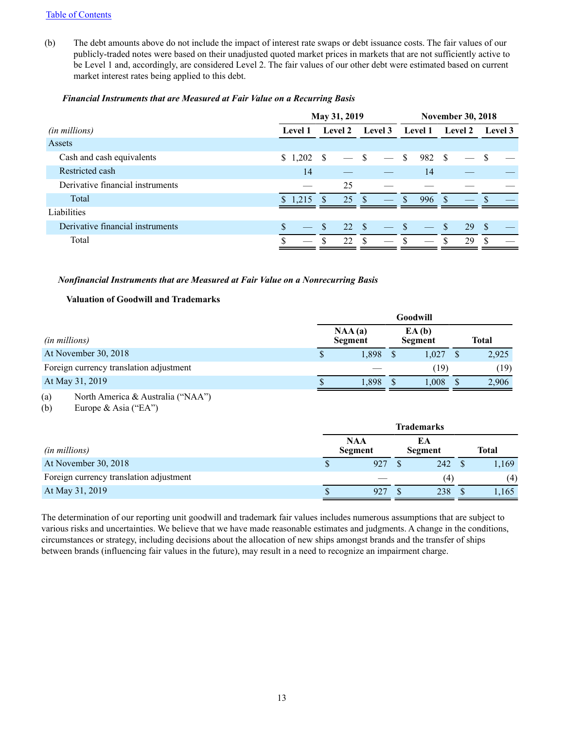(b) The debt amounts above do not include the impact of interest rate swaps or debt issuance costs. The fair values of our publicly-traded notes were based on their unadjusted quoted market prices in markets that are not sufficiently active to be Level 1 and, accordingly, are considered Level 2. The fair values of our other debt were estimated based on current market interest rates being applied to this debt.

***Financial Instruments that are Measured at Fair Value on a Recurring Basis***

| *(in millions)* | May 31, 2019 | | | November 30, 2018 | | |
|---|---|---|---|---|---|---|
| | **Level 1** | **Level 2** | **Level 3** | **Level 1** | **Level 2** | **Level 3** |
| Assets | | | | | | |
| Cash and cash equivalents | $ 1,202 | $ — | $ — | $ 982 | $ — | $ — |
| Restricted cash | 14 | — | — | 14 | — | — |
| Derivative financial instruments | — | 25 | — | — | — | — |
| Total | $ 1,215 | $ 25 | $ — | $ 996 | $ — | $ — |
| Liabilities | | | | | | |
| Derivative financial instruments | $ — | $ 22 | $ — | $ — | $ 29 | $ — |
| Total | $ — | $ 22 | $ — | $ — | $ 29 | $ — |

***Nonfinancial Instruments that are Measured at Fair Value on a Nonrecurring Basis***

**Valuation of Goodwill and Trademarks**

| | Goodwill | | |
|---|---|---|---|
| *(in millions)* | **NAA (a) Segment** | **EA (b) Segment** | **Total** |
| At November 30, 2018 | $ 1,898 | $ 1,027 | $ 2,925 |
| Foreign currency translation adjustment | — | (19) | (19) |
| At May 31, 2019 | $ 1,898 | $ 1,008 | $ 2,906 |

(a) North America & Australia ("NAA")
(b) Europe & Asia ("EA")

| | Trademarks | | |
|---|---|---|---|
| *(in millions)* | **NAA Segment** | **EA Segment** | **Total** |
| At November 30, 2018 | $ 927 | $ 242 | $ 1,169 |
| Foreign currency translation adjustment | — | (4) | (4) |
| At May 31, 2019 | $ 927 | $ 238 | $ 1,165 |

The determination of our reporting unit goodwill and trademark fair values includes numerous assumptions that are subject to various risks and uncertainties. We believe that we have made reasonable estimates and judgments. A change in the conditions, circumstances or strategy, including decisions about the allocation of new ships amongst brands and the transfer of ships between brands (influencing fair values in the future), may result in a need to recognize an impairment charge.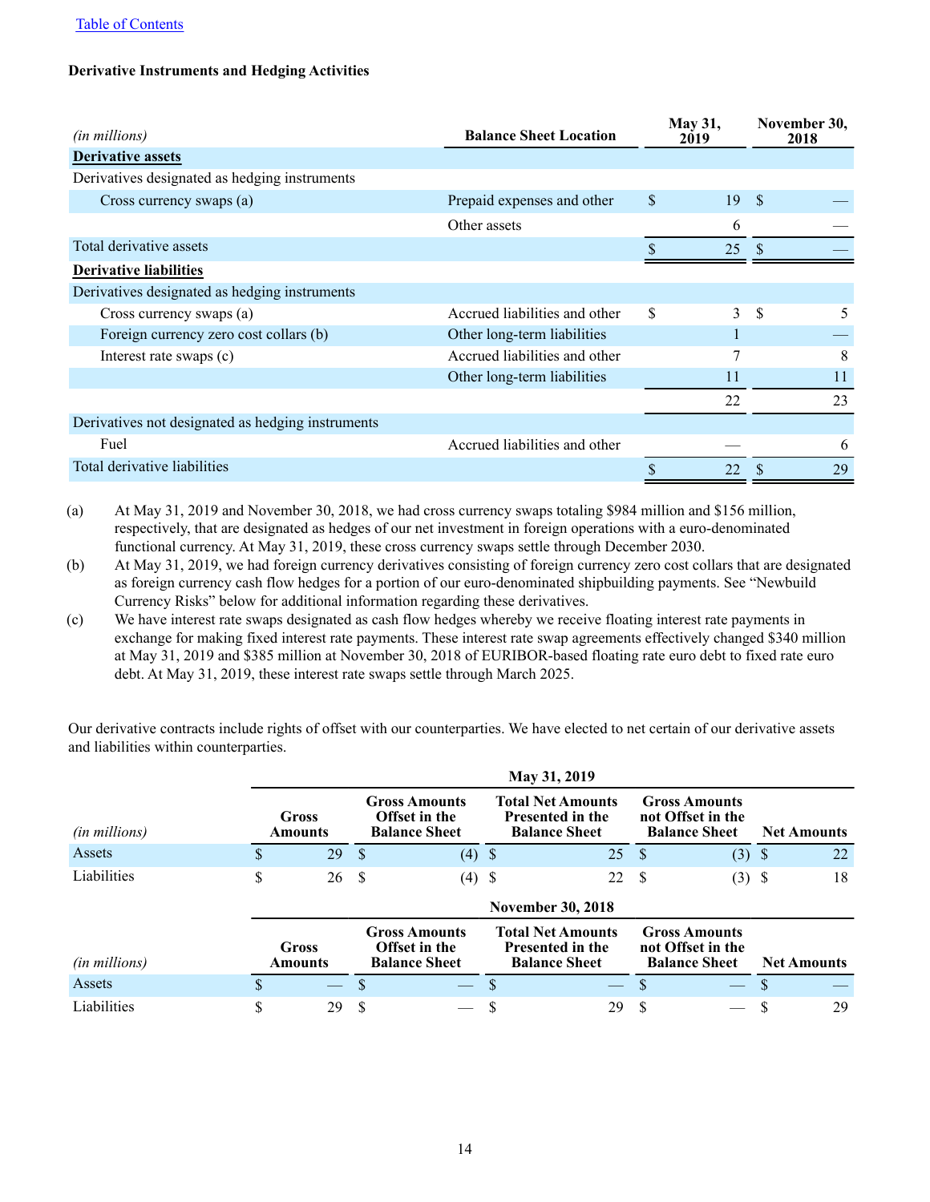[Table of Contents](#)

**Derivative Instruments and Hedging Activities**

| *(in millions)* | Balance Sheet Location | May 31, 2019 | November 30, 2018 |
|---|---|---|---|
| **Derivative assets** | | | |
| Derivatives designated as hedging instruments | | | |
| Cross currency swaps (a) | Prepaid expenses and other | $ 19 | $ — |
| | Other assets | 6 | — |
| Total derivative assets | | $ 25 | $ — |
| **Derivative liabilities** | | | |
| Derivatives designated as hedging instruments | | | |
| Cross currency swaps (a) | Accrued liabilities and other | $ 3 | $ 5 |
| Foreign currency zero cost collars (b) | Other long-term liabilities | 1 | — |
| Interest rate swaps (c) | Accrued liabilities and other | 7 | 8 |
| | Other long-term liabilities | 11 | 11 |
| | | 22 | 23 |
| Derivatives not designated as hedging instruments | | | |
| Fuel | Accrued liabilities and other | — | 6 |
| Total derivative liabilities | | $ 22 | $ 29 |

(a) At May 31, 2019 and November 30, 2018, we had cross currency swaps totaling $984 million and $156 million, respectively, that are designated as hedges of our net investment in foreign operations with a euro-denominated functional currency. At May 31, 2019, these cross currency swaps settle through December 2030.

(b) At May 31, 2019, we had foreign currency derivatives consisting of foreign currency zero cost collars that are designated as foreign currency cash flow hedges for a portion of our euro-denominated shipbuilding payments. See "Newbuild Currency Risks" below for additional information regarding these derivatives.

(c) We have interest rate swaps designated as cash flow hedges whereby we receive floating interest rate payments in exchange for making fixed interest rate payments. These interest rate swap agreements effectively changed $340 million at May 31, 2019 and $385 million at November 30, 2018 of EURIBOR-based floating rate euro debt to fixed rate euro debt. At May 31, 2019, these interest rate swaps settle through March 2025.

Our derivative contracts include rights of offset with our counterparties. We have elected to net certain of our derivative assets and liabilities within counterparties.

| | May 31, 2019 | | | | |
|---|---|---|---|---|---|
| *(in millions)* | Gross Amounts | Gross Amounts Offset in the Balance Sheet | Total Net Amounts Presented in the Balance Sheet | Gross Amounts not Offset in the Balance Sheet | Net Amounts |
| Assets | $ 29 | $ (4) | $ 25 | $ (3) | $ 22 |
| Liabilities | $ 26 | $ (4) | $ 22 | $ (3) | $ 18 |

| | November 30, 2018 | | | | |
|---|---|---|---|---|---|
| *(in millions)* | Gross Amounts | Gross Amounts Offset in the Balance Sheet | Total Net Amounts Presented in the Balance Sheet | Gross Amounts not Offset in the Balance Sheet | Net Amounts |
| Assets | $ — | $ — | $ — | $ — | $ — |
| Liabilities | $ 29 | $ — | $ 29 | $ — | $ 29 |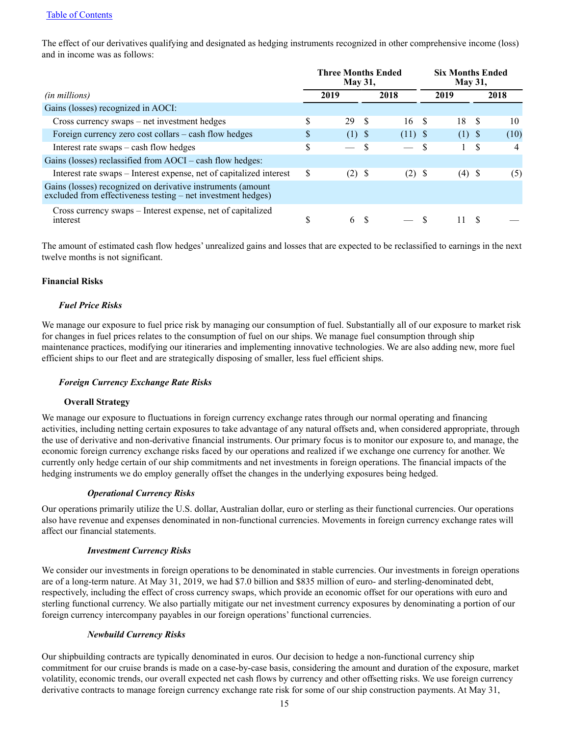[Table of Contents](#)

The effect of our derivatives qualifying and designated as hedging instruments recognized in other comprehensive income (loss) and in income was as follows:

| | Three Months Ended May 31, | | Six Months Ended May 31, | |
|---|---|---|---|---|
| *(in millions)* | 2019 | 2018 | 2019 | 2018 |
| Gains (losses) recognized in AOCI: | | | | |
| Cross currency swaps – net investment hedges | $ 29 | $ 16 | $ 18 | $ 10 |
| Foreign currency zero cost collars – cash flow hedges | $ (1) | $ (11) | $ (1) | $ (10) |
| Interest rate swaps – cash flow hedges | $ — | $ — | $ 1 | $ 4 |
| Gains (losses) reclassified from AOCI – cash flow hedges: | | | | |
| Interest rate swaps – Interest expense, net of capitalized interest | $ (2) | $ (2) | $ (4) | $ (5) |
| Gains (losses) recognized on derivative instruments (amount excluded from effectiveness testing – net investment hedges) | | | | |
| Cross currency swaps – Interest expense, net of capitalized interest | $ 6 | $ — | $ 11 | $ — |

The amount of estimated cash flow hedges' unrealized gains and losses that are expected to be reclassified to earnings in the next twelve months is not significant.

**Financial Risks**

***Fuel Price Risks***

We manage our exposure to fuel price risk by managing our consumption of fuel. Substantially all of our exposure to market risk for changes in fuel prices relates to the consumption of fuel on our ships. We manage fuel consumption through ship maintenance practices, modifying our itineraries and implementing innovative technologies. We are also adding new, more fuel efficient ships to our fleet and are strategically disposing of smaller, less fuel efficient ships.

***Foreign Currency Exchange Rate Risks***

**Overall Strategy**

We manage our exposure to fluctuations in foreign currency exchange rates through our normal operating and financing activities, including netting certain exposures to take advantage of any natural offsets and, when considered appropriate, through the use of derivative and non-derivative financial instruments. Our primary focus is to monitor our exposure to, and manage, the economic foreign currency exchange risks faced by our operations and realized if we exchange one currency for another. We currently only hedge certain of our ship commitments and net investments in foreign operations. The financial impacts of the hedging instruments we do employ generally offset the changes in the underlying exposures being hedged.

***Operational Currency Risks***

Our operations primarily utilize the U.S. dollar, Australian dollar, euro or sterling as their functional currencies. Our operations also have revenue and expenses denominated in non-functional currencies. Movements in foreign currency exchange rates will affect our financial statements.

***Investment Currency Risks***

We consider our investments in foreign operations to be denominated in stable currencies. Our investments in foreign operations are of a long-term nature. At May 31, 2019, we had $7.0 billion and $835 million of euro- and sterling-denominated debt, respectively, including the effect of cross currency swaps, which provide an economic offset for our operations with euro and sterling functional currency. We also partially mitigate our net investment currency exposures by denominating a portion of our foreign currency intercompany payables in our foreign operations' functional currencies.

***Newbuild Currency Risks***

Our shipbuilding contracts are typically denominated in euros. Our decision to hedge a non-functional currency ship commitment for our cruise brands is made on a case-by-case basis, considering the amount and duration of the exposure, market volatility, economic trends, our overall expected net cash flows by currency and other offsetting risks. We use foreign currency derivative contracts to manage foreign currency exchange rate risk for some of our ship construction payments. At May 31,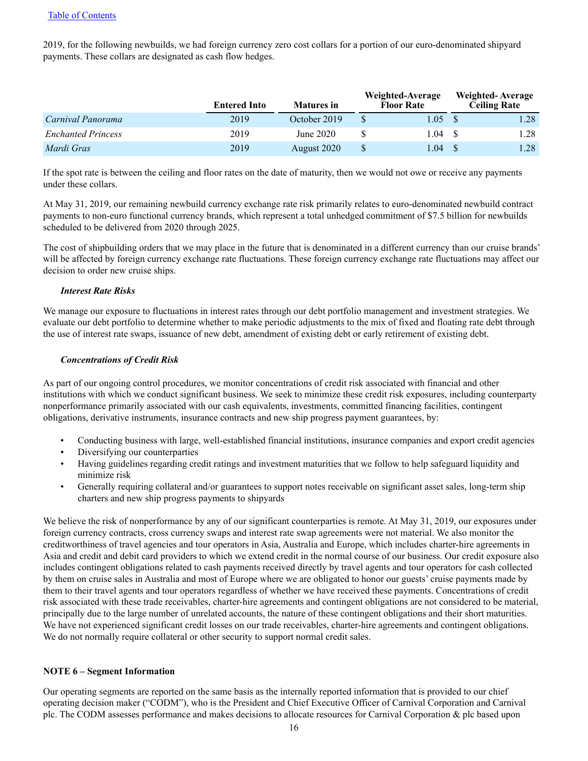2019, for the following newbuilds, we had foreign currency zero cost collars for a portion of our euro-denominated shipyard payments. These collars are designated as cash flow hedges.

| | Entered Into | Matures in | Weighted-Average Floor Rate | Weighted- Average Ceiling Rate |
|---|---|---|---|---|
| *Carnival Panorama* | 2019 | October 2019 | $ 1.05 | $ 1.28 |
| *Enchanted Princess* | 2019 | June 2020 | $ 1.04 | $ 1.28 |
| *Mardi Gras* | 2019 | August 2020 | $ 1.04 | $ 1.28 |

If the spot rate is between the ceiling and floor rates on the date of maturity, then we would not owe or receive any payments under these collars.

At May 31, 2019, our remaining newbuild currency exchange rate risk primarily relates to euro-denominated newbuild contract payments to non-euro functional currency brands, which represent a total unhedged commitment of $7.5 billion for newbuilds scheduled to be delivered from 2020 through 2025.

The cost of shipbuilding orders that we may place in the future that is denominated in a different currency than our cruise brands' will be affected by foreign currency exchange rate fluctuations. These foreign currency exchange rate fluctuations may affect our decision to order new cruise ships.

***Interest Rate Risks***

We manage our exposure to fluctuations in interest rates through our debt portfolio management and investment strategies. We evaluate our debt portfolio to determine whether to make periodic adjustments to the mix of fixed and floating rate debt through the use of interest rate swaps, issuance of new debt, amendment of existing debt or early retirement of existing debt.

***Concentrations of Credit Risk***

As part of our ongoing control procedures, we monitor concentrations of credit risk associated with financial and other institutions with which we conduct significant business. We seek to minimize these credit risk exposures, including counterparty nonperformance primarily associated with our cash equivalents, investments, committed financing facilities, contingent obligations, derivative instruments, insurance contracts and new ship progress payment guarantees, by:

- Conducting business with large, well-established financial institutions, insurance companies and export credit agencies
- Diversifying our counterparties
- Having guidelines regarding credit ratings and investment maturities that we follow to help safeguard liquidity and minimize risk
- Generally requiring collateral and/or guarantees to support notes receivable on significant asset sales, long-term ship charters and new ship progress payments to shipyards

We believe the risk of nonperformance by any of our significant counterparties is remote. At May 31, 2019, our exposures under foreign currency contracts, cross currency swaps and interest rate swap agreements were not material. We also monitor the creditworthiness of travel agencies and tour operators in Asia, Australia and Europe, which includes charter-hire agreements in Asia and credit and debit card providers to which we extend credit in the normal course of our business. Our credit exposure also includes contingent obligations related to cash payments received directly by travel agents and tour operators for cash collected by them on cruise sales in Australia and most of Europe where we are obligated to honor our guests' cruise payments made by them to their travel agents and tour operators regardless of whether we have received these payments. Concentrations of credit risk associated with these trade receivables, charter-hire agreements and contingent obligations are not considered to be material, principally due to the large number of unrelated accounts, the nature of these contingent obligations and their short maturities. We have not experienced significant credit losses on our trade receivables, charter-hire agreements and contingent obligations. We do not normally require collateral or other security to support normal credit sales.

**NOTE 6 – Segment Information**

Our operating segments are reported on the same basis as the internally reported information that is provided to our chief operating decision maker ("CODM"), who is the President and Chief Executive Officer of Carnival Corporation and Carnival plc. The CODM assesses performance and makes decisions to allocate resources for Carnival Corporation & plc based upon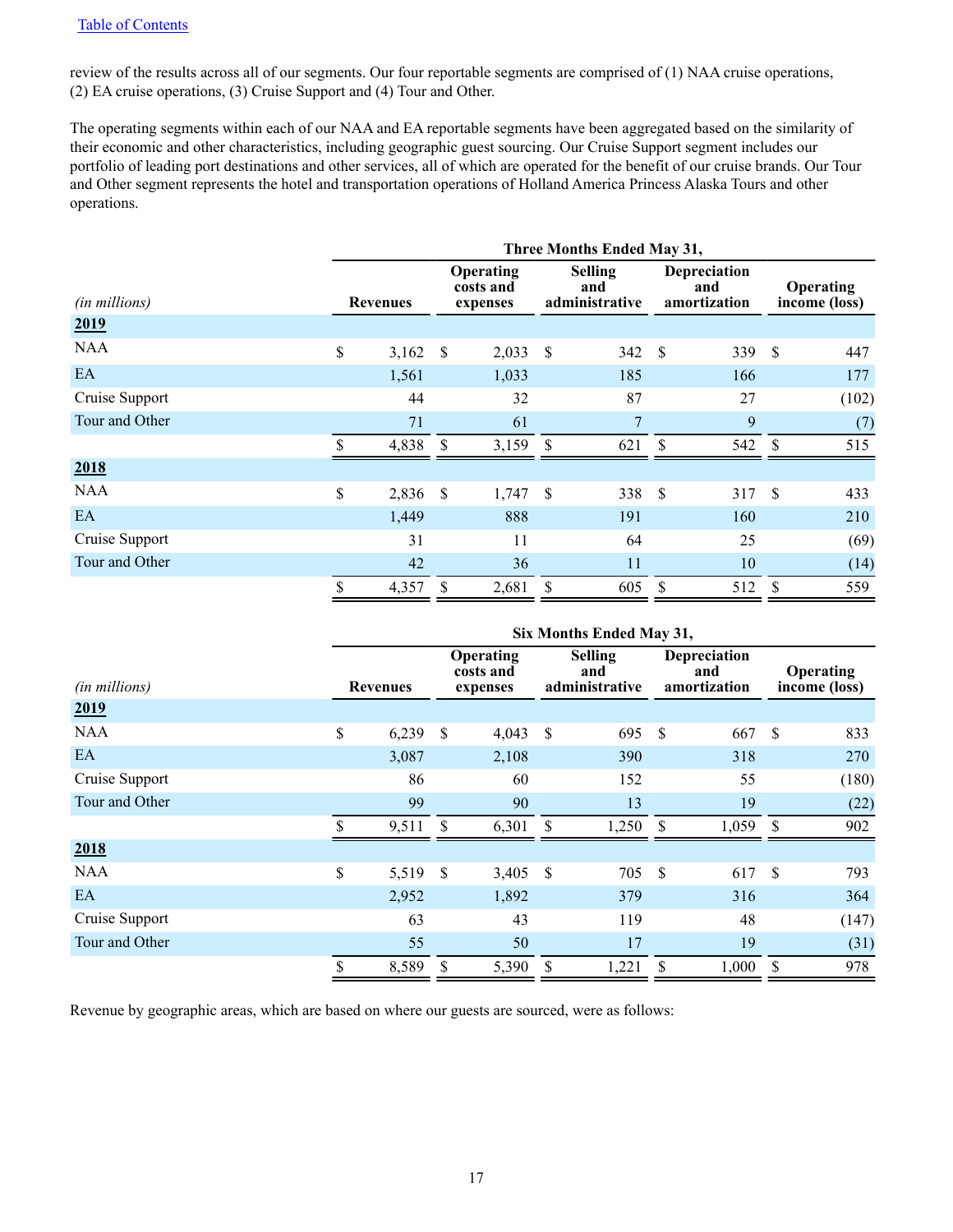review of the results across all of our segments. Our four reportable segments are comprised of (1) NAA cruise operations, (2) EA cruise operations, (3) Cruise Support and (4) Tour and Other.

The operating segments within each of our NAA and EA reportable segments have been aggregated based on the similarity of their economic and other characteristics, including geographic guest sourcing. Our Cruise Support segment includes our portfolio of leading port destinations and other services, all of which are operated for the benefit of our cruise brands. Our Tour and Other segment represents the hotel and transportation operations of Holland America Princess Alaska Tours and other operations.

| | Three Months Ended May 31, | | | | |
|---|---|---|---|---|---|
| *(in millions)* | Revenues | Operating costs and expenses | Selling and administrative | Depreciation and amortization | Operating income (loss) |
| **2019** | | | | | |
| NAA | $ 3,162 | $ 2,033 | $ 342 | $ 339 | $ 447 |
| EA | 1,561 | 1,033 | 185 | 166 | 177 |
| Cruise Support | 44 | 32 | 87 | 27 | (102) |
| Tour and Other | 71 | 61 | 7 | 9 | (7) |
| | $ 4,838 | $ 3,159 | $ 621 | $ 542 | $ 515 |
| **2018** | | | | | |
| NAA | $ 2,836 | $ 1,747 | $ 338 | $ 317 | $ 433 |
| EA | 1,449 | 888 | 191 | 160 | 210 |
| Cruise Support | 31 | 11 | 64 | 25 | (69) |
| Tour and Other | 42 | 36 | 11 | 10 | (14) |
| | $ 4,357 | $ 2,681 | $ 605 | $ 512 | $ 559 |

| | Six Months Ended May 31, | | | | |
|---|---|---|---|---|---|
| *(in millions)* | Revenues | Operating costs and expenses | Selling and administrative | Depreciation and amortization | Operating income (loss) |
| **2019** | | | | | |
| NAA | $ 6,239 | $ 4,043 | $ 695 | $ 667 | $ 833 |
| EA | 3,087 | 2,108 | 390 | 318 | 270 |
| Cruise Support | 86 | 60 | 152 | 55 | (180) |
| Tour and Other | 99 | 90 | 13 | 19 | (22) |
| | $ 9,511 | $ 6,301 | $ 1,250 | $ 1,059 | $ 902 |
| **2018** | | | | | |
| NAA | $ 5,519 | $ 3,405 | $ 705 | $ 617 | $ 793 |
| EA | 2,952 | 1,892 | 379 | 316 | 364 |
| Cruise Support | 63 | 43 | 119 | 48 | (147) |
| Tour and Other | 55 | 50 | 17 | 19 | (31) |
| | $ 8,589 | $ 5,390 | $ 1,221 | $ 1,000 | $ 978 |

Revenue by geographic areas, which are based on where our guests are sourced, were as follows: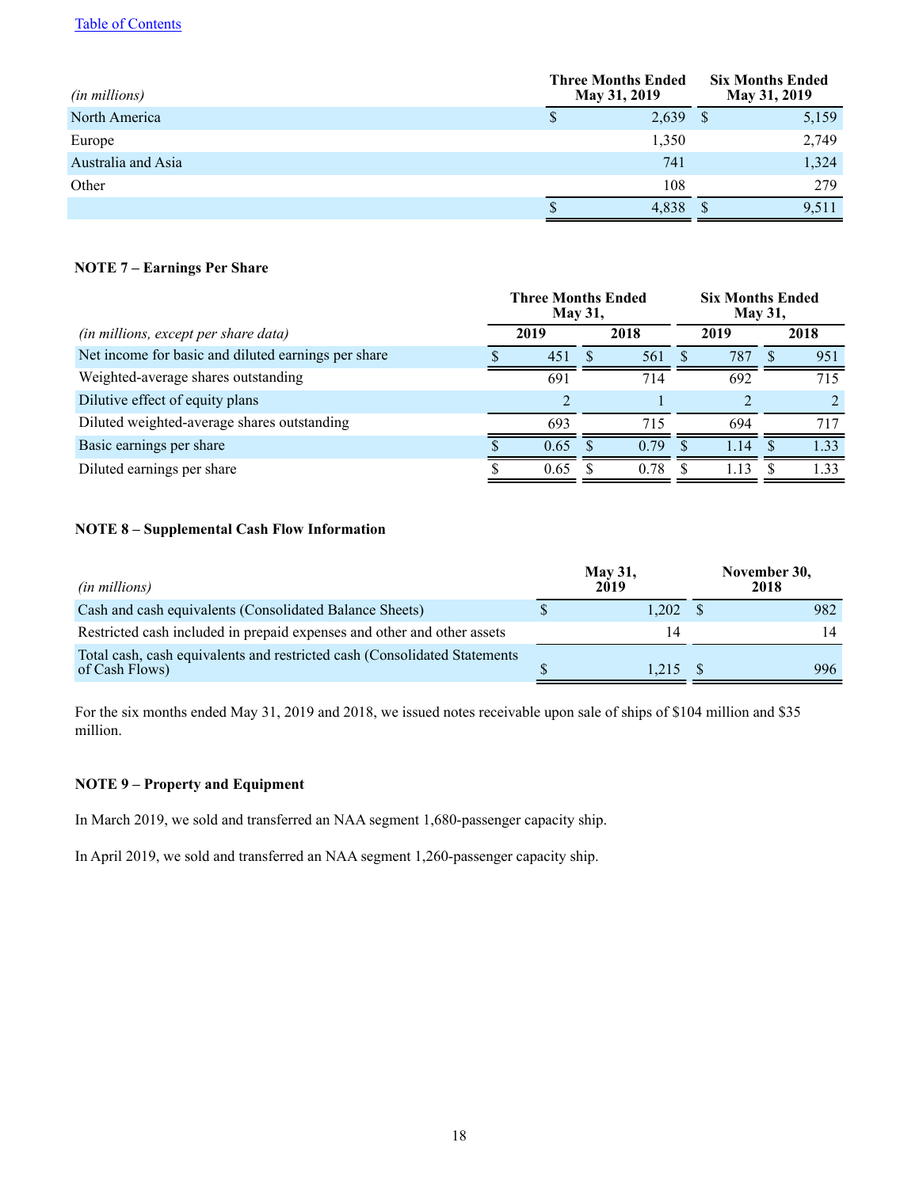| *(in millions)* | Three Months Ended May 31, 2019 | Six Months Ended May 31, 2019 |
|---|---|---|
| North America | $ 2,639 | $ 5,159 |
| Europe | 1,350 | 2,749 |
| Australia and Asia | 741 | 1,324 |
| Other | 108 | 279 |
| | $ 4,838 | $ 9,511 |

**NOTE 7 – Earnings Per Share**

| | Three Months Ended May 31, | | Six Months Ended May 31, | |
|---|---|---|---|---|
| *(in millions, except per share data)* | 2019 | 2018 | 2019 | 2018 |
| Net income for basic and diluted earnings per share | $ 451 | $ 561 | $ 787 | $ 951 |
| Weighted-average shares outstanding | 691 | 714 | 692 | 715 |
| Dilutive effect of equity plans | 2 | 1 | 2 | 2 |
| Diluted weighted-average shares outstanding | 693 | 715 | 694 | 717 |
| Basic earnings per share | $ 0.65 | $ 0.79 | $ 1.14 | $ 1.33 |
| Diluted earnings per share | $ 0.65 | $ 0.78 | $ 1.13 | $ 1.33 |

**NOTE 8 – Supplemental Cash Flow Information**

| *(in millions)* | May 31, 2019 | November 30, 2018 |
|---|---|---|
| Cash and cash equivalents (Consolidated Balance Sheets) | $ 1,202 | $ 982 |
| Restricted cash included in prepaid expenses and other and other assets | 14 | 14 |
| Total cash, cash equivalents and restricted cash (Consolidated Statements of Cash Flows) | $ 1,215 | $ 996 |

For the six months ended May 31, 2019 and 2018, we issued notes receivable upon sale of ships of $104 million and $35 million.

**NOTE 9 – Property and Equipment**

In March 2019, we sold and transferred an NAA segment 1,680-passenger capacity ship.

In April 2019, we sold and transferred an NAA segment 1,260-passenger capacity ship.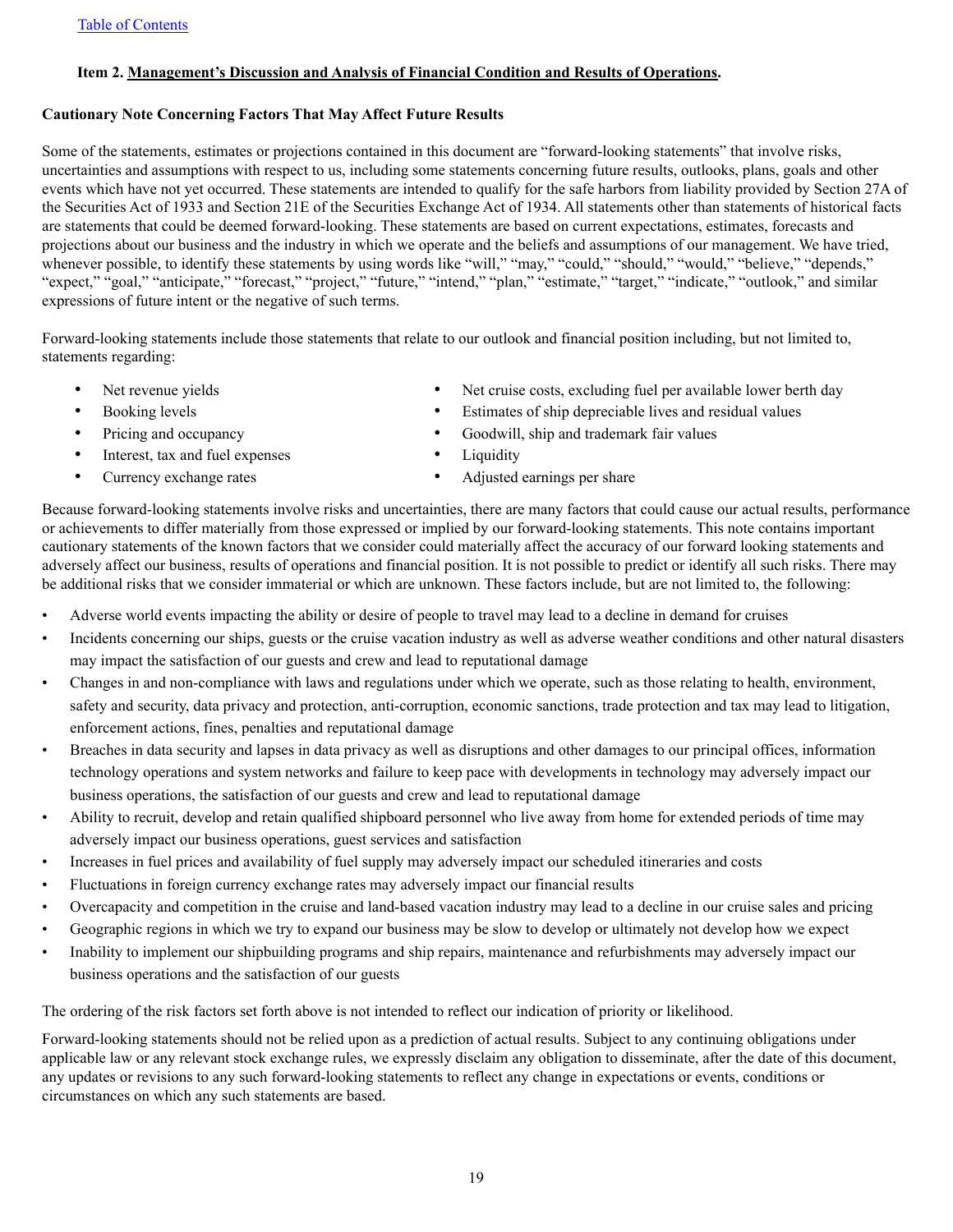## Item 2. Management's Discussion and Analysis of Financial Condition and Results of Operations.

### Cautionary Note Concerning Factors That May Affect Future Results

Some of the statements, estimates or projections contained in this document are "forward-looking statements" that involve risks, uncertainties and assumptions with respect to us, including some statements concerning future results, outlooks, plans, goals and other events which have not yet occurred. These statements are intended to qualify for the safe harbors from liability provided by Section 27A of the Securities Act of 1933 and Section 21E of the Securities Exchange Act of 1934. All statements other than statements of historical facts are statements that could be deemed forward-looking. These statements are based on current expectations, estimates, forecasts and projections about our business and the industry in which we operate and the beliefs and assumptions of our management. We have tried, whenever possible, to identify these statements by using words like "will," "may," "could," "should," "would," "believe," "depends," "expect," "goal," "anticipate," "forecast," "project," "future," "intend," "plan," "estimate," "target," "indicate," "outlook," and similar expressions of future intent or the negative of such terms.

Forward-looking statements include those statements that relate to our outlook and financial position including, but not limited to, statements regarding:

- Net revenue yields
- Booking levels
- Pricing and occupancy
- Interest, tax and fuel expenses
- Currency exchange rates
- Net cruise costs, excluding fuel per available lower berth day
- Estimates of ship depreciable lives and residual values
- Goodwill, ship and trademark fair values
- Liquidity
- Adjusted earnings per share

Because forward-looking statements involve risks and uncertainties, there are many factors that could cause our actual results, performance or achievements to differ materially from those expressed or implied by our forward-looking statements. This note contains important cautionary statements of the known factors that we consider could materially affect the accuracy of our forward looking statements and adversely affect our business, results of operations and financial position. It is not possible to predict or identify all such risks. There may be additional risks that we consider immaterial or which are unknown. These factors include, but are not limited to, the following:

- Adverse world events impacting the ability or desire of people to travel may lead to a decline in demand for cruises
- Incidents concerning our ships, guests or the cruise vacation industry as well as adverse weather conditions and other natural disasters may impact the satisfaction of our guests and crew and lead to reputational damage
- Changes in and non-compliance with laws and regulations under which we operate, such as those relating to health, environment, safety and security, data privacy and protection, anti-corruption, economic sanctions, trade protection and tax may lead to litigation, enforcement actions, fines, penalties and reputational damage
- Breaches in data security and lapses in data privacy as well as disruptions and other damages to our principal offices, information technology operations and system networks and failure to keep pace with developments in technology may adversely impact our business operations, the satisfaction of our guests and crew and lead to reputational damage
- Ability to recruit, develop and retain qualified shipboard personnel who live away from home for extended periods of time may adversely impact our business operations, guest services and satisfaction
- Increases in fuel prices and availability of fuel supply may adversely impact our scheduled itineraries and costs
- Fluctuations in foreign currency exchange rates may adversely impact our financial results
- Overcapacity and competition in the cruise and land-based vacation industry may lead to a decline in our cruise sales and pricing
- Geographic regions in which we try to expand our business may be slow to develop or ultimately not develop how we expect
- Inability to implement our shipbuilding programs and ship repairs, maintenance and refurbishments may adversely impact our business operations and the satisfaction of our guests

The ordering of the risk factors set forth above is not intended to reflect our indication of priority or likelihood.

Forward-looking statements should not be relied upon as a prediction of actual results. Subject to any continuing obligations under applicable law or any relevant stock exchange rules, we expressly disclaim any obligation to disseminate, after the date of this document, any updates or revisions to any such forward-looking statements to reflect any change in expectations or events, conditions or circumstances on which any such statements are based.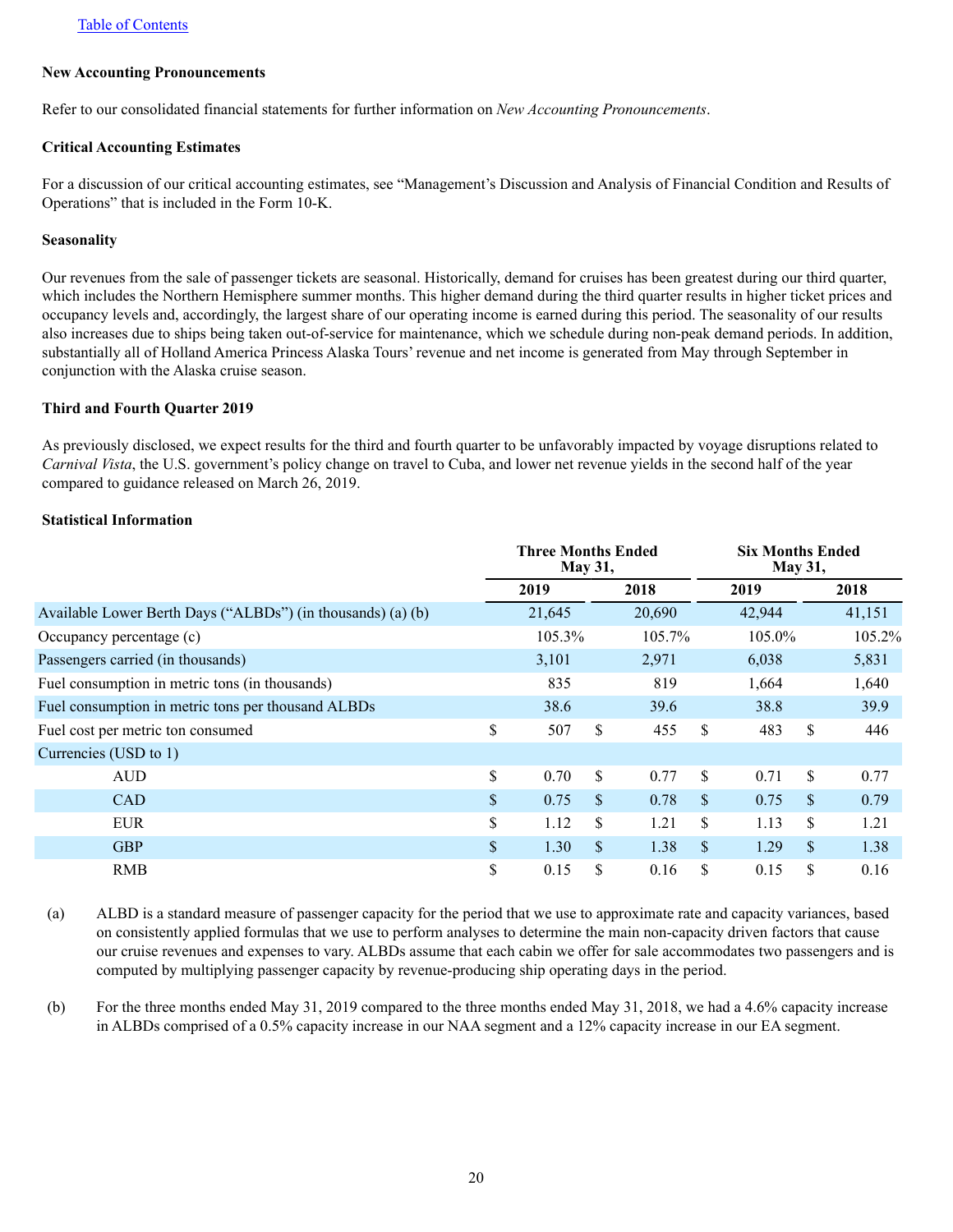[Table of Contents]

**New Accounting Pronouncements**

Refer to our consolidated financial statements for further information on *New Accounting Pronouncements*.

**Critical Accounting Estimates**

For a discussion of our critical accounting estimates, see "Management's Discussion and Analysis of Financial Condition and Results of Operations" that is included in the Form 10-K.

**Seasonality**

Our revenues from the sale of passenger tickets are seasonal. Historically, demand for cruises has been greatest during our third quarter, which includes the Northern Hemisphere summer months. This higher demand during the third quarter results in higher ticket prices and occupancy levels and, accordingly, the largest share of our operating income is earned during this period. The seasonality of our results also increases due to ships being taken out-of-service for maintenance, which we schedule during non-peak demand periods. In addition, substantially all of Holland America Princess Alaska Tours' revenue and net income is generated from May through September in conjunction with the Alaska cruise season.

**Third and Fourth Quarter 2019**

As previously disclosed, we expect results for the third and fourth quarter to be unfavorably impacted by voyage disruptions related to *Carnival Vista*, the U.S. government's policy change on travel to Cuba, and lower net revenue yields in the second half of the year compared to guidance released on March 26, 2019.

**Statistical Information**

| | Three Months Ended May 31, | | Six Months Ended May 31, | |
|---|---|---|---|---|
| | 2019 | 2018 | 2019 | 2018 |
| Available Lower Berth Days ("ALBDs") (in thousands) (a) (b) | 21,645 | 20,690 | 42,944 | 41,151 |
| Occupancy percentage (c) | 105.3% | 105.7% | 105.0% | 105.2% |
| Passengers carried (in thousands) | 3,101 | 2,971 | 6,038 | 5,831 |
| Fuel consumption in metric tons (in thousands) | 835 | 819 | 1,664 | 1,640 |
| Fuel consumption in metric tons per thousand ALBDs | 38.6 | 39.6 | 38.8 | 39.9 |
| Fuel cost per metric ton consumed | $ 507 | $ 455 | $ 483 | $ 446 |
| Currencies (USD to 1) | | | | |
| AUD | $ 0.70 | $ 0.77 | $ 0.71 | $ 0.77 |
| CAD | $ 0.75 | $ 0.78 | $ 0.75 | $ 0.79 |
| EUR | $ 1.12 | $ 1.21 | $ 1.13 | $ 1.21 |
| GBP | $ 1.30 | $ 1.38 | $ 1.29 | $ 1.38 |
| RMB | $ 0.15 | $ 0.16 | $ 0.15 | $ 0.16 |

(a) ALBD is a standard measure of passenger capacity for the period that we use to approximate rate and capacity variances, based on consistently applied formulas that we use to perform analyses to determine the main non-capacity driven factors that cause our cruise revenues and expenses to vary. ALBDs assume that each cabin we offer for sale accommodates two passengers and is computed by multiplying passenger capacity by revenue-producing ship operating days in the period.

(b) For the three months ended May 31, 2019 compared to the three months ended May 31, 2018, we had a 4.6% capacity increase in ALBDs comprised of a 0.5% capacity increase in our NAA segment and a 12% capacity increase in our EA segment.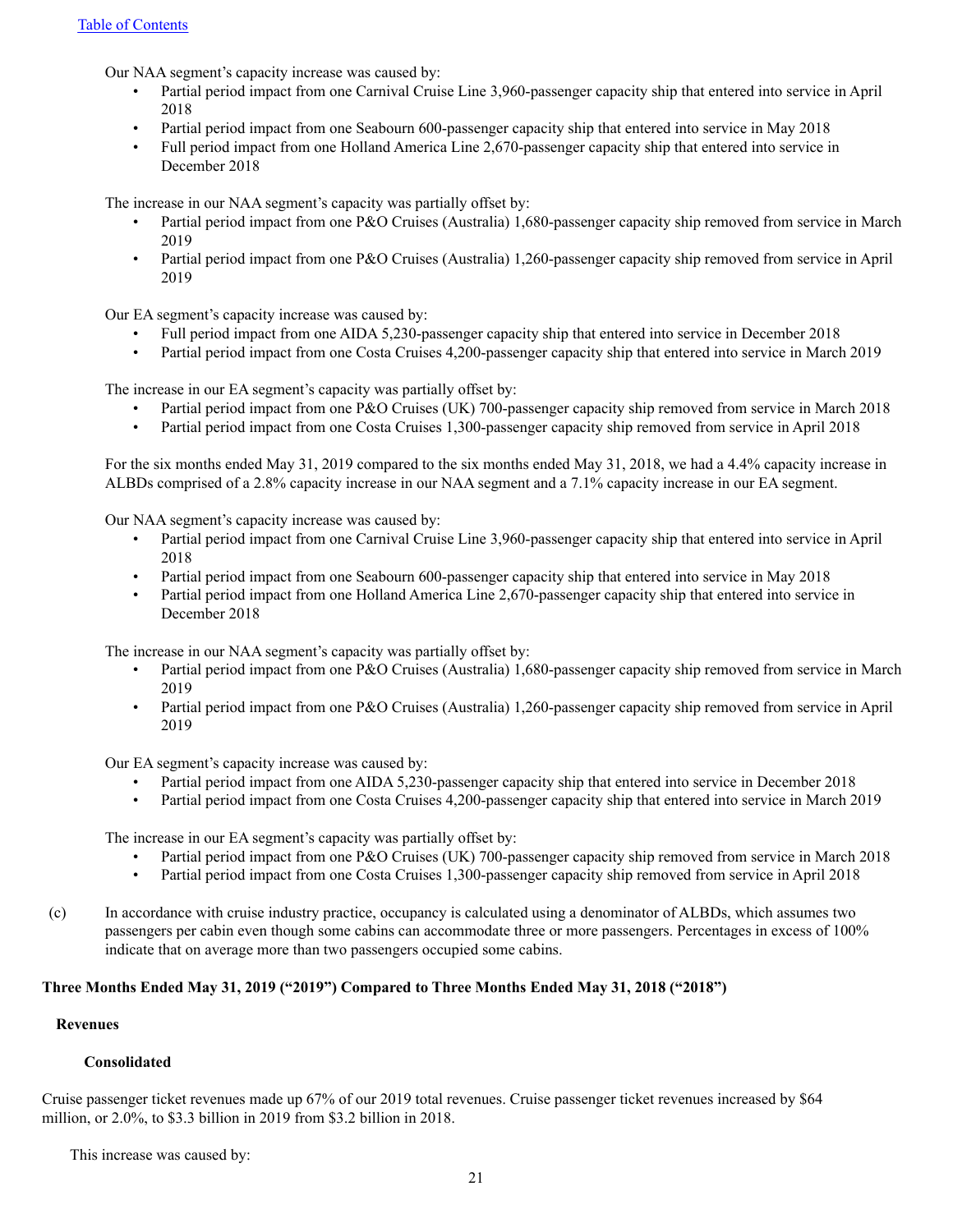Our NAA segment's capacity increase was caused by:

- Partial period impact from one Carnival Cruise Line 3,960-passenger capacity ship that entered into service in April 2018
- Partial period impact from one Seabourn 600-passenger capacity ship that entered into service in May 2018
- Full period impact from one Holland America Line 2,670-passenger capacity ship that entered into service in December 2018

The increase in our NAA segment's capacity was partially offset by:

- Partial period impact from one P&O Cruises (Australia) 1,680-passenger capacity ship removed from service in March 2019
- Partial period impact from one P&O Cruises (Australia) 1,260-passenger capacity ship removed from service in April 2019

Our EA segment's capacity increase was caused by:

- Full period impact from one AIDA 5,230-passenger capacity ship that entered into service in December 2018
- Partial period impact from one Costa Cruises 4,200-passenger capacity ship that entered into service in March 2019

The increase in our EA segment's capacity was partially offset by:

- Partial period impact from one P&O Cruises (UK) 700-passenger capacity ship removed from service in March 2018
- Partial period impact from one Costa Cruises 1,300-passenger capacity ship removed from service in April 2018

For the six months ended May 31, 2019 compared to the six months ended May 31, 2018, we had a 4.4% capacity increase in ALBDs comprised of a 2.8% capacity increase in our NAA segment and a 7.1% capacity increase in our EA segment.

Our NAA segment's capacity increase was caused by:

- Partial period impact from one Carnival Cruise Line 3,960-passenger capacity ship that entered into service in April 2018
- Partial period impact from one Seabourn 600-passenger capacity ship that entered into service in May 2018
- Partial period impact from one Holland America Line 2,670-passenger capacity ship that entered into service in December 2018

The increase in our NAA segment's capacity was partially offset by:

- Partial period impact from one P&O Cruises (Australia) 1,680-passenger capacity ship removed from service in March 2019
- Partial period impact from one P&O Cruises (Australia) 1,260-passenger capacity ship removed from service in April 2019

Our EA segment's capacity increase was caused by:

- Partial period impact from one AIDA 5,230-passenger capacity ship that entered into service in December 2018
- Partial period impact from one Costa Cruises 4,200-passenger capacity ship that entered into service in March 2019

The increase in our EA segment's capacity was partially offset by:

- Partial period impact from one P&O Cruises (UK) 700-passenger capacity ship removed from service in March 2018
- Partial period impact from one Costa Cruises 1,300-passenger capacity ship removed from service in April 2018

(c) In accordance with cruise industry practice, occupancy is calculated using a denominator of ALBDs, which assumes two passengers per cabin even though some cabins can accommodate three or more passengers. Percentages in excess of 100% indicate that on average more than two passengers occupied some cabins.

## Three Months Ended May 31, 2019 ("2019") Compared to Three Months Ended May 31, 2018 ("2018")

### Revenues

#### Consolidated

Cruise passenger ticket revenues made up 67% of our 2019 total revenues. Cruise passenger ticket revenues increased by $64 million, or 2.0%, to $3.3 billion in 2019 from $3.2 billion in 2018.

This increase was caused by: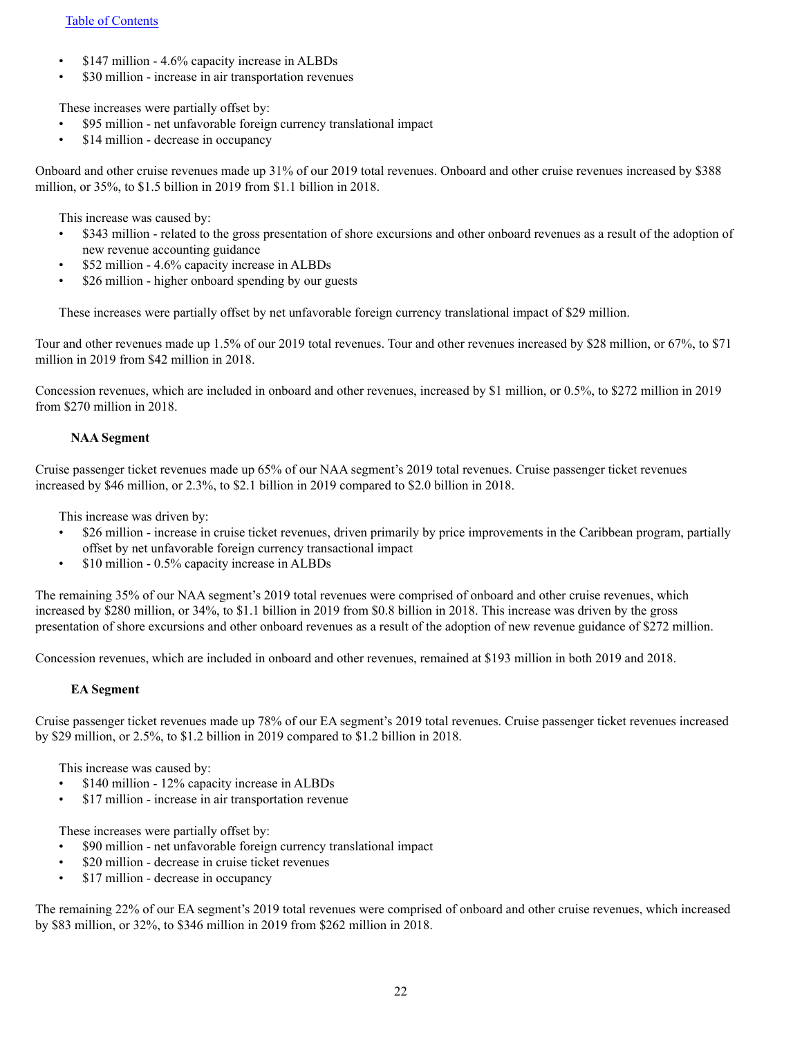- $147 million - 4.6% capacity increase in ALBDs
- $30 million - increase in air transportation revenues

These increases were partially offset by:
- $95 million - net unfavorable foreign currency translational impact
- $14 million - decrease in occupancy

Onboard and other cruise revenues made up 31% of our 2019 total revenues. Onboard and other cruise revenues increased by $388 million, or 35%, to $1.5 billion in 2019 from $1.1 billion in 2018.

This increase was caused by:
- $343 million - related to the gross presentation of shore excursions and other onboard revenues as a result of the adoption of new revenue accounting guidance
- $52 million - 4.6% capacity increase in ALBDs
- $26 million - higher onboard spending by our guests

These increases were partially offset by net unfavorable foreign currency translational impact of $29 million.

Tour and other revenues made up 1.5% of our 2019 total revenues. Tour and other revenues increased by $28 million, or 67%, to $71 million in 2019 from $42 million in 2018.

Concession revenues, which are included in onboard and other revenues, increased by $1 million, or 0.5%, to $272 million in 2019 from $270 million in 2018.

**NAA Segment**

Cruise passenger ticket revenues made up 65% of our NAA segment's 2019 total revenues. Cruise passenger ticket revenues increased by $46 million, or 2.3%, to $2.1 billion in 2019 compared to $2.0 billion in 2018.

This increase was driven by:
- $26 million - increase in cruise ticket revenues, driven primarily by price improvements in the Caribbean program, partially offset by net unfavorable foreign currency transactional impact
- $10 million - 0.5% capacity increase in ALBDs

The remaining 35% of our NAA segment's 2019 total revenues were comprised of onboard and other cruise revenues, which increased by $280 million, or 34%, to $1.1 billion in 2019 from $0.8 billion in 2018. This increase was driven by the gross presentation of shore excursions and other onboard revenues as a result of the adoption of new revenue guidance of $272 million.

Concession revenues, which are included in onboard and other revenues, remained at $193 million in both 2019 and 2018.

**EA Segment**

Cruise passenger ticket revenues made up 78% of our EA segment's 2019 total revenues. Cruise passenger ticket revenues increased by $29 million, or 2.5%, to $1.2 billion in 2019 compared to $1.2 billion in 2018.

This increase was caused by:
- $140 million - 12% capacity increase in ALBDs
- $17 million - increase in air transportation revenue

These increases were partially offset by:
- $90 million - net unfavorable foreign currency translational impact
- $20 million - decrease in cruise ticket revenues
- $17 million - decrease in occupancy

The remaining 22% of our EA segment's 2019 total revenues were comprised of onboard and other cruise revenues, which increased by $83 million, or 32%, to $346 million in 2019 from $262 million in 2018.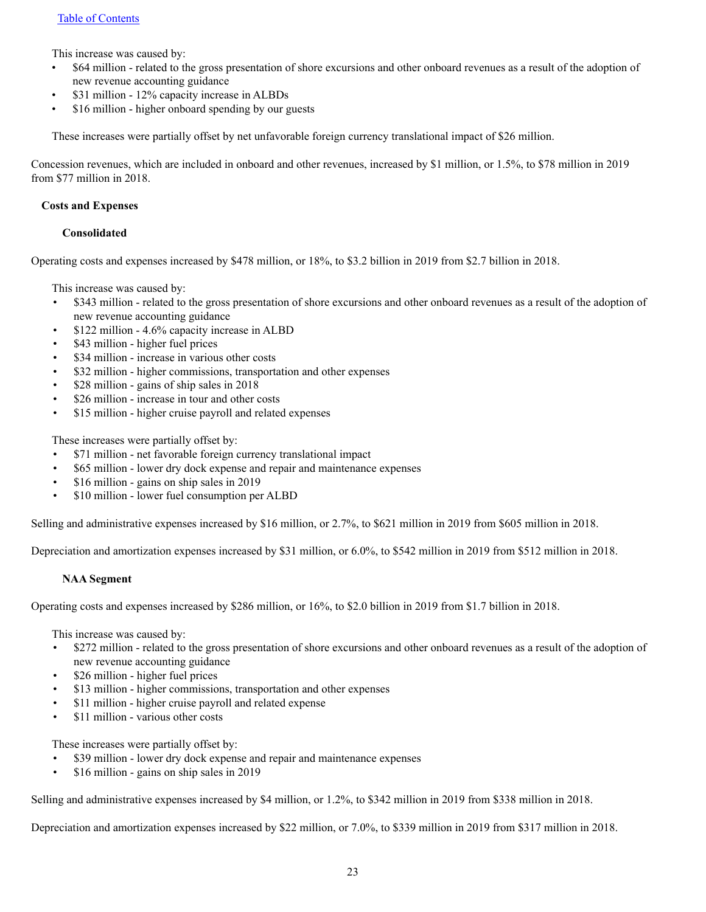This increase was caused by:

- $64 million - related to the gross presentation of shore excursions and other onboard revenues as a result of the adoption of new revenue accounting guidance
- $31 million - 12% capacity increase in ALBDs
- $16 million - higher onboard spending by our guests

These increases were partially offset by net unfavorable foreign currency translational impact of $26 million.

Concession revenues, which are included in onboard and other revenues, increased by $1 million, or 1.5%, to $78 million in 2019 from $77 million in 2018.

### Costs and Expenses

#### Consolidated

Operating costs and expenses increased by $478 million, or 18%, to $3.2 billion in 2019 from $2.7 billion in 2018.

This increase was caused by:

- $343 million - related to the gross presentation of shore excursions and other onboard revenues as a result of the adoption of new revenue accounting guidance
- $122 million - 4.6% capacity increase in ALBD
- $43 million - higher fuel prices
- $34 million - increase in various other costs
- $32 million - higher commissions, transportation and other expenses
- $28 million - gains of ship sales in 2018
- $26 million - increase in tour and other costs
- $15 million - higher cruise payroll and related expenses

These increases were partially offset by:

- $71 million - net favorable foreign currency translational impact
- $65 million - lower dry dock expense and repair and maintenance expenses
- $16 million - gains on ship sales in 2019
- $10 million - lower fuel consumption per ALBD

Selling and administrative expenses increased by $16 million, or 2.7%, to $621 million in 2019 from $605 million in 2018.

Depreciation and amortization expenses increased by $31 million, or 6.0%, to $542 million in 2019 from $512 million in 2018.

#### NAA Segment

Operating costs and expenses increased by $286 million, or 16%, to $2.0 billion in 2019 from $1.7 billion in 2018.

This increase was caused by:

- $272 million - related to the gross presentation of shore excursions and other onboard revenues as a result of the adoption of new revenue accounting guidance
- $26 million - higher fuel prices
- $13 million - higher commissions, transportation and other expenses
- $11 million - higher cruise payroll and related expense
- $11 million - various other costs

These increases were partially offset by:

- $39 million - lower dry dock expense and repair and maintenance expenses
- $16 million - gains on ship sales in 2019

Selling and administrative expenses increased by $4 million, or 1.2%, to $342 million in 2019 from $338 million in 2018.

Depreciation and amortization expenses increased by $22 million, or 7.0%, to $339 million in 2019 from $317 million in 2018.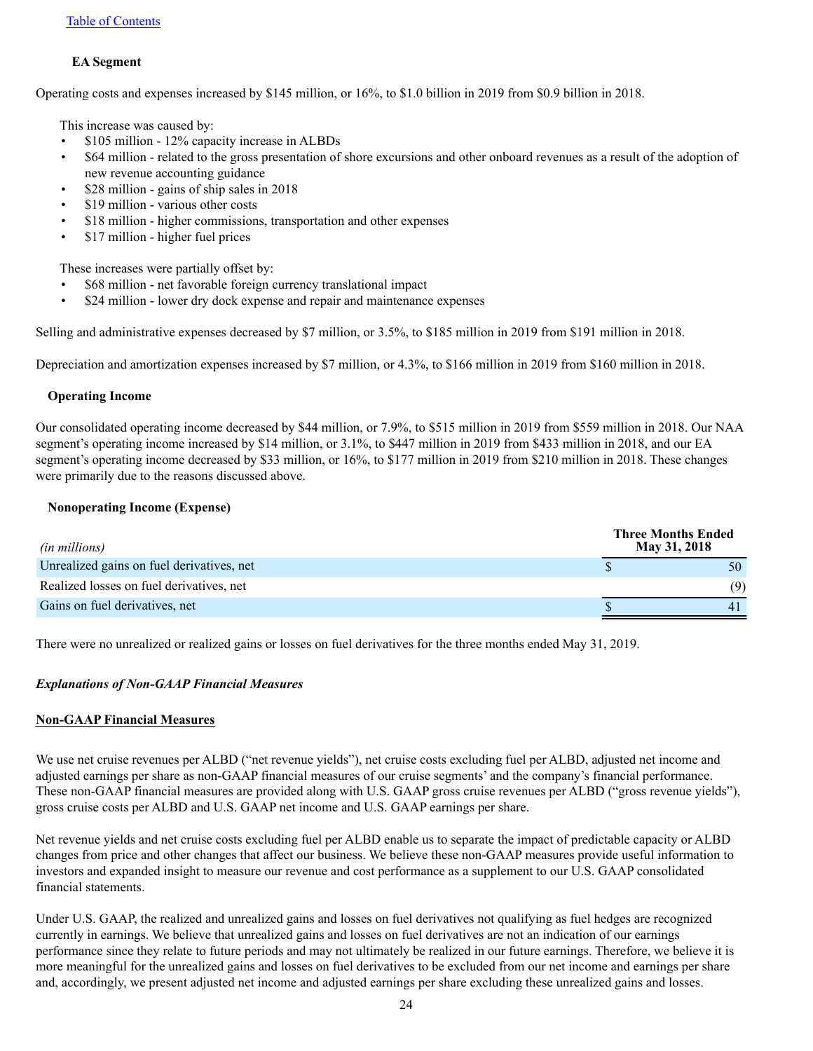[Table of Contents](#)

**EA Segment**

Operating costs and expenses increased by $145 million, or 16%, to $1.0 billion in 2019 from $0.9 billion in 2018.

This increase was caused by:

- $105 million - 12% capacity increase in ALBDs
- $64 million - related to the gross presentation of shore excursions and other onboard revenues as a result of the adoption of new revenue accounting guidance
- $28 million - gains of ship sales in 2018
- $19 million - various other costs
- $18 million - higher commissions, transportation and other expenses
- $17 million - higher fuel prices

These increases were partially offset by:

- $68 million - net favorable foreign currency translational impact
- $24 million - lower dry dock expense and repair and maintenance expenses

Selling and administrative expenses decreased by $7 million, or 3.5%, to $185 million in 2019 from $191 million in 2018.

Depreciation and amortization expenses increased by $7 million, or 4.3%, to $166 million in 2019 from $160 million in 2018.

**Operating Income**

Our consolidated operating income decreased by $44 million, or 7.9%, to $515 million in 2019 from $559 million in 2018. Our NAA segment's operating income increased by $14 million, or 3.1%, to $447 million in 2019 from $433 million in 2018, and our EA segment's operating income decreased by $33 million, or 16%, to $177 million in 2019 from $210 million in 2018. These changes were primarily due to the reasons discussed above.

**Nonoperating Income (Expense)**

| *(in millions)* | Three Months Ended May 31, 2018 |
|---|---|
| Unrealized gains on fuel derivatives, net | $ 50 |
| Realized losses on fuel derivatives, net | (9) |
| Gains on fuel derivatives, net | $ 41 |

There were no unrealized or realized gains or losses on fuel derivatives for the three months ended May 31, 2019.

***Explanations of Non-GAAP Financial Measures***

**Non-GAAP Financial Measures**

We use net cruise revenues per ALBD ("net revenue yields"), net cruise costs excluding fuel per ALBD, adjusted net income and adjusted earnings per share as non-GAAP financial measures of our cruise segments' and the company's financial performance. These non-GAAP financial measures are provided along with U.S. GAAP gross cruise revenues per ALBD ("gross revenue yields"), gross cruise costs per ALBD and U.S. GAAP net income and U.S. GAAP earnings per share.

Net revenue yields and net cruise costs excluding fuel per ALBD enable us to separate the impact of predictable capacity or ALBD changes from price and other changes that affect our business. We believe these non-GAAP measures provide useful information to investors and expanded insight to measure our revenue and cost performance as a supplement to our U.S. GAAP consolidated financial statements.

Under U.S. GAAP, the realized and unrealized gains and losses on fuel derivatives not qualifying as fuel hedges are recognized currently in earnings. We believe that unrealized gains and losses on fuel derivatives are not an indication of our earnings performance since they relate to future periods and may not ultimately be realized in our future earnings. Therefore, we believe it is more meaningful for the unrealized gains and losses on fuel derivatives to be excluded from our net income and earnings per share and, accordingly, we present adjusted net income and adjusted earnings per share excluding these unrealized gains and losses.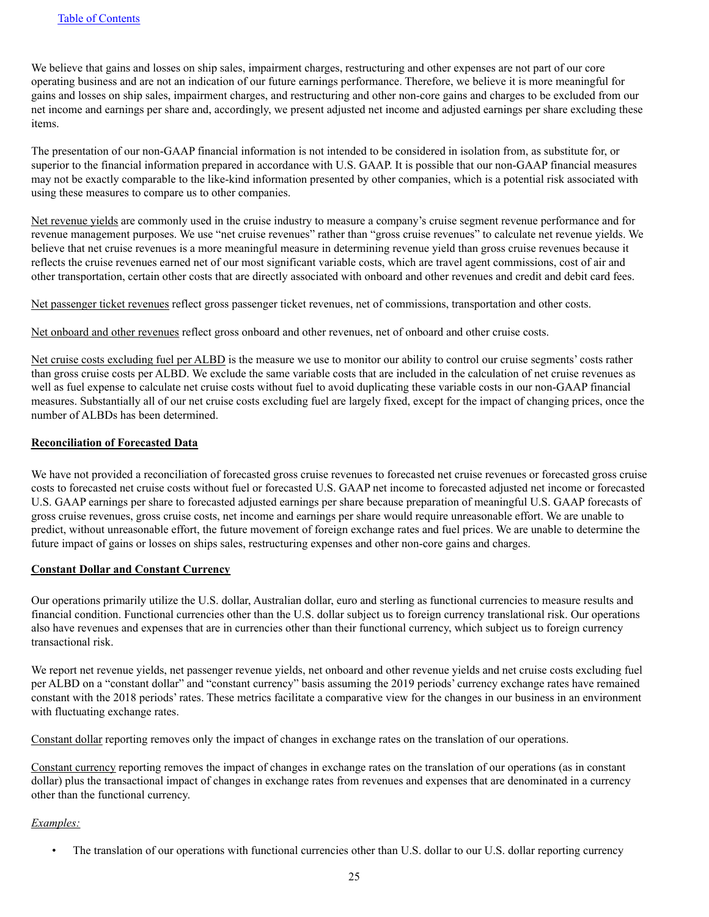We believe that gains and losses on ship sales, impairment charges, restructuring and other expenses are not part of our core operating business and are not an indication of our future earnings performance. Therefore, we believe it is more meaningful for gains and losses on ship sales, impairment charges, and restructuring and other non-core gains and charges to be excluded from our net income and earnings per share and, accordingly, we present adjusted net income and adjusted earnings per share excluding these items.

The presentation of our non-GAAP financial information is not intended to be considered in isolation from, as substitute for, or superior to the financial information prepared in accordance with U.S. GAAP. It is possible that our non-GAAP financial measures may not be exactly comparable to the like-kind information presented by other companies, which is a potential risk associated with using these measures to compare us to other companies.

Net revenue yields are commonly used in the cruise industry to measure a company's cruise segment revenue performance and for revenue management purposes. We use "net cruise revenues" rather than "gross cruise revenues" to calculate net revenue yields. We believe that net cruise revenues is a more meaningful measure in determining revenue yield than gross cruise revenues because it reflects the cruise revenues earned net of our most significant variable costs, which are travel agent commissions, cost of air and other transportation, certain other costs that are directly associated with onboard and other revenues and credit and debit card fees.

Net passenger ticket revenues reflect gross passenger ticket revenues, net of commissions, transportation and other costs.

Net onboard and other revenues reflect gross onboard and other revenues, net of onboard and other cruise costs.

Net cruise costs excluding fuel per ALBD is the measure we use to monitor our ability to control our cruise segments' costs rather than gross cruise costs per ALBD. We exclude the same variable costs that are included in the calculation of net cruise revenues as well as fuel expense to calculate net cruise costs without fuel to avoid duplicating these variable costs in our non-GAAP financial measures. Substantially all of our net cruise costs excluding fuel are largely fixed, except for the impact of changing prices, once the number of ALBDs has been determined.

**Reconciliation of Forecasted Data**

We have not provided a reconciliation of forecasted gross cruise revenues to forecasted net cruise revenues or forecasted gross cruise costs to forecasted net cruise costs without fuel or forecasted U.S. GAAP net income to forecasted adjusted net income or forecasted U.S. GAAP earnings per share to forecasted adjusted earnings per share because preparation of meaningful U.S. GAAP forecasts of gross cruise revenues, gross cruise costs, net income and earnings per share would require unreasonable effort. We are unable to predict, without unreasonable effort, the future movement of foreign exchange rates and fuel prices. We are unable to determine the future impact of gains or losses on ships sales, restructuring expenses and other non-core gains and charges.

**Constant Dollar and Constant Currency**

Our operations primarily utilize the U.S. dollar, Australian dollar, euro and sterling as functional currencies to measure results and financial condition. Functional currencies other than the U.S. dollar subject us to foreign currency translational risk. Our operations also have revenues and expenses that are in currencies other than their functional currency, which subject us to foreign currency transactional risk.

We report net revenue yields, net passenger revenue yields, net onboard and other revenue yields and net cruise costs excluding fuel per ALBD on a "constant dollar" and "constant currency" basis assuming the 2019 periods' currency exchange rates have remained constant with the 2018 periods' rates. These metrics facilitate a comparative view for the changes in our business in an environment with fluctuating exchange rates.

Constant dollar reporting removes only the impact of changes in exchange rates on the translation of our operations.

Constant currency reporting removes the impact of changes in exchange rates on the translation of our operations (as in constant dollar) plus the transactional impact of changes in exchange rates from revenues and expenses that are denominated in a currency other than the functional currency.

*Examples:*

- The translation of our operations with functional currencies other than U.S. dollar to our U.S. dollar reporting currency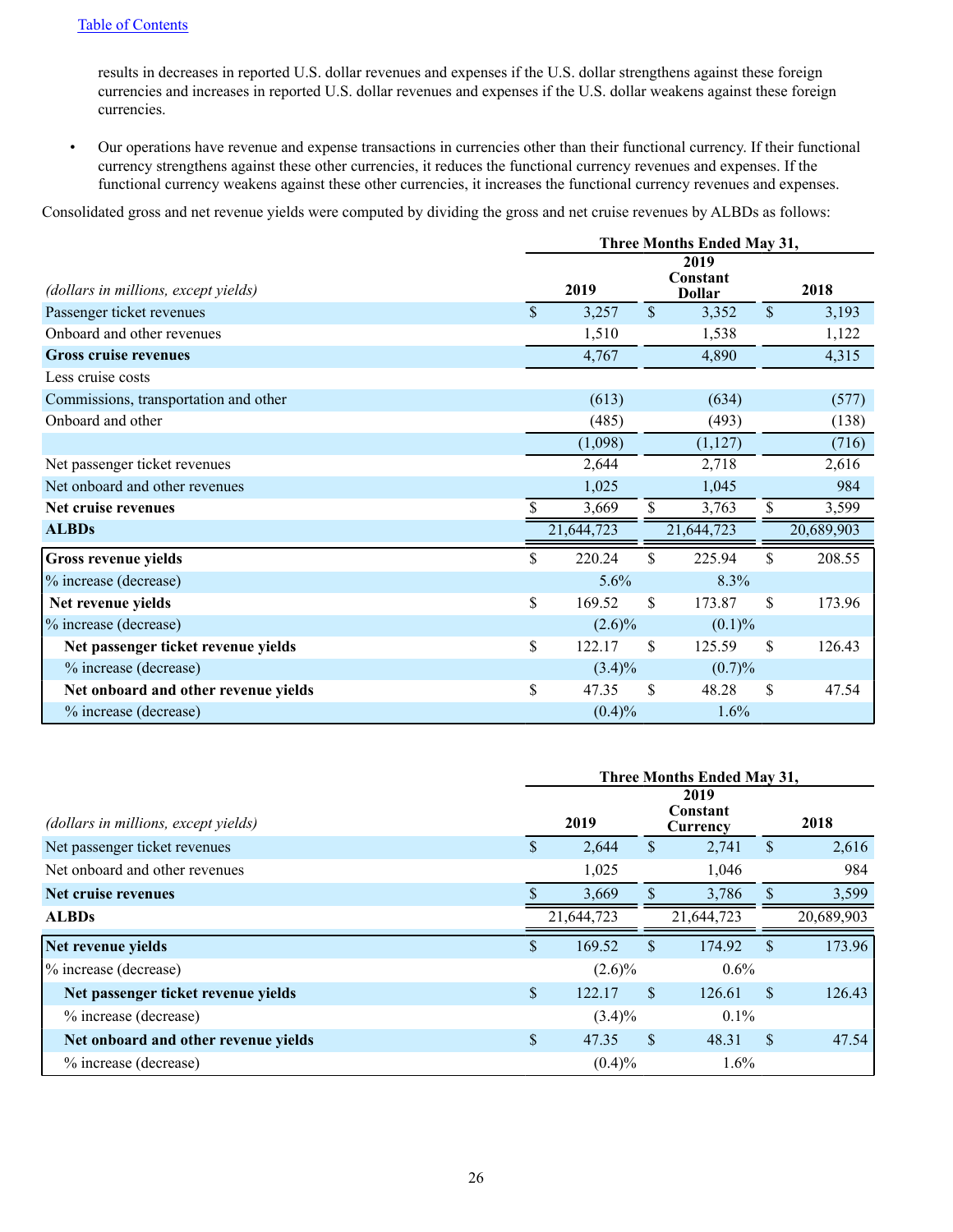results in decreases in reported U.S. dollar revenues and expenses if the U.S. dollar strengthens against these foreign currencies and increases in reported U.S. dollar revenues and expenses if the U.S. dollar weakens against these foreign currencies.

- Our operations have revenue and expense transactions in currencies other than their functional currency. If their functional currency strengthens against these other currencies, it reduces the functional currency revenues and expenses. If the functional currency weakens against these other currencies, it increases the functional currency revenues and expenses.

Consolidated gross and net revenue yields were computed by dividing the gross and net cruise revenues by ALBDs as follows:

| *(dollars in millions, except yields)* | Three Months Ended May 31, | | |
|---|---|---|---|
| | **2019** | **2019 Constant Dollar** | **2018** |
| Passenger ticket revenues | $ 3,257 | $ 3,352 | $ 3,193 |
| Onboard and other revenues | 1,510 | 1,538 | 1,122 |
| **Gross cruise revenues** | 4,767 | 4,890 | 4,315 |
| Less cruise costs | | | |
| Commissions, transportation and other | (613) | (634) | (577) |
| Onboard and other | (485) | (493) | (138) |
| | (1,098) | (1,127) | (716) |
| Net passenger ticket revenues | 2,644 | 2,718 | 2,616 |
| Net onboard and other revenues | 1,025 | 1,045 | 984 |
| **Net cruise revenues** | $ 3,669 | $ 3,763 | $ 3,599 |
| **ALBDs** | 21,644,723 | 21,644,723 | 20,689,903 |
| **Gross revenue yields** | $ 220.24 | $ 225.94 | $ 208.55 |
| % increase (decrease) | 5.6% | 8.3% | |
| **Net revenue yields** | $ 169.52 | $ 173.87 | $ 173.96 |
| % increase (decrease) | (2.6)% | (0.1)% | |
| **Net passenger ticket revenue yields** | $ 122.17 | $ 125.59 | $ 126.43 |
| % increase (decrease) | (3.4)% | (0.7)% | |
| **Net onboard and other revenue yields** | $ 47.35 | $ 48.28 | $ 47.54 |
| % increase (decrease) | (0.4)% | 1.6% | |

| *(dollars in millions, except yields)* | Three Months Ended May 31, | | |
|---|---|---|---|
| | **2019** | **2019 Constant Currency** | **2018** |
| Net passenger ticket revenues | $ 2,644 | $ 2,741 | $ 2,616 |
| Net onboard and other revenues | 1,025 | 1,046 | 984 |
| **Net cruise revenues** | $ 3,669 | $ 3,786 | $ 3,599 |
| **ALBDs** | 21,644,723 | 21,644,723 | 20,689,903 |
| **Net revenue yields** | $ 169.52 | $ 174.92 | $ 173.96 |
| % increase (decrease) | (2.6)% | 0.6% | |
| **Net passenger ticket revenue yields** | $ 122.17 | $ 126.61 | $ 126.43 |
| % increase (decrease) | (3.4)% | 0.1% | |
| **Net onboard and other revenue yields** | $ 47.35 | $ 48.31 | $ 47.54 |
| % increase (decrease) | (0.4)% | 1.6% | |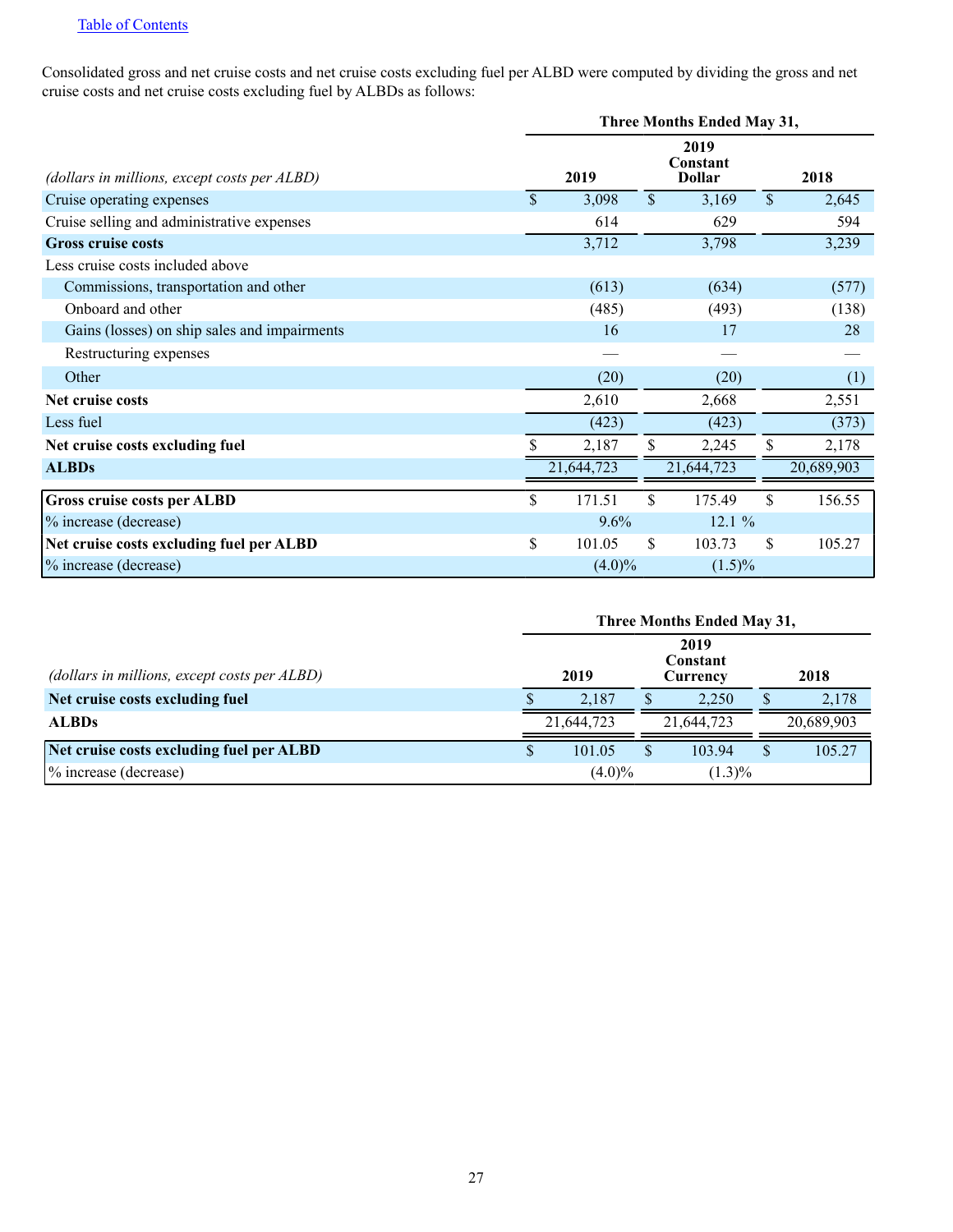Consolidated gross and net cruise costs and net cruise costs excluding fuel per ALBD were computed by dividing the gross and net cruise costs and net cruise costs excluding fuel by ALBDs as follows:

| *(dollars in millions, except costs per ALBD)* | Three Months Ended May 31, 2019 | 2019 Constant Dollar | 2018 |
|---|---|---|---|
| Cruise operating expenses | $ 3,098 | $ 3,169 | $ 2,645 |
| Cruise selling and administrative expenses | 614 | 629 | 594 |
| **Gross cruise costs** | 3,712 | 3,798 | 3,239 |
| Less cruise costs included above | | | |
| Commissions, transportation and other | (613) | (634) | (577) |
| Onboard and other | (485) | (493) | (138) |
| Gains (losses) on ship sales and impairments | 16 | 17 | 28 |
| Restructuring expenses | — | — | — |
| Other | (20) | (20) | (1) |
| **Net cruise costs** | 2,610 | 2,668 | 2,551 |
| Less fuel | (423) | (423) | (373) |
| **Net cruise costs excluding fuel** | $ 2,187 | $ 2,245 | $ 2,178 |
| **ALBDs** | 21,644,723 | 21,644,723 | 20,689,903 |
| **Gross cruise costs per ALBD** | $ 171.51 | $ 175.49 | $ 156.55 |
| % increase (decrease) | 9.6% | 12.1 % | |
| **Net cruise costs excluding fuel per ALBD** | $ 101.05 | $ 103.73 | $ 105.27 |
| % increase (decrease) | (4.0)% | (1.5)% | |

| *(dollars in millions, except costs per ALBD)* | Three Months Ended May 31, 2019 | 2019 Constant Currency | 2018 |
|---|---|---|---|
| **Net cruise costs excluding fuel** | $ 2,187 | $ 2,250 | $ 2,178 |
| **ALBDs** | 21,644,723 | 21,644,723 | 20,689,903 |
| **Net cruise costs excluding fuel per ALBD** | $ 101.05 | $ 103.94 | $ 105.27 |
| % increase (decrease) | (4.0)% | (1.3)% | |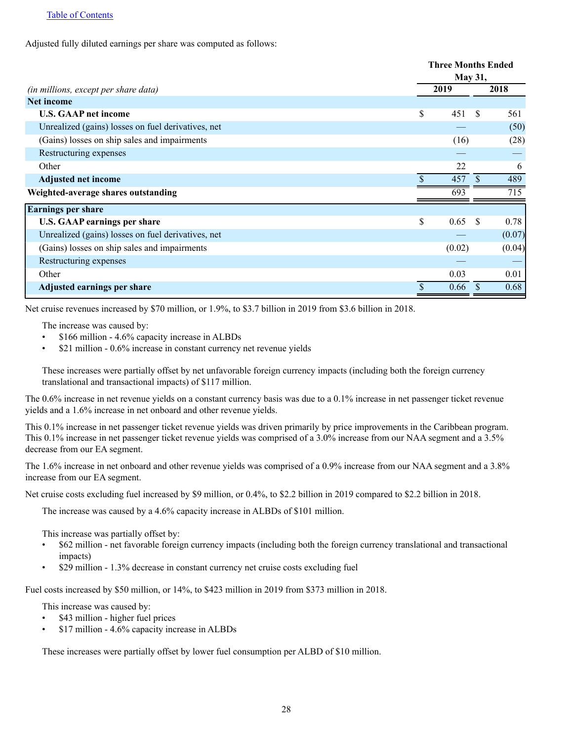Adjusted fully diluted earnings per share was computed as follows:

| *(in millions, except per share data)* | Three Months Ended May 31, 2019 | Three Months Ended May 31, 2018 |
|---|---|---|
| **Net income** | | |
| **U.S. GAAP net income** | $ 451 | $ 561 |
| Unrealized (gains) losses on fuel derivatives, net | — | (50) |
| (Gains) losses on ship sales and impairments | (16) | (28) |
| Restructuring expenses | — | — |
| Other | 22 | 6 |
| **Adjusted net income** | $ 457 | $ 489 |
| **Weighted-average shares outstanding** | 693 | 715 |
| **Earnings per share** | | |
| **U.S. GAAP earnings per share** | $ 0.65 | $ 0.78 |
| Unrealized (gains) losses on fuel derivatives, net | — | (0.07) |
| (Gains) losses on ship sales and impairments | (0.02) | (0.04) |
| Restructuring expenses | — | — |
| Other | 0.03 | 0.01 |
| **Adjusted earnings per share** | $ 0.66 | $ 0.68 |

Net cruise revenues increased by $70 million, or 1.9%, to $3.7 billion in 2019 from $3.6 billion in 2018.

The increase was caused by:

- $166 million - 4.6% capacity increase in ALBDs
- $21 million - 0.6% increase in constant currency net revenue yields

These increases were partially offset by net unfavorable foreign currency impacts (including both the foreign currency translational and transactional impacts) of $117 million.

The 0.6% increase in net revenue yields on a constant currency basis was due to a 0.1% increase in net passenger ticket revenue yields and a 1.6% increase in net onboard and other revenue yields.

This 0.1% increase in net passenger ticket revenue yields was driven primarily by price improvements in the Caribbean program. This 0.1% increase in net passenger ticket revenue yields was comprised of a 3.0% increase from our NAA segment and a 3.5% decrease from our EA segment.

The 1.6% increase in net onboard and other revenue yields was comprised of a 0.9% increase from our NAA segment and a 3.8% increase from our EA segment.

Net cruise costs excluding fuel increased by $9 million, or 0.4%, to $2.2 billion in 2019 compared to $2.2 billion in 2018.

The increase was caused by a 4.6% capacity increase in ALBDs of $101 million.

This increase was partially offset by:

- $62 million - net favorable foreign currency impacts (including both the foreign currency translational and transactional impacts)
- $29 million - 1.3% decrease in constant currency net cruise costs excluding fuel

Fuel costs increased by $50 million, or 14%, to $423 million in 2019 from $373 million in 2018.

This increase was caused by:

- $43 million - higher fuel prices
- $17 million - 4.6% capacity increase in ALBDs

These increases were partially offset by lower fuel consumption per ALBD of $10 million.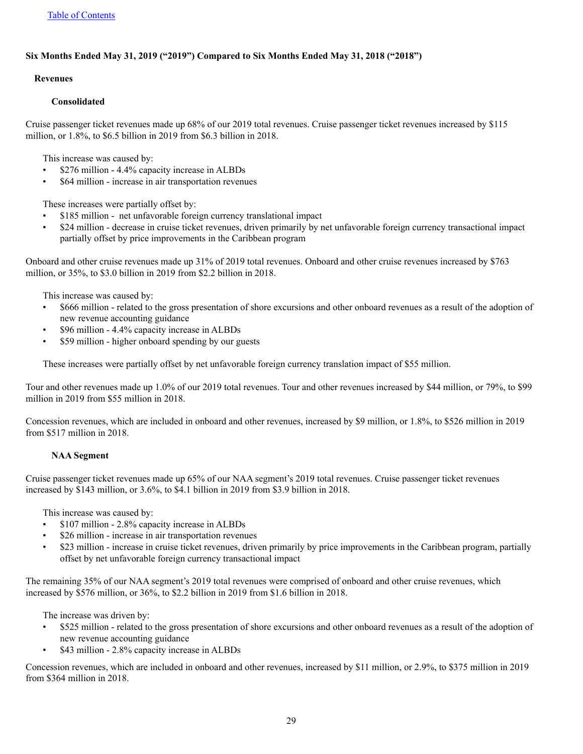## Six Months Ended May 31, 2019 ("2019") Compared to Six Months Ended May 31, 2018 ("2018")

### Revenues

#### Consolidated

Cruise passenger ticket revenues made up 68% of our 2019 total revenues. Cruise passenger ticket revenues increased by $115 million, or 1.8%, to $6.5 billion in 2019 from $6.3 billion in 2018.

This increase was caused by:

- $276 million - 4.4% capacity increase in ALBDs
- $64 million - increase in air transportation revenues

These increases were partially offset by:

- $185 million - net unfavorable foreign currency translational impact
- $24 million - decrease in cruise ticket revenues, driven primarily by net unfavorable foreign currency transactional impact partially offset by price improvements in the Caribbean program

Onboard and other cruise revenues made up 31% of 2019 total revenues. Onboard and other cruise revenues increased by $763 million, or 35%, to $3.0 billion in 2019 from $2.2 billion in 2018.

This increase was caused by:

- $666 million - related to the gross presentation of shore excursions and other onboard revenues as a result of the adoption of new revenue accounting guidance
- $96 million - 4.4% capacity increase in ALBDs
- $59 million - higher onboard spending by our guests

These increases were partially offset by net unfavorable foreign currency translation impact of $55 million.

Tour and other revenues made up 1.0% of our 2019 total revenues. Tour and other revenues increased by $44 million, or 79%, to $99 million in 2019 from $55 million in 2018.

Concession revenues, which are included in onboard and other revenues, increased by $9 million, or 1.8%, to $526 million in 2019 from $517 million in 2018.

#### NAA Segment

Cruise passenger ticket revenues made up 65% of our NAA segment's 2019 total revenues. Cruise passenger ticket revenues increased by $143 million, or 3.6%, to $4.1 billion in 2019 from $3.9 billion in 2018.

This increase was caused by:

- $107 million - 2.8% capacity increase in ALBDs
- $26 million - increase in air transportation revenues
- $23 million - increase in cruise ticket revenues, driven primarily by price improvements in the Caribbean program, partially offset by net unfavorable foreign currency transactional impact

The remaining 35% of our NAA segment's 2019 total revenues were comprised of onboard and other cruise revenues, which increased by $576 million, or 36%, to $2.2 billion in 2019 from $1.6 billion in 2018.

The increase was driven by:

- $525 million - related to the gross presentation of shore excursions and other onboard revenues as a result of the adoption of new revenue accounting guidance
- $43 million - 2.8% capacity increase in ALBDs

Concession revenues, which are included in onboard and other revenues, increased by $11 million, or 2.9%, to $375 million in 2019 from $364 million in 2018.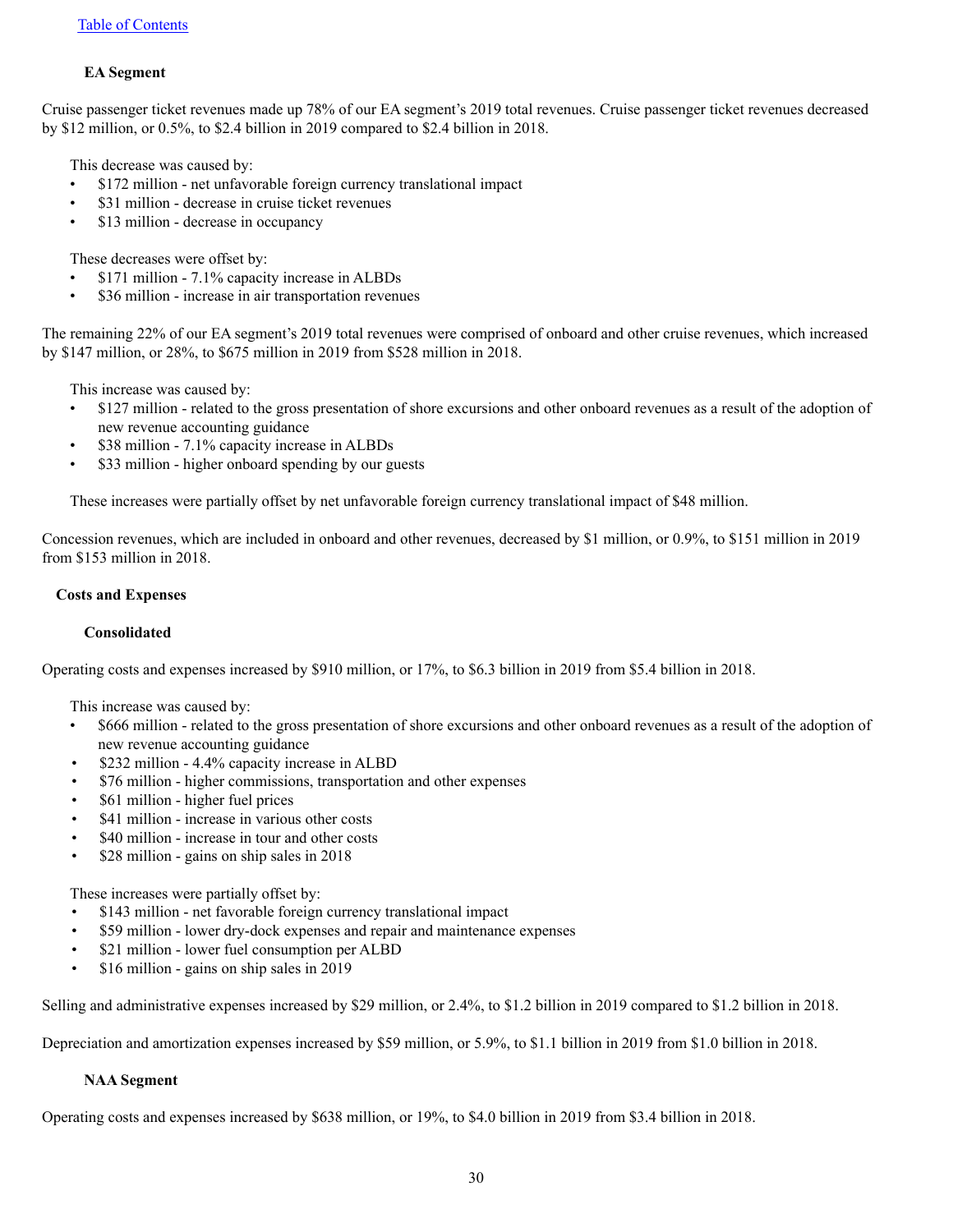#### EA Segment

Cruise passenger ticket revenues made up 78% of our EA segment's 2019 total revenues. Cruise passenger ticket revenues decreased by $12 million, or 0.5%, to $2.4 billion in 2019 compared to $2.4 billion in 2018.

This decrease was caused by:

- $172 million - net unfavorable foreign currency translational impact
- $31 million - decrease in cruise ticket revenues
- $13 million - decrease in occupancy

These decreases were offset by:

- $171 million - 7.1% capacity increase in ALBDs
- $36 million - increase in air transportation revenues

The remaining 22% of our EA segment's 2019 total revenues were comprised of onboard and other cruise revenues, which increased by $147 million, or 28%, to $675 million in 2019 from $528 million in 2018.

This increase was caused by:

- $127 million - related to the gross presentation of shore excursions and other onboard revenues as a result of the adoption of new revenue accounting guidance
- $38 million - 7.1% capacity increase in ALBDs
- $33 million - higher onboard spending by our guests

These increases were partially offset by net unfavorable foreign currency translational impact of $48 million.

Concession revenues, which are included in onboard and other revenues, decreased by $1 million, or 0.9%, to $151 million in 2019 from $153 million in 2018.

### Costs and Expenses

#### Consolidated

Operating costs and expenses increased by $910 million, or 17%, to $6.3 billion in 2019 from $5.4 billion in 2018.

This increase was caused by:

- $666 million - related to the gross presentation of shore excursions and other onboard revenues as a result of the adoption of new revenue accounting guidance
- $232 million - 4.4% capacity increase in ALBD
- $76 million - higher commissions, transportation and other expenses
- $61 million - higher fuel prices
- $41 million - increase in various other costs
- $40 million - increase in tour and other costs
- $28 million - gains on ship sales in 2018

These increases were partially offset by:

- $143 million - net favorable foreign currency translational impact
- $59 million - lower dry-dock expenses and repair and maintenance expenses
- $21 million - lower fuel consumption per ALBD
- $16 million - gains on ship sales in 2019

Selling and administrative expenses increased by $29 million, or 2.4%, to $1.2 billion in 2019 compared to $1.2 billion in 2018.

Depreciation and amortization expenses increased by $59 million, or 5.9%, to $1.1 billion in 2019 from $1.0 billion in 2018.

#### NAA Segment

Operating costs and expenses increased by $638 million, or 19%, to $4.0 billion in 2019 from $3.4 billion in 2018.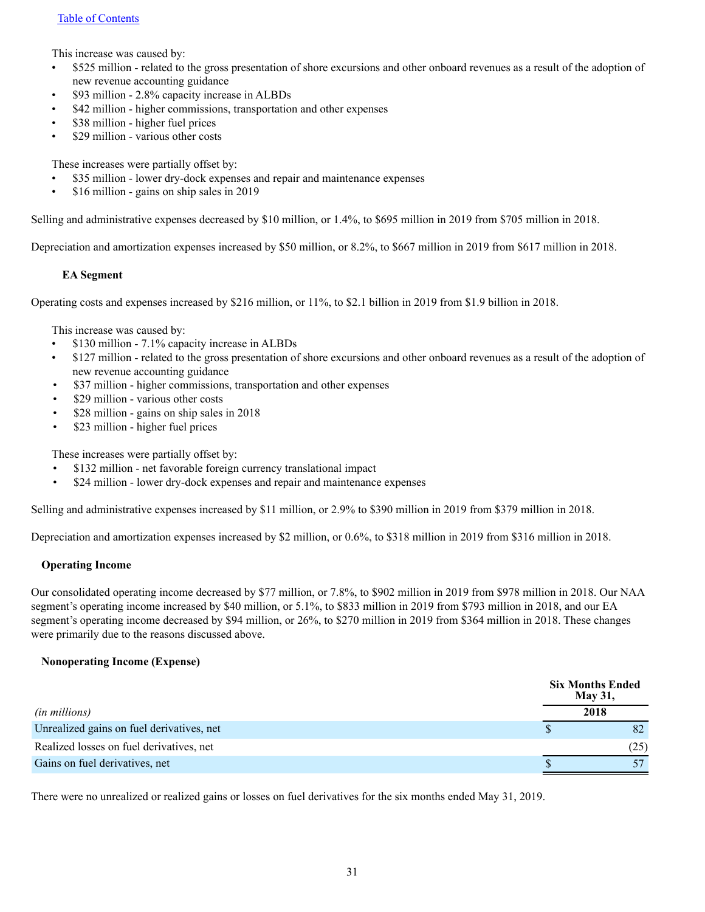This increase was caused by:

- $525 million - related to the gross presentation of shore excursions and other onboard revenues as a result of the adoption of new revenue accounting guidance
- $93 million - 2.8% capacity increase in ALBDs
- $42 million - higher commissions, transportation and other expenses
- $38 million - higher fuel prices
- $29 million - various other costs

These increases were partially offset by:

- $35 million - lower dry-dock expenses and repair and maintenance expenses
- $16 million - gains on ship sales in 2019

Selling and administrative expenses decreased by $10 million, or 1.4%, to $695 million in 2019 from $705 million in 2018.

Depreciation and amortization expenses increased by $50 million, or 8.2%, to $667 million in 2019 from $617 million in 2018.

**EA Segment**

Operating costs and expenses increased by $216 million, or 11%, to $2.1 billion in 2019 from $1.9 billion in 2018.

This increase was caused by:

- $130 million - 7.1% capacity increase in ALBDs
- $127 million - related to the gross presentation of shore excursions and other onboard revenues as a result of the adoption of new revenue accounting guidance
- $37 million - higher commissions, transportation and other expenses
- $29 million - various other costs
- $28 million - gains on ship sales in 2018
- $23 million - higher fuel prices

These increases were partially offset by:

- $132 million - net favorable foreign currency translational impact
- $24 million - lower dry-dock expenses and repair and maintenance expenses

Selling and administrative expenses increased by $11 million, or 2.9% to $390 million in 2019 from $379 million in 2018.

Depreciation and amortization expenses increased by $2 million, or 0.6%, to $318 million in 2019 from $316 million in 2018.

**Operating Income**

Our consolidated operating income decreased by $77 million, or 7.8%, to $902 million in 2019 from $978 million in 2018. Our NAA segment's operating income increased by $40 million, or 5.1%, to $833 million in 2019 from $793 million in 2018, and our EA segment's operating income decreased by $94 million, or 26%, to $270 million in 2019 from $364 million in 2018. These changes were primarily due to the reasons discussed above.

**Nonoperating Income (Expense)**

| *(in millions)* | Six Months Ended May 31, 2018 |
|---|---|
| Unrealized gains on fuel derivatives, net | $ 82 |
| Realized losses on fuel derivatives, net | (25) |
| Gains on fuel derivatives, net | $ 57 |

There were no unrealized or realized gains or losses on fuel derivatives for the six months ended May 31, 2019.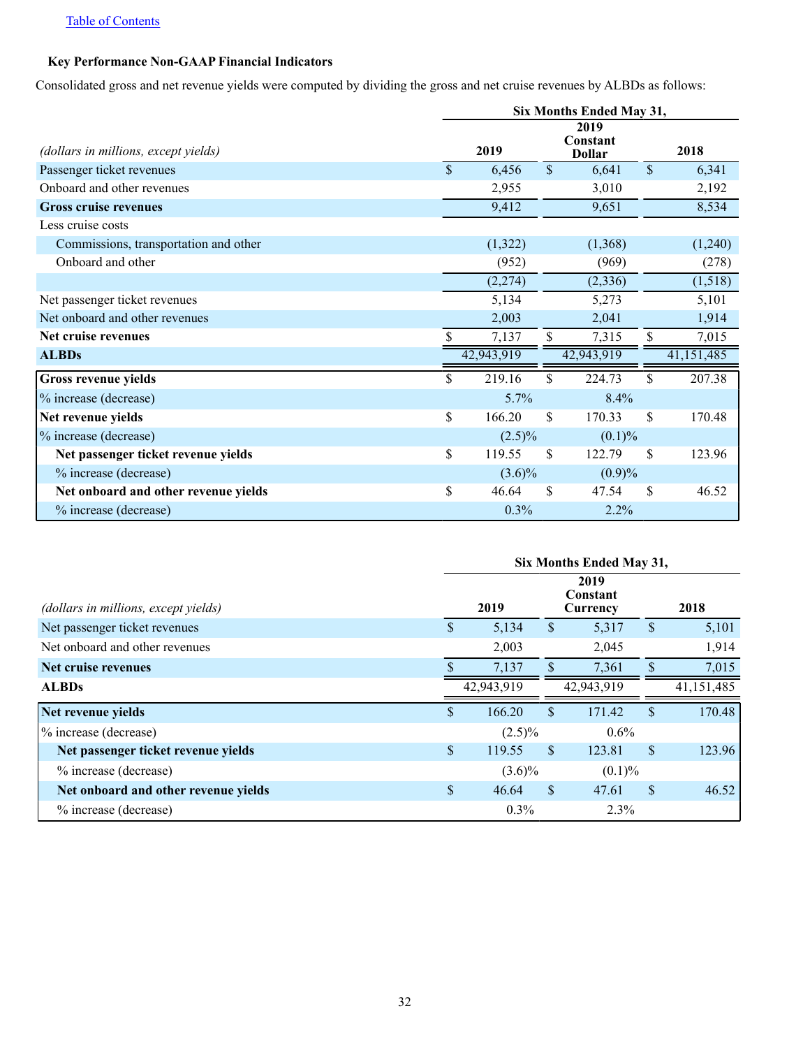[Table of Contents](#)

### Key Performance Non-GAAP Financial Indicators

Consolidated gross and net revenue yields were computed by dividing the gross and net cruise revenues by ALBDs as follows:

| | Six Months Ended May 31, | | |
|---|---|---|---|
| *(dollars in millions, except yields)* | 2019 | 2019 Constant Dollar | 2018 |
| Passenger ticket revenues | $ 6,456 | $ 6,641 | $ 6,341 |
| Onboard and other revenues | 2,955 | 3,010 | 2,192 |
| **Gross cruise revenues** | 9,412 | 9,651 | 8,534 |
| Less cruise costs | | | |
| Commissions, transportation and other | (1,322) | (1,368) | (1,240) |
| Onboard and other | (952) | (969) | (278) |
| | (2,274) | (2,336) | (1,518) |
| Net passenger ticket revenues | 5,134 | 5,273 | 5,101 |
| Net onboard and other revenues | 2,003 | 2,041 | 1,914 |
| **Net cruise revenues** | $ 7,137 | $ 7,315 | $ 7,015 |
| **ALBDs** | 42,943,919 | 42,943,919 | 41,151,485 |
| **Gross revenue yields** | $ 219.16 | $ 224.73 | $ 207.38 |
| % increase (decrease) | 5.7% | 8.4% | |
| **Net revenue yields** | $ 166.20 | $ 170.33 | $ 170.48 |
| % increase (decrease) | (2.5)% | (0.1)% | |
| **Net passenger ticket revenue yields** | $ 119.55 | $ 122.79 | $ 123.96 |
| % increase (decrease) | (3.6)% | (0.9)% | |
| **Net onboard and other revenue yields** | $ 46.64 | $ 47.54 | $ 46.52 |
| % increase (decrease) | 0.3% | 2.2% | |

| | Six Months Ended May 31, | | |
|---|---|---|---|
| *(dollars in millions, except yields)* | 2019 | 2019 Constant Currency | 2018 |
| Net passenger ticket revenues | $ 5,134 | $ 5,317 | $ 5,101 |
| Net onboard and other revenues | 2,003 | 2,045 | 1,914 |
| **Net cruise revenues** | $ 7,137 | $ 7,361 | $ 7,015 |
| **ALBDs** | 42,943,919 | 42,943,919 | 41,151,485 |
| **Net revenue yields** | $ 166.20 | $ 171.42 | $ 170.48 |
| % increase (decrease) | (2.5)% | 0.6% | |
| **Net passenger ticket revenue yields** | $ 119.55 | $ 123.81 | $ 123.96 |
| % increase (decrease) | (3.6)% | (0.1)% | |
| **Net onboard and other revenue yields** | $ 46.64 | $ 47.61 | $ 46.52 |
| % increase (decrease) | 0.3% | 2.3% | |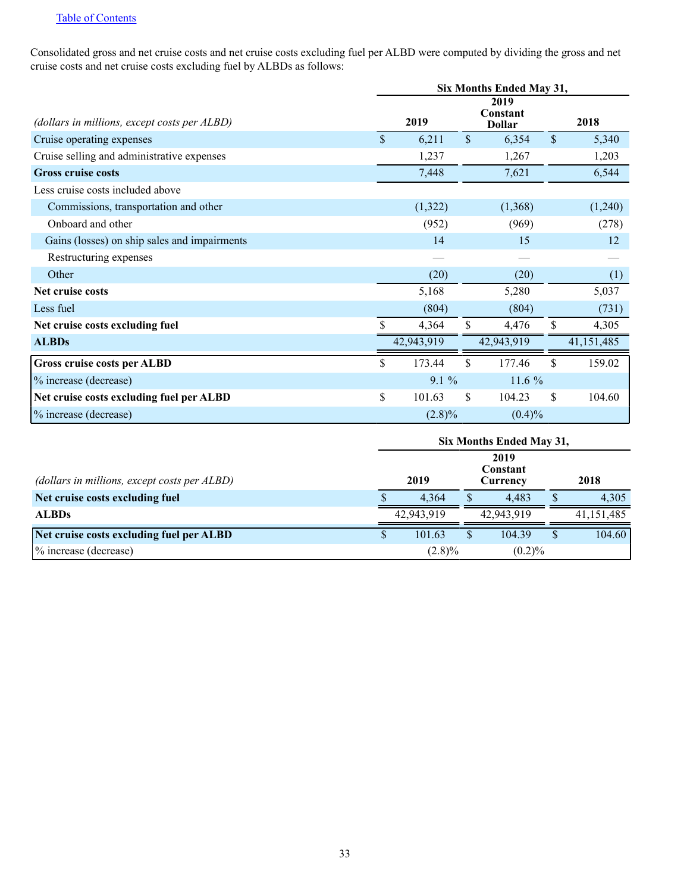Consolidated gross and net cruise costs and net cruise costs excluding fuel per ALBD were computed by dividing the gross and net cruise costs and net cruise costs excluding fuel by ALBDs as follows:

| | Six Months Ended May 31, | | |
|---|---|---|---|
| *(dollars in millions, except costs per ALBD)* | 2019 | 2019 Constant Dollar | 2018 |
| Cruise operating expenses | $ 6,211 | $ 6,354 | $ 5,340 |
| Cruise selling and administrative expenses | 1,237 | 1,267 | 1,203 |
| **Gross cruise costs** | 7,448 | 7,621 | 6,544 |
| Less cruise costs included above | | | |
| Commissions, transportation and other | (1,322) | (1,368) | (1,240) |
| Onboard and other | (952) | (969) | (278) |
| Gains (losses) on ship sales and impairments | 14 | 15 | 12 |
| Restructuring expenses | — | — | — |
| Other | (20) | (20) | (1) |
| **Net cruise costs** | 5,168 | 5,280 | 5,037 |
| Less fuel | (804) | (804) | (731) |
| **Net cruise costs excluding fuel** | $ 4,364 | $ 4,476 | $ 4,305 |
| **ALBDs** | 42,943,919 | 42,943,919 | 41,151,485 |
| **Gross cruise costs per ALBD** | $ 173.44 | $ 177.46 | $ 159.02 |
| % increase (decrease) | 9.1 % | 11.6 % | |
| **Net cruise costs excluding fuel per ALBD** | $ 101.63 | $ 104.23 | $ 104.60 |
| % increase (decrease) | (2.8)% | (0.4)% | |

| | Six Months Ended May 31, | | |
|---|---|---|---|
| *(dollars in millions, except costs per ALBD)* | 2019 | 2019 Constant Currency | 2018 |
| **Net cruise costs excluding fuel** | $ 4,364 | $ 4,483 | $ 4,305 |
| **ALBDs** | 42,943,919 | 42,943,919 | 41,151,485 |
| **Net cruise costs excluding fuel per ALBD** | $ 101.63 | $ 104.39 | $ 104.60 |
| % increase (decrease) | (2.8)% | (0.2)% | |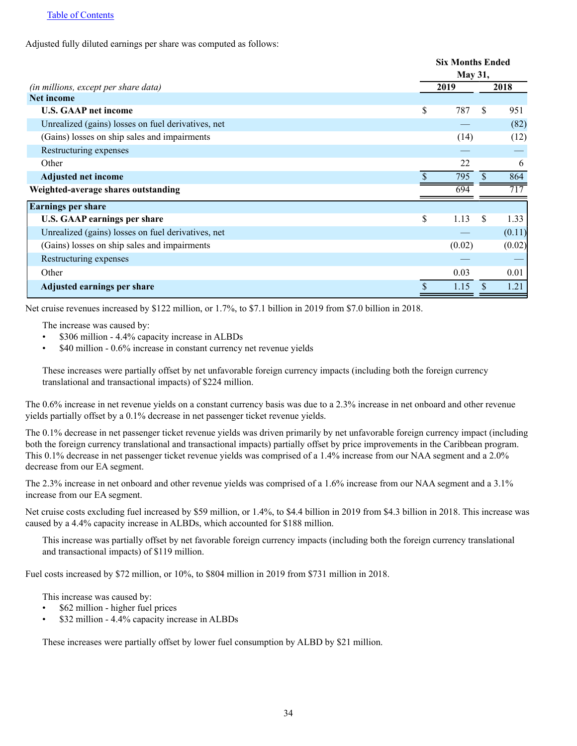Adjusted fully diluted earnings per share was computed as follows:

| *(in millions, except per share data)* | Six Months Ended May 31, 2019 | 2018 |
|---|---|---|
| **Net income** | | |
| **U.S. GAAP net income** | $ 787 | $ 951 |
| Unrealized (gains) losses on fuel derivatives, net | — | (82) |
| (Gains) losses on ship sales and impairments | (14) | (12) |
| Restructuring expenses | — | — |
| Other | 22 | 6 |
| **Adjusted net income** | $ 795 | $ 864 |
| **Weighted-average shares outstanding** | 694 | 717 |
| **Earnings per share** | | |
| **U.S. GAAP earnings per share** | $ 1.13 | $ 1.33 |
| Unrealized (gains) losses on fuel derivatives, net | — | (0.11) |
| (Gains) losses on ship sales and impairments | (0.02) | (0.02) |
| Restructuring expenses | — | — |
| Other | 0.03 | 0.01 |
| **Adjusted earnings per share** | $ 1.15 | $ 1.21 |

Net cruise revenues increased by $122 million, or 1.7%, to $7.1 billion in 2019 from $7.0 billion in 2018.

The increase was caused by:

- $306 million - 4.4% capacity increase in ALBDs
- $40 million - 0.6% increase in constant currency net revenue yields

These increases were partially offset by net unfavorable foreign currency impacts (including both the foreign currency translational and transactional impacts) of $224 million.

The 0.6% increase in net revenue yields on a constant currency basis was due to a 2.3% increase in net onboard and other revenue yields partially offset by a 0.1% decrease in net passenger ticket revenue yields.

The 0.1% decrease in net passenger ticket revenue yields was driven primarily by net unfavorable foreign currency impact (including both the foreign currency translational and transactional impacts) partially offset by price improvements in the Caribbean program. This 0.1% decrease in net passenger ticket revenue yields was comprised of a 1.4% increase from our NAA segment and a 2.0% decrease from our EA segment.

The 2.3% increase in net onboard and other revenue yields was comprised of a 1.6% increase from our NAA segment and a 3.1% increase from our EA segment.

Net cruise costs excluding fuel increased by $59 million, or 1.4%, to $4.4 billion in 2019 from $4.3 billion in 2018. This increase was caused by a 4.4% capacity increase in ALBDs, which accounted for $188 million.

This increase was partially offset by net favorable foreign currency impacts (including both the foreign currency translational and transactional impacts) of $119 million.

Fuel costs increased by $72 million, or 10%, to $804 million in 2019 from $731 million in 2018.

This increase was caused by:

- $62 million - higher fuel prices
- $32 million - 4.4% capacity increase in ALBDs

These increases were partially offset by lower fuel consumption by ALBD by $21 million.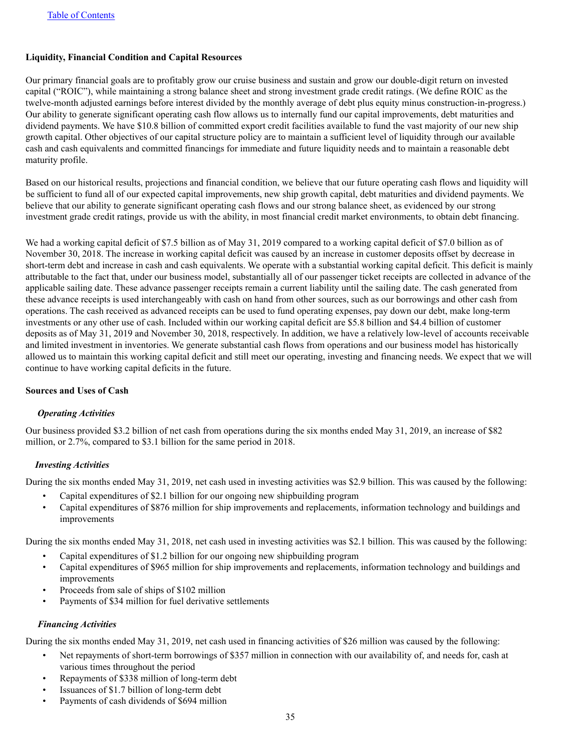[Table of Contents](#)

**Liquidity, Financial Condition and Capital Resources**

Our primary financial goals are to profitably grow our cruise business and sustain and grow our double-digit return on invested capital ("ROIC"), while maintaining a strong balance sheet and strong investment grade credit ratings. (We define ROIC as the twelve-month adjusted earnings before interest divided by the monthly average of debt plus equity minus construction-in-progress.) Our ability to generate significant operating cash flow allows us to internally fund our capital improvements, debt maturities and dividend payments. We have $10.8 billion of committed export credit facilities available to fund the vast majority of our new ship growth capital. Other objectives of our capital structure policy are to maintain a sufficient level of liquidity through our available cash and cash equivalents and committed financings for immediate and future liquidity needs and to maintain a reasonable debt maturity profile.

Based on our historical results, projections and financial condition, we believe that our future operating cash flows and liquidity will be sufficient to fund all of our expected capital improvements, new ship growth capital, debt maturities and dividend payments. We believe that our ability to generate significant operating cash flows and our strong balance sheet, as evidenced by our strong investment grade credit ratings, provide us with the ability, in most financial credit market environments, to obtain debt financing.

We had a working capital deficit of $7.5 billion as of May 31, 2019 compared to a working capital deficit of $7.0 billion as of November 30, 2018. The increase in working capital deficit was caused by an increase in customer deposits offset by decrease in short-term debt and increase in cash and cash equivalents. We operate with a substantial working capital deficit. This deficit is mainly attributable to the fact that, under our business model, substantially all of our passenger ticket receipts are collected in advance of the applicable sailing date. These advance passenger receipts remain a current liability until the sailing date. The cash generated from these advance receipts is used interchangeably with cash on hand from other sources, such as our borrowings and other cash from operations. The cash received as advanced receipts can be used to fund operating expenses, pay down our debt, make long-term investments or any other use of cash. Included within our working capital deficit are $5.8 billion and $4.4 billion of customer deposits as of May 31, 2019 and November 30, 2018, respectively. In addition, we have a relatively low-level of accounts receivable and limited investment in inventories. We generate substantial cash flows from operations and our business model has historically allowed us to maintain this working capital deficit and still meet our operating, investing and financing needs. We expect that we will continue to have working capital deficits in the future.

**Sources and Uses of Cash**

***Operating Activities***

Our business provided $3.2 billion of net cash from operations during the six months ended May 31, 2019, an increase of $82 million, or 2.7%, compared to $3.1 billion for the same period in 2018.

***Investing Activities***

During the six months ended May 31, 2019, net cash used in investing activities was $2.9 billion. This was caused by the following:

- Capital expenditures of $2.1 billion for our ongoing new shipbuilding program
- Capital expenditures of $876 million for ship improvements and replacements, information technology and buildings and improvements

During the six months ended May 31, 2018, net cash used in investing activities was $2.1 billion. This was caused by the following:

- Capital expenditures of $1.2 billion for our ongoing new shipbuilding program
- Capital expenditures of $965 million for ship improvements and replacements, information technology and buildings and improvements
- Proceeds from sale of ships of $102 million
- Payments of $34 million for fuel derivative settlements

***Financing Activities***

During the six months ended May 31, 2019, net cash used in financing activities of $26 million was caused by the following:

- Net repayments of short-term borrowings of $357 million in connection with our availability of, and needs for, cash at various times throughout the period
- Repayments of $338 million of long-term debt
- Issuances of $1.7 billion of long-term debt
- Payments of cash dividends of $694 million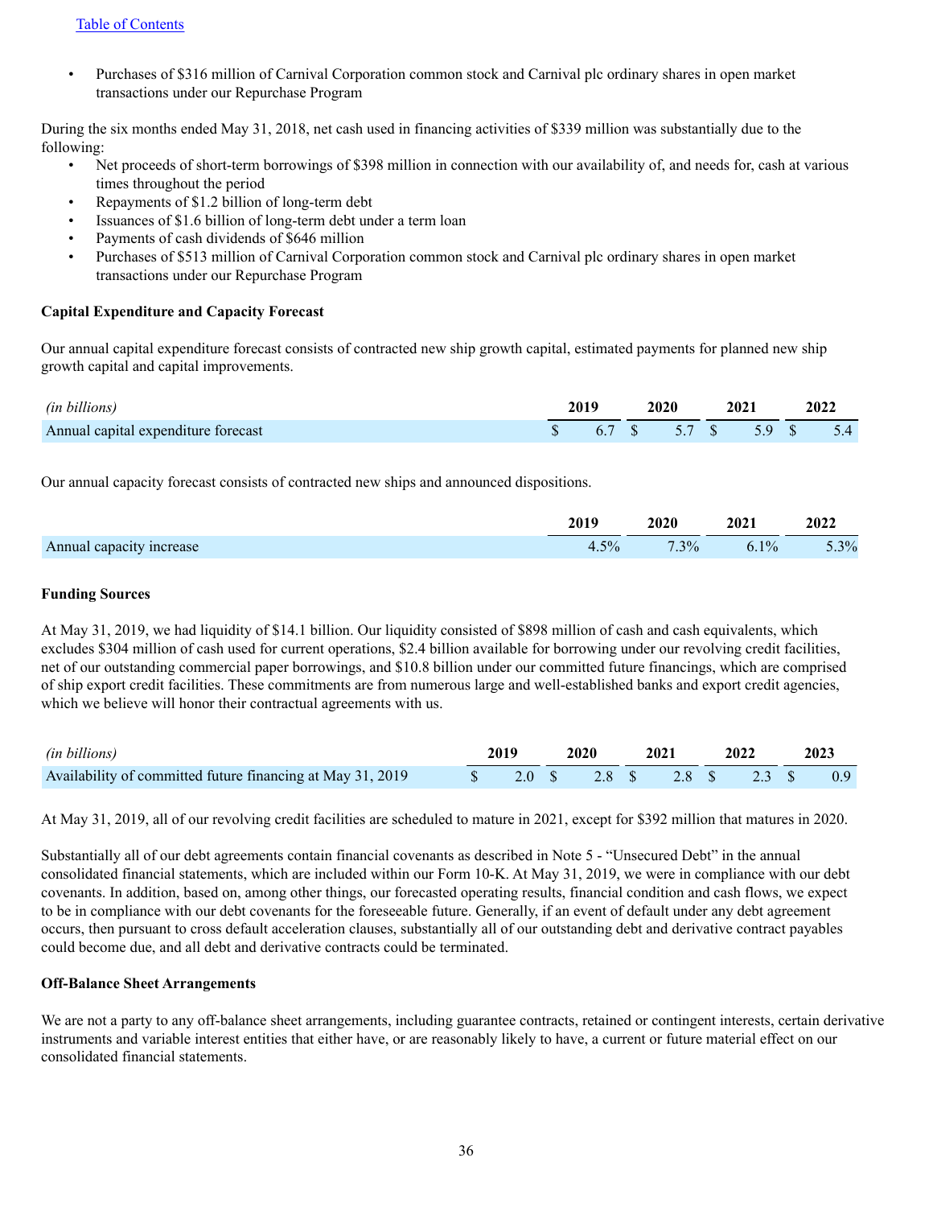- Purchases of $316 million of Carnival Corporation common stock and Carnival plc ordinary shares in open market transactions under our Repurchase Program

During the six months ended May 31, 2018, net cash used in financing activities of $339 million was substantially due to the following:

- Net proceeds of short-term borrowings of $398 million in connection with our availability of, and needs for, cash at various times throughout the period
- Repayments of $1.2 billion of long-term debt
- Issuances of $1.6 billion of long-term debt under a term loan
- Payments of cash dividends of $646 million
- Purchases of $513 million of Carnival Corporation common stock and Carnival plc ordinary shares in open market transactions under our Repurchase Program

**Capital Expenditure and Capacity Forecast**

Our annual capital expenditure forecast consists of contracted new ship growth capital, estimated payments for planned new ship growth capital and capital improvements.

| *(in billions)* | 2019 | 2020 | 2021 | 2022 |
|---|---|---|---|---|
| Annual capital expenditure forecast | $ 6.7 | $ 5.7 | $ 5.9 | $ 5.4 |

Our annual capacity forecast consists of contracted new ships and announced dispositions.

| | 2019 | 2020 | 2021 | 2022 |
|---|---|---|---|---|
| Annual capacity increase | 4.5% | 7.3% | 6.1% | 5.3% |

**Funding Sources**

At May 31, 2019, we had liquidity of $14.1 billion. Our liquidity consisted of $898 million of cash and cash equivalents, which excludes $304 million of cash used for current operations, $2.4 billion available for borrowing under our revolving credit facilities, net of our outstanding commercial paper borrowings, and $10.8 billion under our committed future financings, which are comprised of ship export credit facilities. These commitments are from numerous large and well-established banks and export credit agencies, which we believe will honor their contractual agreements with us.

| *(in billions)* | 2019 | 2020 | 2021 | 2022 | 2023 |
|---|---|---|---|---|---|
| Availability of committed future financing at May 31, 2019 | $ 2.0 | $ 2.8 | $ 2.8 | $ 2.3 | $ 0.9 |

At May 31, 2019, all of our revolving credit facilities are scheduled to mature in 2021, except for $392 million that matures in 2020.

Substantially all of our debt agreements contain financial covenants as described in Note 5 - "Unsecured Debt" in the annual consolidated financial statements, which are included within our Form 10-K. At May 31, 2019, we were in compliance with our debt covenants. In addition, based on, among other things, our forecasted operating results, financial condition and cash flows, we expect to be in compliance with our debt covenants for the foreseeable future. Generally, if an event of default under any debt agreement occurs, then pursuant to cross default acceleration clauses, substantially all of our outstanding debt and derivative contract payables could become due, and all debt and derivative contracts could be terminated.

**Off-Balance Sheet Arrangements**

We are not a party to any off-balance sheet arrangements, including guarantee contracts, retained or contingent interests, certain derivative instruments and variable interest entities that either have, or are reasonably likely to have, a current or future material effect on our consolidated financial statements.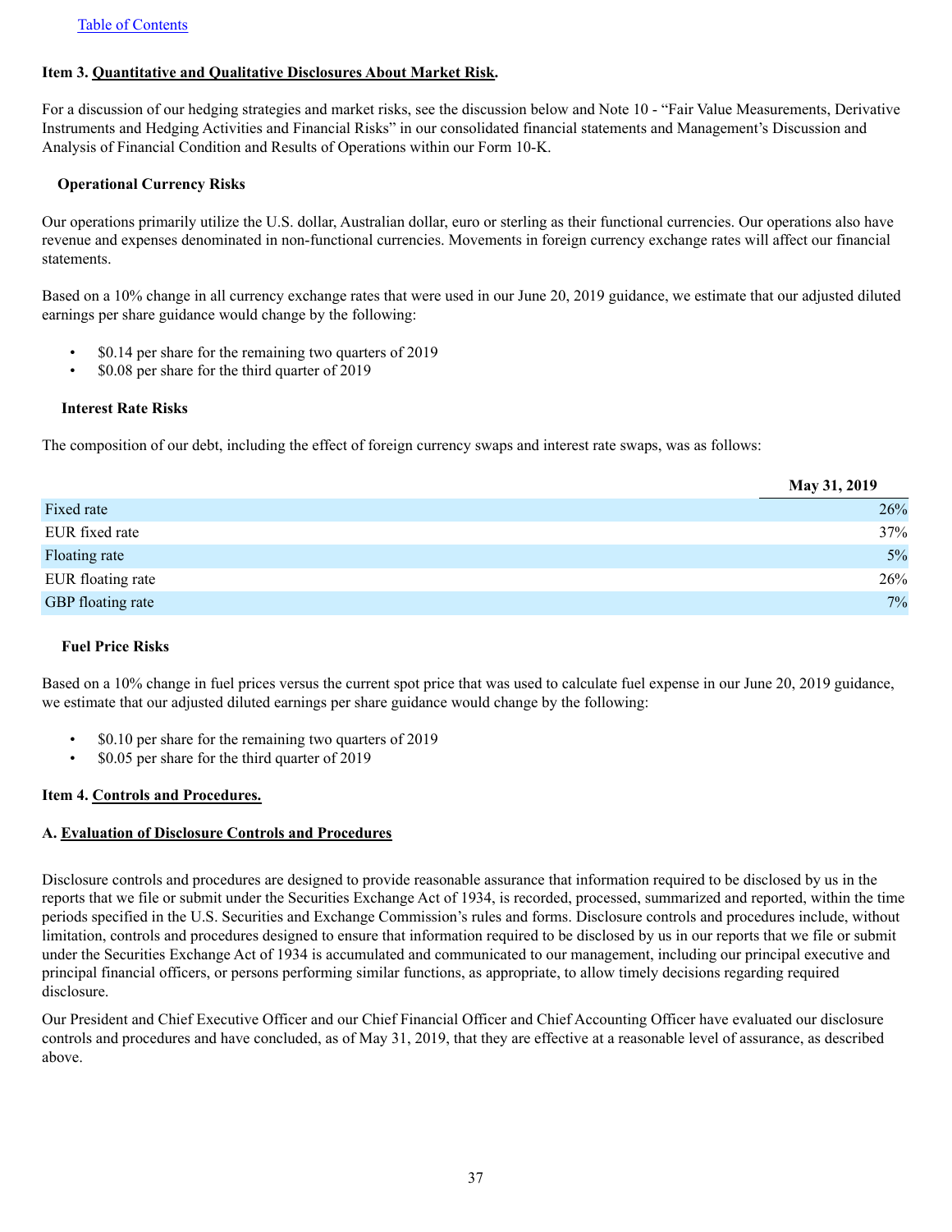Table of Contents

**Item 3. Quantitative and Qualitative Disclosures About Market Risk.**

For a discussion of our hedging strategies and market risks, see the discussion below and Note 10 - "Fair Value Measurements, Derivative Instruments and Hedging Activities and Financial Risks" in our consolidated financial statements and Management's Discussion and Analysis of Financial Condition and Results of Operations within our Form 10-K.

**Operational Currency Risks**

Our operations primarily utilize the U.S. dollar, Australian dollar, euro or sterling as their functional currencies. Our operations also have revenue and expenses denominated in non-functional currencies. Movements in foreign currency exchange rates will affect our financial statements.

Based on a 10% change in all currency exchange rates that were used in our June 20, 2019 guidance, we estimate that our adjusted diluted earnings per share guidance would change by the following:

- $0.14 per share for the remaining two quarters of 2019
- $0.08 per share for the third quarter of 2019

**Interest Rate Risks**

The composition of our debt, including the effect of foreign currency swaps and interest rate swaps, was as follows:

| | May 31, 2019 |
|---|---|
| Fixed rate | 26% |
| EUR fixed rate | 37% |
| Floating rate | 5% |
| EUR floating rate | 26% |
| GBP floating rate | 7% |

**Fuel Price Risks**

Based on a 10% change in fuel prices versus the current spot price that was used to calculate fuel expense in our June 20, 2019 guidance, we estimate that our adjusted diluted earnings per share guidance would change by the following:

- $0.10 per share for the remaining two quarters of 2019
- $0.05 per share for the third quarter of 2019

**Item 4. Controls and Procedures.**

**A. Evaluation of Disclosure Controls and Procedures**

Disclosure controls and procedures are designed to provide reasonable assurance that information required to be disclosed by us in the reports that we file or submit under the Securities Exchange Act of 1934, is recorded, processed, summarized and reported, within the time periods specified in the U.S. Securities and Exchange Commission's rules and forms. Disclosure controls and procedures include, without limitation, controls and procedures designed to ensure that information required to be disclosed by us in our reports that we file or submit under the Securities Exchange Act of 1934 is accumulated and communicated to our management, including our principal executive and principal financial officers, or persons performing similar functions, as appropriate, to allow timely decisions regarding required disclosure.

Our President and Chief Executive Officer and our Chief Financial Officer and Chief Accounting Officer have evaluated our disclosure controls and procedures and have concluded, as of May 31, 2019, that they are effective at a reasonable level of assurance, as described above.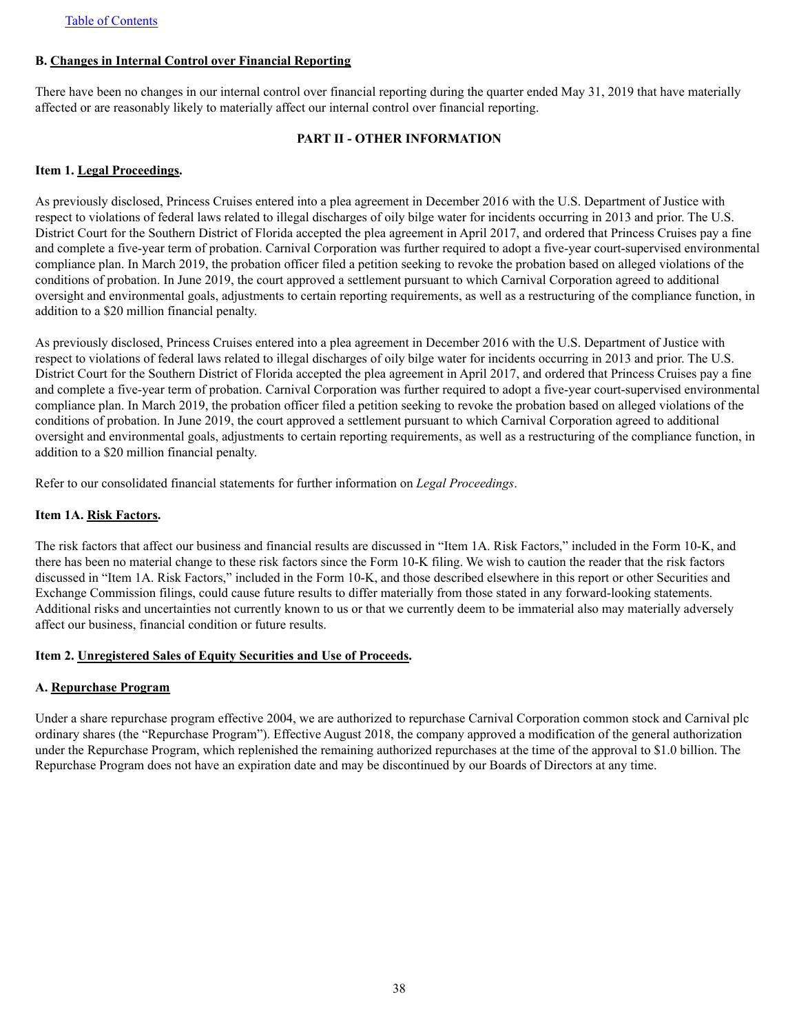**B. Changes in Internal Control over Financial Reporting**

There have been no changes in our internal control over financial reporting during the quarter ended May 31, 2019 that have materially affected or are reasonably likely to materially affect our internal control over financial reporting.

## PART II - OTHER INFORMATION

**Item 1. Legal Proceedings.**

As previously disclosed, Princess Cruises entered into a plea agreement in December 2016 with the U.S. Department of Justice with respect to violations of federal laws related to illegal discharges of oily bilge water for incidents occurring in 2013 and prior. The U.S. District Court for the Southern District of Florida accepted the plea agreement in April 2017, and ordered that Princess Cruises pay a fine and complete a five-year term of probation. Carnival Corporation was further required to adopt a five-year court-supervised environmental compliance plan. In March 2019, the probation officer filed a petition seeking to revoke the probation based on alleged violations of the conditions of probation. In June 2019, the court approved a settlement pursuant to which Carnival Corporation agreed to additional oversight and environmental goals, adjustments to certain reporting requirements, as well as a restructuring of the compliance function, in addition to a $20 million financial penalty.

As previously disclosed, Princess Cruises entered into a plea agreement in December 2016 with the U.S. Department of Justice with respect to violations of federal laws related to illegal discharges of oily bilge water for incidents occurring in 2013 and prior. The U.S. District Court for the Southern District of Florida accepted the plea agreement in April 2017, and ordered that Princess Cruises pay a fine and complete a five-year term of probation. Carnival Corporation was further required to adopt a five-year court-supervised environmental compliance plan. In March 2019, the probation officer filed a petition seeking to revoke the probation based on alleged violations of the conditions of probation. In June 2019, the court approved a settlement pursuant to which Carnival Corporation agreed to additional oversight and environmental goals, adjustments to certain reporting requirements, as well as a restructuring of the compliance function, in addition to a $20 million financial penalty.

Refer to our consolidated financial statements for further information on *Legal Proceedings*.

**Item 1A. Risk Factors.**

The risk factors that affect our business and financial results are discussed in "Item 1A. Risk Factors," included in the Form 10-K, and there has been no material change to these risk factors since the Form 10-K filing. We wish to caution the reader that the risk factors discussed in "Item 1A. Risk Factors," included in the Form 10-K, and those described elsewhere in this report or other Securities and Exchange Commission filings, could cause future results to differ materially from those stated in any forward-looking statements. Additional risks and uncertainties not currently known to us or that we currently deem to be immaterial also may materially adversely affect our business, financial condition or future results.

**Item 2. Unregistered Sales of Equity Securities and Use of Proceeds.**

**A. Repurchase Program**

Under a share repurchase program effective 2004, we are authorized to repurchase Carnival Corporation common stock and Carnival plc ordinary shares (the "Repurchase Program"). Effective August 2018, the company approved a modification of the general authorization under the Repurchase Program, which replenished the remaining authorized repurchases at the time of the approval to $1.0 billion. The Repurchase Program does not have an expiration date and may be discontinued by our Boards of Directors at any time.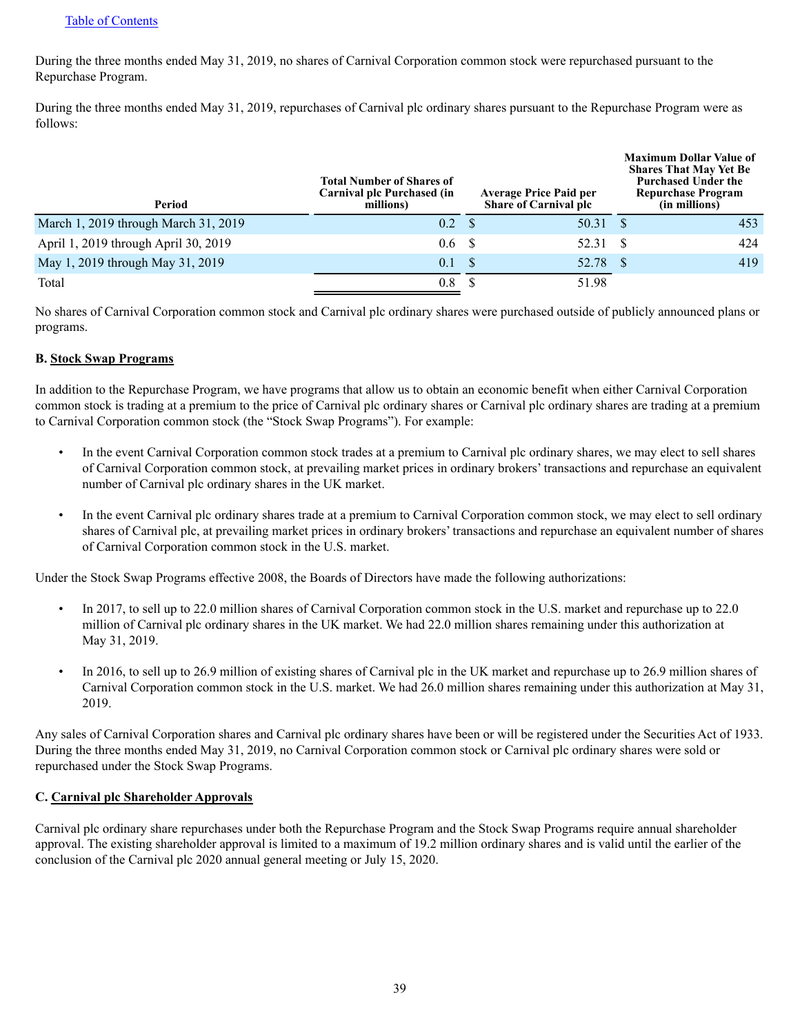During the three months ended May 31, 2019, no shares of Carnival Corporation common stock were repurchased pursuant to the Repurchase Program.

During the three months ended May 31, 2019, repurchases of Carnival plc ordinary shares pursuant to the Repurchase Program were as follows:

| Period | Total Number of Shares of Carnival plc Purchased (in millions) | Average Price Paid per Share of Carnival plc | Maximum Dollar Value of Shares That May Yet Be Purchased Under the Repurchase Program (in millions) |
|---|---|---|---|
| March 1, 2019 through March 31, 2019 | 0.2 | $ 50.31 | $ 453 |
| April 1, 2019 through April 30, 2019 | 0.6 | $ 52.31 | $ 424 |
| May 1, 2019 through May 31, 2019 | 0.1 | $ 52.78 | $ 419 |
| Total | 0.8 | $ 51.98 | |

No shares of Carnival Corporation common stock and Carnival plc ordinary shares were purchased outside of publicly announced plans or programs.

**B. Stock Swap Programs**

In addition to the Repurchase Program, we have programs that allow us to obtain an economic benefit when either Carnival Corporation common stock is trading at a premium to the price of Carnival plc ordinary shares or Carnival plc ordinary shares are trading at a premium to Carnival Corporation common stock (the "Stock Swap Programs"). For example:

- In the event Carnival Corporation common stock trades at a premium to Carnival plc ordinary shares, we may elect to sell shares of Carnival Corporation common stock, at prevailing market prices in ordinary brokers' transactions and repurchase an equivalent number of Carnival plc ordinary shares in the UK market.
- In the event Carnival plc ordinary shares trade at a premium to Carnival Corporation common stock, we may elect to sell ordinary shares of Carnival plc, at prevailing market prices in ordinary brokers' transactions and repurchase an equivalent number of shares of Carnival Corporation common stock in the U.S. market.

Under the Stock Swap Programs effective 2008, the Boards of Directors have made the following authorizations:

- In 2017, to sell up to 22.0 million shares of Carnival Corporation common stock in the U.S. market and repurchase up to 22.0 million of Carnival plc ordinary shares in the UK market. We had 22.0 million shares remaining under this authorization at May 31, 2019.
- In 2016, to sell up to 26.9 million of existing shares of Carnival plc in the UK market and repurchase up to 26.9 million shares of Carnival Corporation common stock in the U.S. market. We had 26.0 million shares remaining under this authorization at May 31, 2019.

Any sales of Carnival Corporation shares and Carnival plc ordinary shares have been or will be registered under the Securities Act of 1933. During the three months ended May 31, 2019, no Carnival Corporation common stock or Carnival plc ordinary shares were sold or repurchased under the Stock Swap Programs.

**C. Carnival plc Shareholder Approvals**

Carnival plc ordinary share repurchases under both the Repurchase Program and the Stock Swap Programs require annual shareholder approval. The existing shareholder approval is limited to a maximum of 19.2 million ordinary shares and is valid until the earlier of the conclusion of the Carnival plc 2020 annual general meeting or July 15, 2020.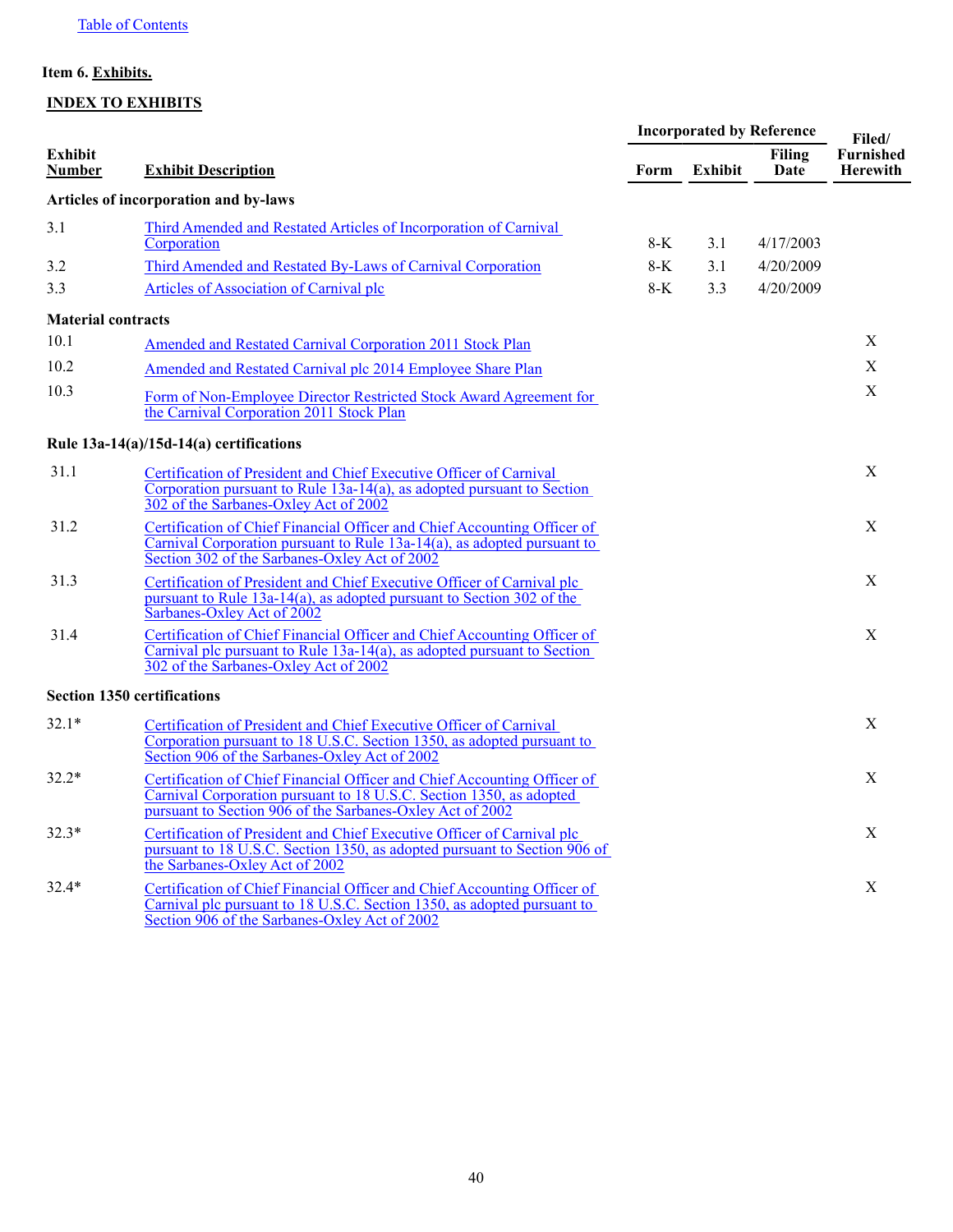Table of Contents

**Item 6. Exhibits.**

**INDEX TO EXHIBITS**

| Exhibit Number | Exhibit Description | Incorporated by Reference | | | Filed/ Furnished Herewith |
|---|---|---|---|---|---|
| | | Form | Exhibit | Filing Date | |
| **Articles of incorporation and by-laws** | | | | | |
| 3.1 | Third Amended and Restated Articles of Incorporation of Carnival Corporation | 8-K | 3.1 | 4/17/2003 | |
| 3.2 | Third Amended and Restated By-Laws of Carnival Corporation | 8-K | 3.1 | 4/20/2009 | |
| 3.3 | Articles of Association of Carnival plc | 8-K | 3.3 | 4/20/2009 | |
| **Material contracts** | | | | | |
| 10.1 | Amended and Restated Carnival Corporation 2011 Stock Plan | | | | X |
| 10.2 | Amended and Restated Carnival plc 2014 Employee Share Plan | | | | X |
| 10.3 | Form of Non-Employee Director Restricted Stock Award Agreement for the Carnival Corporation 2011 Stock Plan | | | | X |
| **Rule 13a-14(a)/15d-14(a) certifications** | | | | | |
| 31.1 | Certification of President and Chief Executive Officer of Carnival Corporation pursuant to Rule 13a-14(a), as adopted pursuant to Section 302 of the Sarbanes-Oxley Act of 2002 | | | | X |
| 31.2 | Certification of Chief Financial Officer and Chief Accounting Officer of Carnival Corporation pursuant to Rule 13a-14(a), as adopted pursuant to Section 302 of the Sarbanes-Oxley Act of 2002 | | | | X |
| 31.3 | Certification of President and Chief Executive Officer of Carnival plc pursuant to Rule 13a-14(a), as adopted pursuant to Section 302 of the Sarbanes-Oxley Act of 2002 | | | | X |
| 31.4 | Certification of Chief Financial Officer and Chief Accounting Officer of Carnival plc pursuant to Rule 13a-14(a), as adopted pursuant to Section 302 of the Sarbanes-Oxley Act of 2002 | | | | X |
| **Section 1350 certifications** | | | | | |
| 32.1* | Certification of President and Chief Executive Officer of Carnival Corporation pursuant to 18 U.S.C. Section 1350, as adopted pursuant to Section 906 of the Sarbanes-Oxley Act of 2002 | | | | X |
| 32.2* | Certification of Chief Financial Officer and Chief Accounting Officer of Carnival Corporation pursuant to 18 U.S.C. Section 1350, as adopted pursuant to Section 906 of the Sarbanes-Oxley Act of 2002 | | | | X |
| 32.3* | Certification of President and Chief Executive Officer of Carnival plc pursuant to 18 U.S.C. Section 1350, as adopted pursuant to Section 906 of the Sarbanes-Oxley Act of 2002 | | | | X |
| 32.4* | Certification of Chief Financial Officer and Chief Accounting Officer of Carnival plc pursuant to 18 U.S.C. Section 1350, as adopted pursuant to Section 906 of the Sarbanes-Oxley Act of 2002 | | | | X |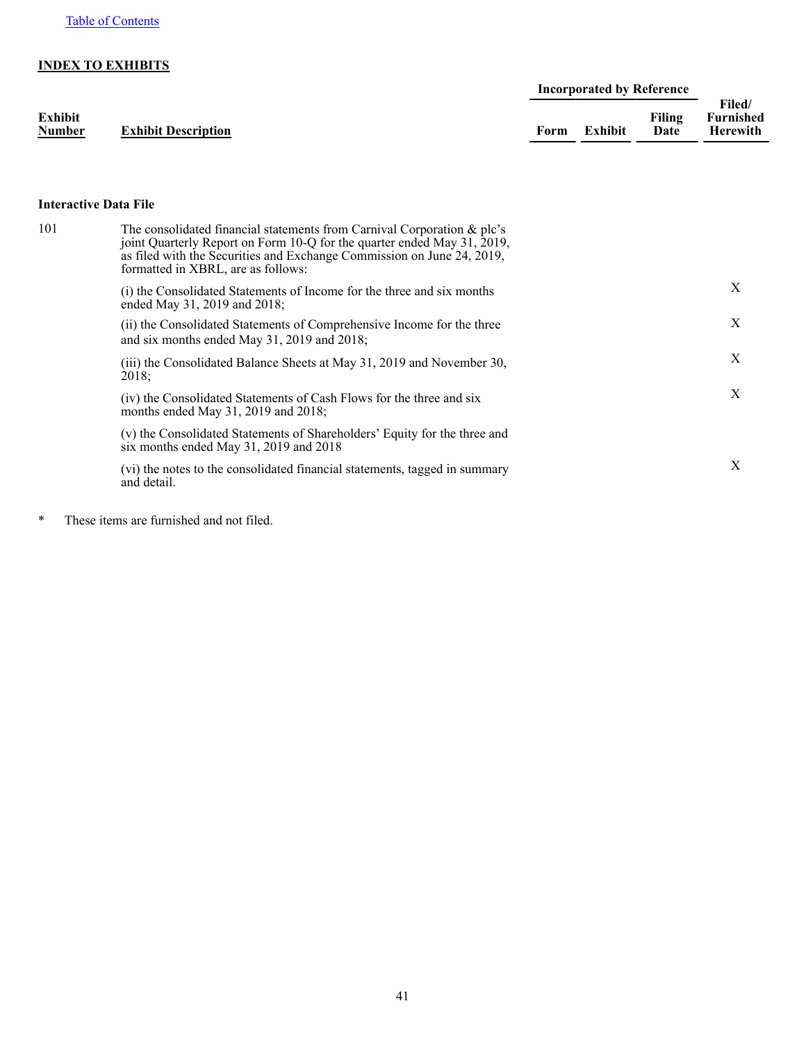[Table of Contents](#)

**INDEX TO EXHIBITS**

| Exhibit Number | Exhibit Description | Incorporated by Reference | | | Filed/ Furnished Herewith |
|---|---|---|---|---|---|
| | | Form | Exhibit | Filing Date | |
| **Interactive Data File** | | | | | |
| 101 | The consolidated financial statements from Carnival Corporation & plc's joint Quarterly Report on Form 10-Q for the quarter ended May 31, 2019, as filed with the Securities and Exchange Commission on June 24, 2019, formatted in XBRL, are as follows: | | | | |
| | (i) the Consolidated Statements of Income for the three and six months ended May 31, 2019 and 2018; | | | | X |
| | (ii) the Consolidated Statements of Comprehensive Income for the three and six months ended May 31, 2019 and 2018; | | | | X |
| | (iii) the Consolidated Balance Sheets at May 31, 2019 and November 30, 2018; | | | | X |
| | (iv) the Consolidated Statements of Cash Flows for the three and six months ended May 31, 2019 and 2018; | | | | X |
| | (v) the Consolidated Statements of Shareholders' Equity for the three and six months ended May 31, 2019 and 2018 | | | | |
| | (vi) the notes to the consolidated financial statements, tagged in summary and detail. | | | | X |

\* These items are furnished and not filed.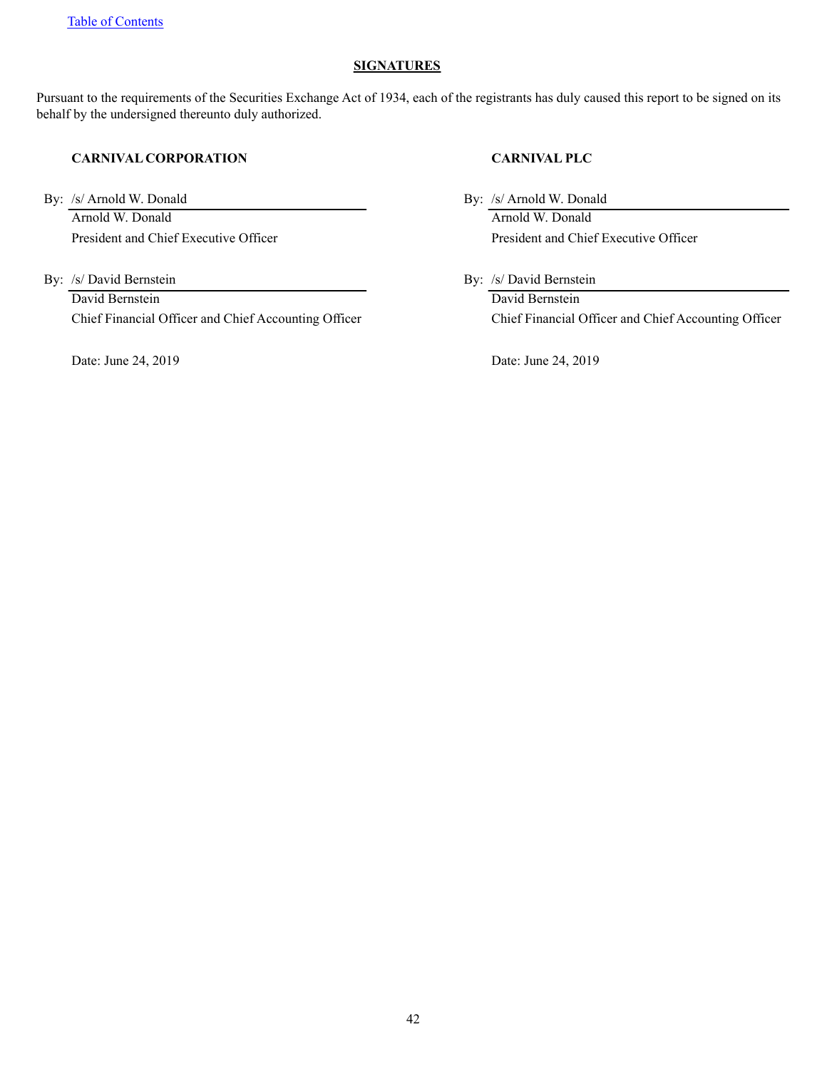## SIGNATURES

Pursuant to the requirements of the Securities Exchange Act of 1934, each of the registrants has duly caused this report to be signed on its behalf by the undersigned thereunto duly authorized.

**CARNIVAL CORPORATION**

By: /s/ Arnold W. Donald
Arnold W. Donald
President and Chief Executive Officer

By: /s/ David Bernstein
David Bernstein
Chief Financial Officer and Chief Accounting Officer

Date: June 24, 2019

**CARNIVAL PLC**

By: /s/ Arnold W. Donald
Arnold W. Donald
President and Chief Executive Officer

By: /s/ David Bernstein
David Bernstein
Chief Financial Officer and Chief Accounting Officer

Date: June 24, 2019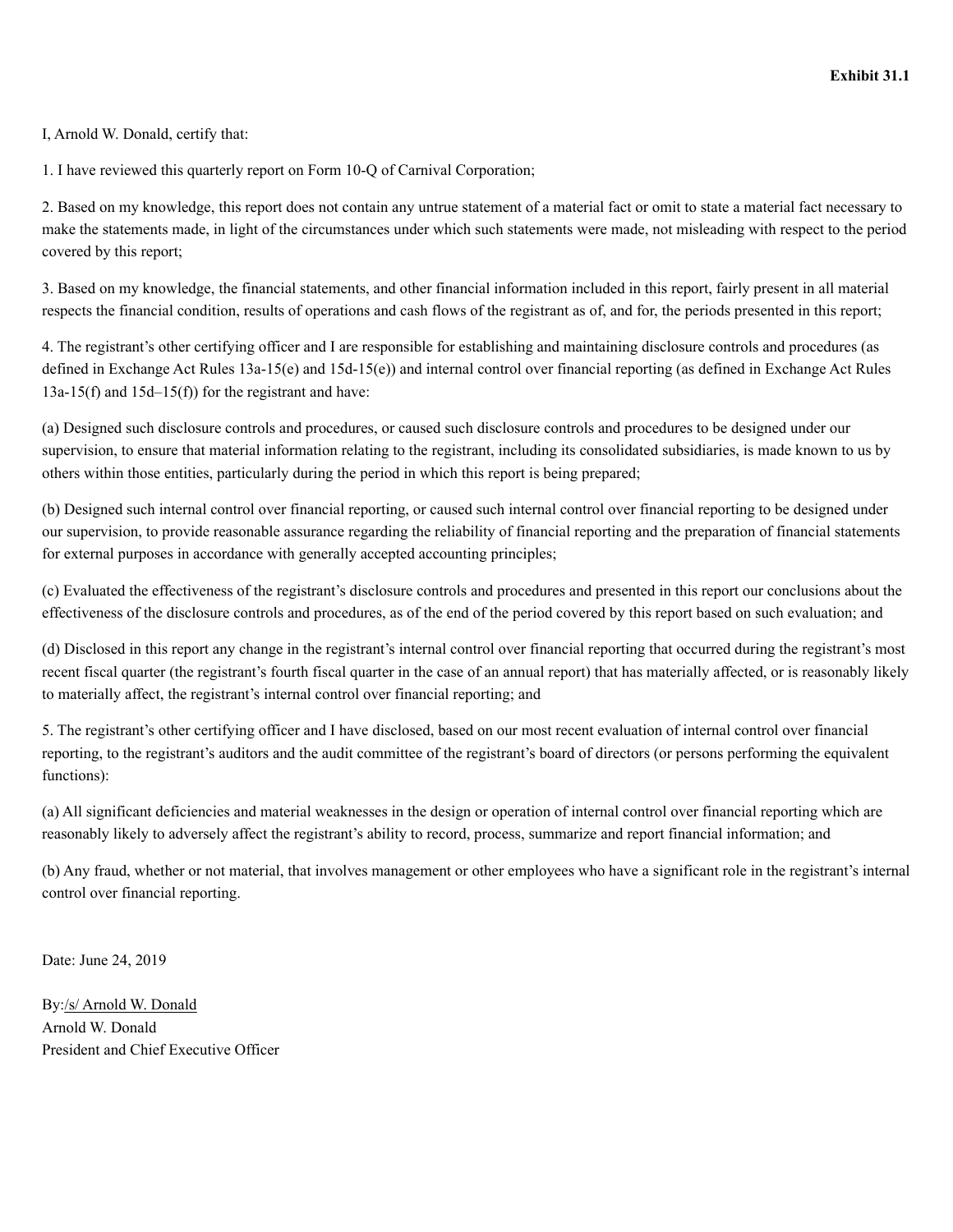**Exhibit 31.1**

I, Arnold W. Donald, certify that:

1. I have reviewed this quarterly report on Form 10-Q of Carnival Corporation;

2. Based on my knowledge, this report does not contain any untrue statement of a material fact or omit to state a material fact necessary to make the statements made, in light of the circumstances under which such statements were made, not misleading with respect to the period covered by this report;

3. Based on my knowledge, the financial statements, and other financial information included in this report, fairly present in all material respects the financial condition, results of operations and cash flows of the registrant as of, and for, the periods presented in this report;

4. The registrant's other certifying officer and I are responsible for establishing and maintaining disclosure controls and procedures (as defined in Exchange Act Rules 13a-15(e) and 15d-15(e)) and internal control over financial reporting (as defined in Exchange Act Rules 13a-15(f) and 15d–15(f)) for the registrant and have:

(a) Designed such disclosure controls and procedures, or caused such disclosure controls and procedures to be designed under our supervision, to ensure that material information relating to the registrant, including its consolidated subsidiaries, is made known to us by others within those entities, particularly during the period in which this report is being prepared;

(b) Designed such internal control over financial reporting, or caused such internal control over financial reporting to be designed under our supervision, to provide reasonable assurance regarding the reliability of financial reporting and the preparation of financial statements for external purposes in accordance with generally accepted accounting principles;

(c) Evaluated the effectiveness of the registrant's disclosure controls and procedures and presented in this report our conclusions about the effectiveness of the disclosure controls and procedures, as of the end of the period covered by this report based on such evaluation; and

(d) Disclosed in this report any change in the registrant's internal control over financial reporting that occurred during the registrant's most recent fiscal quarter (the registrant's fourth fiscal quarter in the case of an annual report) that has materially affected, or is reasonably likely to materially affect, the registrant's internal control over financial reporting; and

5. The registrant's other certifying officer and I have disclosed, based on our most recent evaluation of internal control over financial reporting, to the registrant's auditors and the audit committee of the registrant's board of directors (or persons performing the equivalent functions):

(a) All significant deficiencies and material weaknesses in the design or operation of internal control over financial reporting which are reasonably likely to adversely affect the registrant's ability to record, process, summarize and report financial information; and

(b) Any fraud, whether or not material, that involves management or other employees who have a significant role in the registrant's internal control over financial reporting.

Date: June 24, 2019

By:/s/ Arnold W. Donald
Arnold W. Donald
President and Chief Executive Officer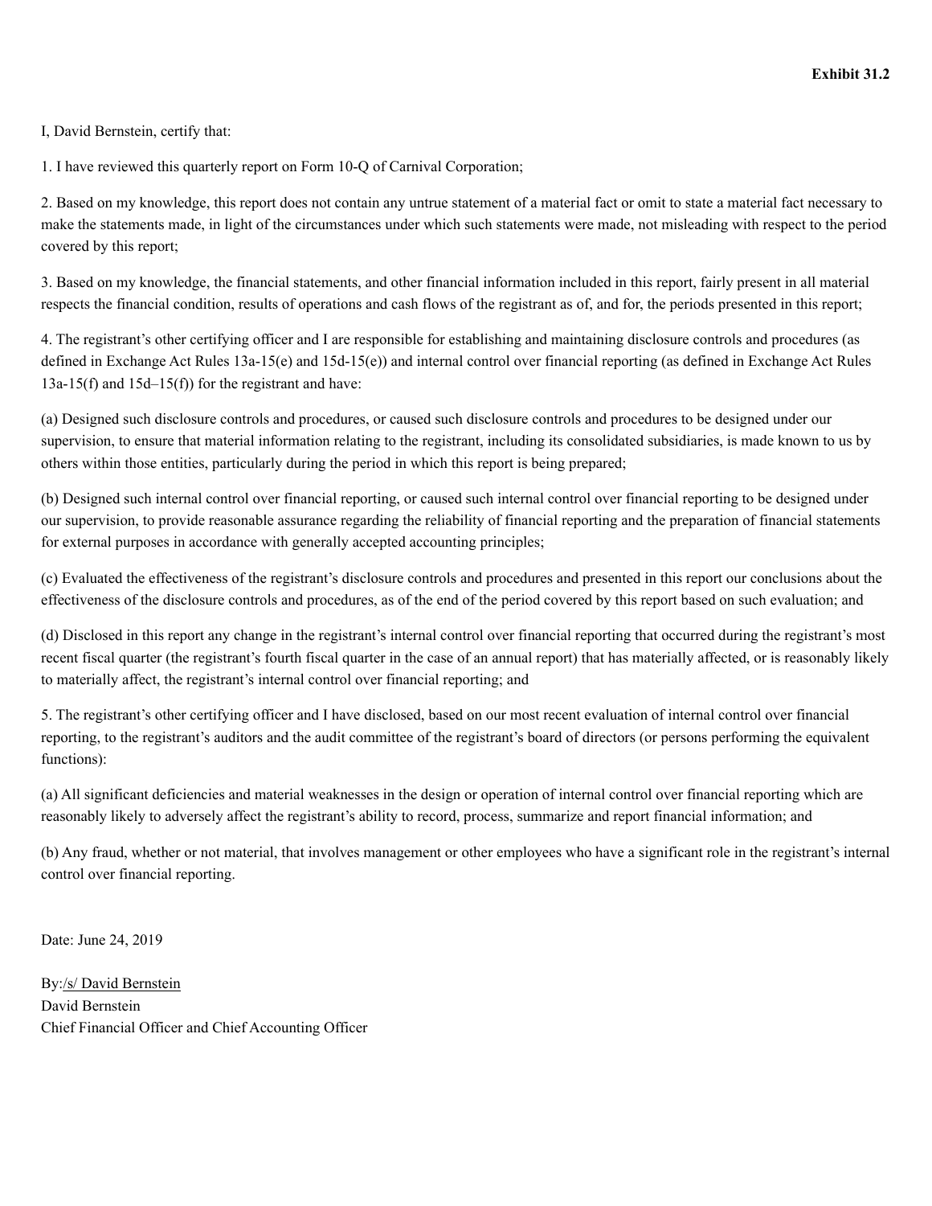**Exhibit 31.2**

I, David Bernstein, certify that:

1. I have reviewed this quarterly report on Form 10-Q of Carnival Corporation;

2. Based on my knowledge, this report does not contain any untrue statement of a material fact or omit to state a material fact necessary to make the statements made, in light of the circumstances under which such statements were made, not misleading with respect to the period covered by this report;

3. Based on my knowledge, the financial statements, and other financial information included in this report, fairly present in all material respects the financial condition, results of operations and cash flows of the registrant as of, and for, the periods presented in this report;

4. The registrant's other certifying officer and I are responsible for establishing and maintaining disclosure controls and procedures (as defined in Exchange Act Rules 13a-15(e) and 15d-15(e)) and internal control over financial reporting (as defined in Exchange Act Rules 13a-15(f) and 15d–15(f)) for the registrant and have:

(a) Designed such disclosure controls and procedures, or caused such disclosure controls and procedures to be designed under our supervision, to ensure that material information relating to the registrant, including its consolidated subsidiaries, is made known to us by others within those entities, particularly during the period in which this report is being prepared;

(b) Designed such internal control over financial reporting, or caused such internal control over financial reporting to be designed under our supervision, to provide reasonable assurance regarding the reliability of financial reporting and the preparation of financial statements for external purposes in accordance with generally accepted accounting principles;

(c) Evaluated the effectiveness of the registrant's disclosure controls and procedures and presented in this report our conclusions about the effectiveness of the disclosure controls and procedures, as of the end of the period covered by this report based on such evaluation; and

(d) Disclosed in this report any change in the registrant's internal control over financial reporting that occurred during the registrant's most recent fiscal quarter (the registrant's fourth fiscal quarter in the case of an annual report) that has materially affected, or is reasonably likely to materially affect, the registrant's internal control over financial reporting; and

5. The registrant's other certifying officer and I have disclosed, based on our most recent evaluation of internal control over financial reporting, to the registrant's auditors and the audit committee of the registrant's board of directors (or persons performing the equivalent functions):

(a) All significant deficiencies and material weaknesses in the design or operation of internal control over financial reporting which are reasonably likely to adversely affect the registrant's ability to record, process, summarize and report financial information; and

(b) Any fraud, whether or not material, that involves management or other employees who have a significant role in the registrant's internal control over financial reporting.

Date: June 24, 2019

By:/s/ David Bernstein
David Bernstein
Chief Financial Officer and Chief Accounting Officer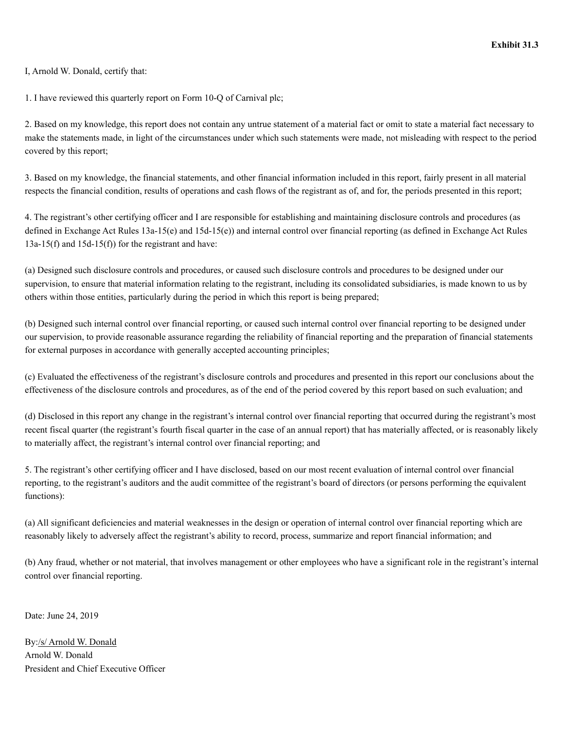**Exhibit 31.3**

I, Arnold W. Donald, certify that:

1. I have reviewed this quarterly report on Form 10-Q of Carnival plc;

2. Based on my knowledge, this report does not contain any untrue statement of a material fact or omit to state a material fact necessary to make the statements made, in light of the circumstances under which such statements were made, not misleading with respect to the period covered by this report;

3. Based on my knowledge, the financial statements, and other financial information included in this report, fairly present in all material respects the financial condition, results of operations and cash flows of the registrant as of, and for, the periods presented in this report;

4. The registrant's other certifying officer and I are responsible for establishing and maintaining disclosure controls and procedures (as defined in Exchange Act Rules 13a-15(e) and 15d-15(e)) and internal control over financial reporting (as defined in Exchange Act Rules 13a-15(f) and 15d-15(f)) for the registrant and have:

(a) Designed such disclosure controls and procedures, or caused such disclosure controls and procedures to be designed under our supervision, to ensure that material information relating to the registrant, including its consolidated subsidiaries, is made known to us by others within those entities, particularly during the period in which this report is being prepared;

(b) Designed such internal control over financial reporting, or caused such internal control over financial reporting to be designed under our supervision, to provide reasonable assurance regarding the reliability of financial reporting and the preparation of financial statements for external purposes in accordance with generally accepted accounting principles;

(c) Evaluated the effectiveness of the registrant's disclosure controls and procedures and presented in this report our conclusions about the effectiveness of the disclosure controls and procedures, as of the end of the period covered by this report based on such evaluation; and

(d) Disclosed in this report any change in the registrant's internal control over financial reporting that occurred during the registrant's most recent fiscal quarter (the registrant's fourth fiscal quarter in the case of an annual report) that has materially affected, or is reasonably likely to materially affect, the registrant's internal control over financial reporting; and

5. The registrant's other certifying officer and I have disclosed, based on our most recent evaluation of internal control over financial reporting, to the registrant's auditors and the audit committee of the registrant's board of directors (or persons performing the equivalent functions):

(a) All significant deficiencies and material weaknesses in the design or operation of internal control over financial reporting which are reasonably likely to adversely affect the registrant's ability to record, process, summarize and report financial information; and

(b) Any fraud, whether or not material, that involves management or other employees who have a significant role in the registrant's internal control over financial reporting.

Date: June 24, 2019

By:/s/ Arnold W. Donald
Arnold W. Donald
President and Chief Executive Officer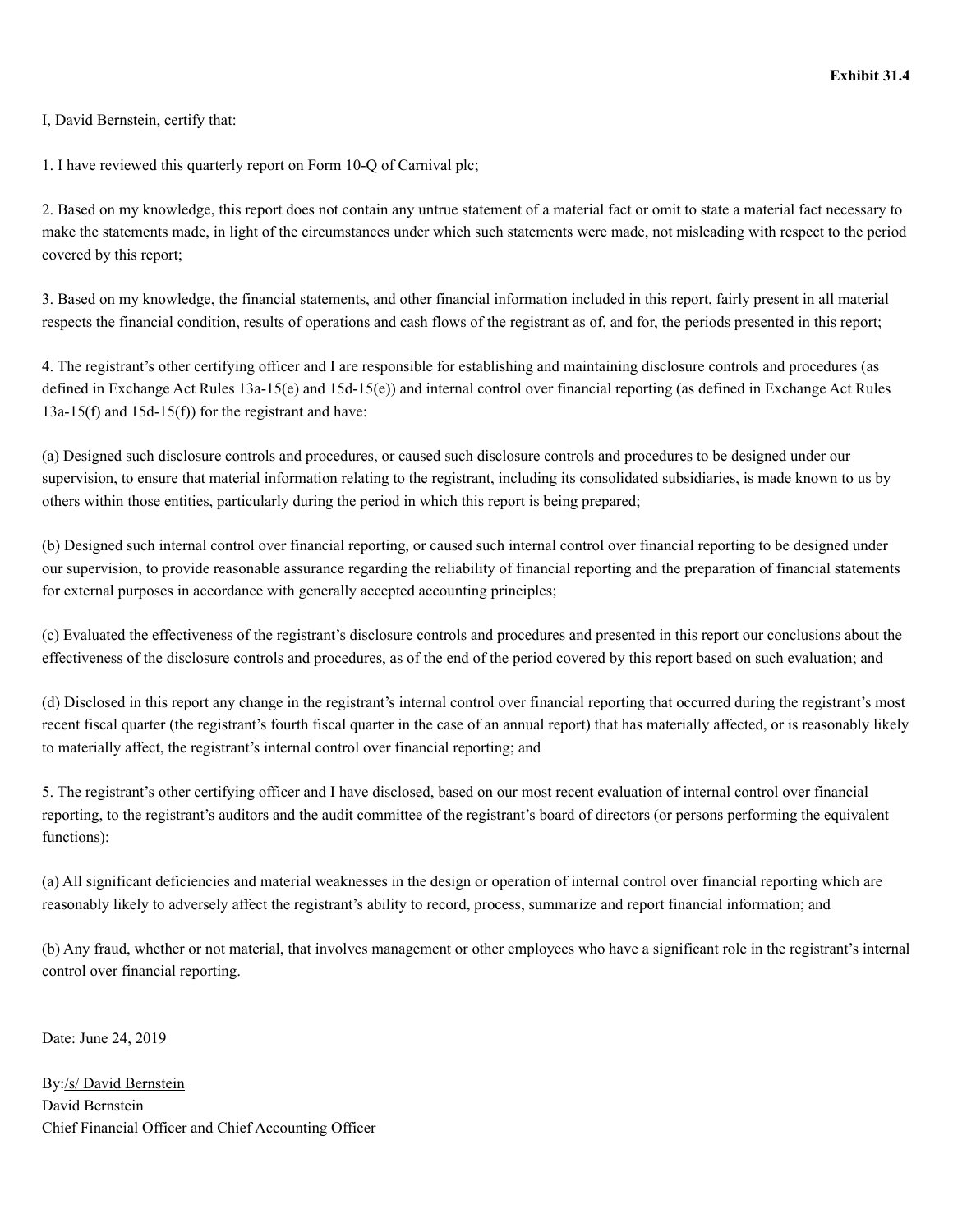**Exhibit 31.4**

I, David Bernstein, certify that:

1. I have reviewed this quarterly report on Form 10-Q of Carnival plc;

2. Based on my knowledge, this report does not contain any untrue statement of a material fact or omit to state a material fact necessary to make the statements made, in light of the circumstances under which such statements were made, not misleading with respect to the period covered by this report;

3. Based on my knowledge, the financial statements, and other financial information included in this report, fairly present in all material respects the financial condition, results of operations and cash flows of the registrant as of, and for, the periods presented in this report;

4. The registrant's other certifying officer and I are responsible for establishing and maintaining disclosure controls and procedures (as defined in Exchange Act Rules 13a-15(e) and 15d-15(e)) and internal control over financial reporting (as defined in Exchange Act Rules 13a-15(f) and 15d-15(f)) for the registrant and have:

(a) Designed such disclosure controls and procedures, or caused such disclosure controls and procedures to be designed under our supervision, to ensure that material information relating to the registrant, including its consolidated subsidiaries, is made known to us by others within those entities, particularly during the period in which this report is being prepared;

(b) Designed such internal control over financial reporting, or caused such internal control over financial reporting to be designed under our supervision, to provide reasonable assurance regarding the reliability of financial reporting and the preparation of financial statements for external purposes in accordance with generally accepted accounting principles;

(c) Evaluated the effectiveness of the registrant's disclosure controls and procedures and presented in this report our conclusions about the effectiveness of the disclosure controls and procedures, as of the end of the period covered by this report based on such evaluation; and

(d) Disclosed in this report any change in the registrant's internal control over financial reporting that occurred during the registrant's most recent fiscal quarter (the registrant's fourth fiscal quarter in the case of an annual report) that has materially affected, or is reasonably likely to materially affect, the registrant's internal control over financial reporting; and

5. The registrant's other certifying officer and I have disclosed, based on our most recent evaluation of internal control over financial reporting, to the registrant's auditors and the audit committee of the registrant's board of directors (or persons performing the equivalent functions):

(a) All significant deficiencies and material weaknesses in the design or operation of internal control over financial reporting which are reasonably likely to adversely affect the registrant's ability to record, process, summarize and report financial information; and

(b) Any fraud, whether or not material, that involves management or other employees who have a significant role in the registrant's internal control over financial reporting.

Date: June 24, 2019

By:/s/ David Bernstein
David Bernstein
Chief Financial Officer and Chief Accounting Officer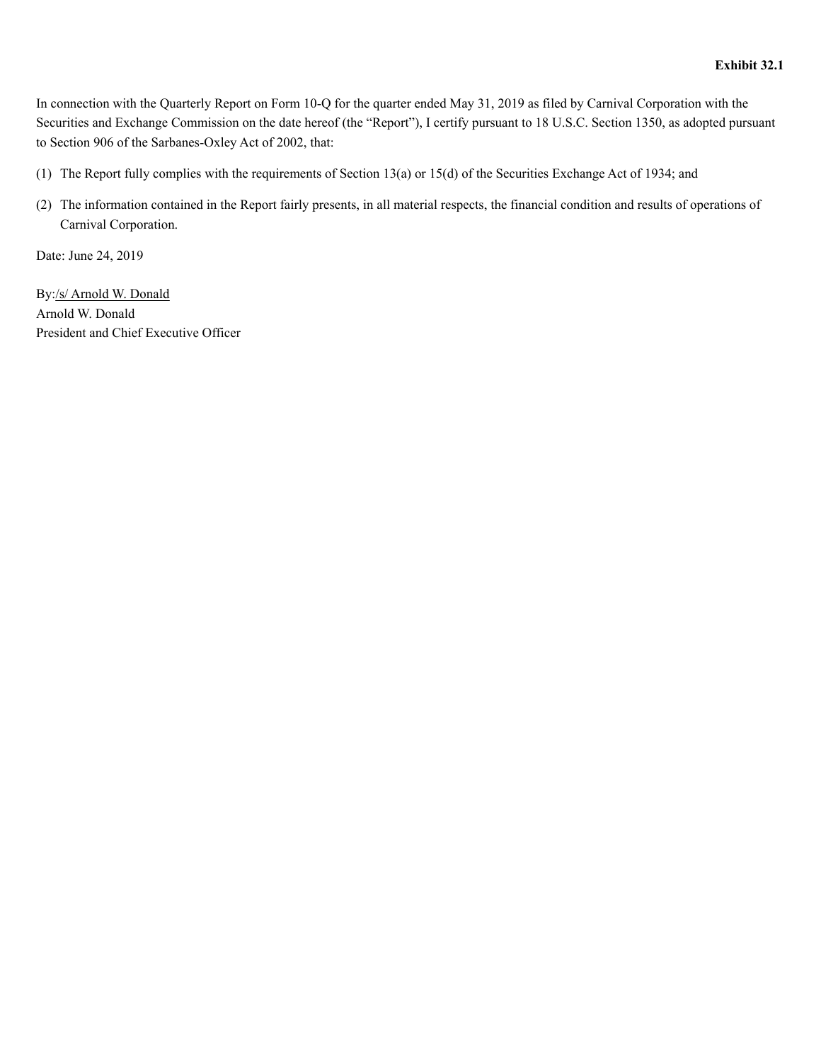**Exhibit 32.1**

In connection with the Quarterly Report on Form 10-Q for the quarter ended May 31, 2019 as filed by Carnival Corporation with the Securities and Exchange Commission on the date hereof (the "Report"), I certify pursuant to 18 U.S.C. Section 1350, as adopted pursuant to Section 906 of the Sarbanes-Oxley Act of 2002, that:

(1) The Report fully complies with the requirements of Section 13(a) or 15(d) of the Securities Exchange Act of 1934; and

(2) The information contained in the Report fairly presents, in all material respects, the financial condition and results of operations of Carnival Corporation.

Date: June 24, 2019

By:/s/ Arnold W. Donald
Arnold W. Donald
President and Chief Executive Officer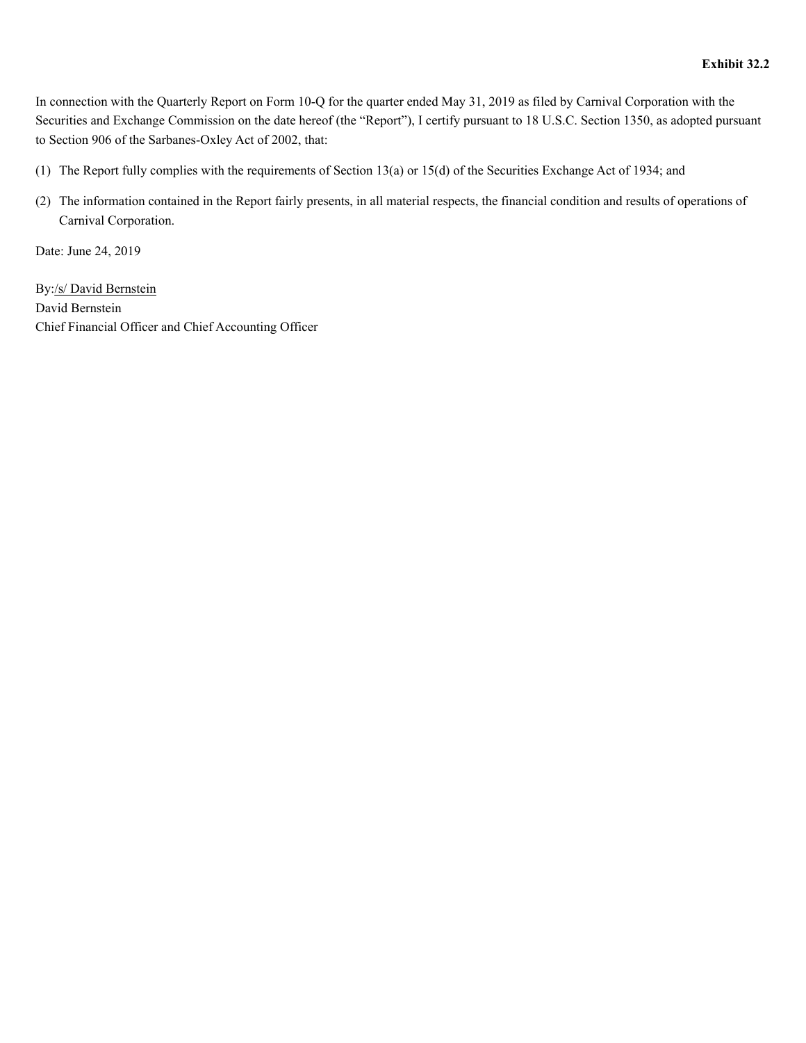**Exhibit 32.2**

In connection with the Quarterly Report on Form 10-Q for the quarter ended May 31, 2019 as filed by Carnival Corporation with the Securities and Exchange Commission on the date hereof (the "Report"), I certify pursuant to 18 U.S.C. Section 1350, as adopted pursuant to Section 906 of the Sarbanes-Oxley Act of 2002, that:

(1) The Report fully complies with the requirements of Section 13(a) or 15(d) of the Securities Exchange Act of 1934; and

(2) The information contained in the Report fairly presents, in all material respects, the financial condition and results of operations of Carnival Corporation.

Date: June 24, 2019

By:/s/ David Bernstein
David Bernstein
Chief Financial Officer and Chief Accounting Officer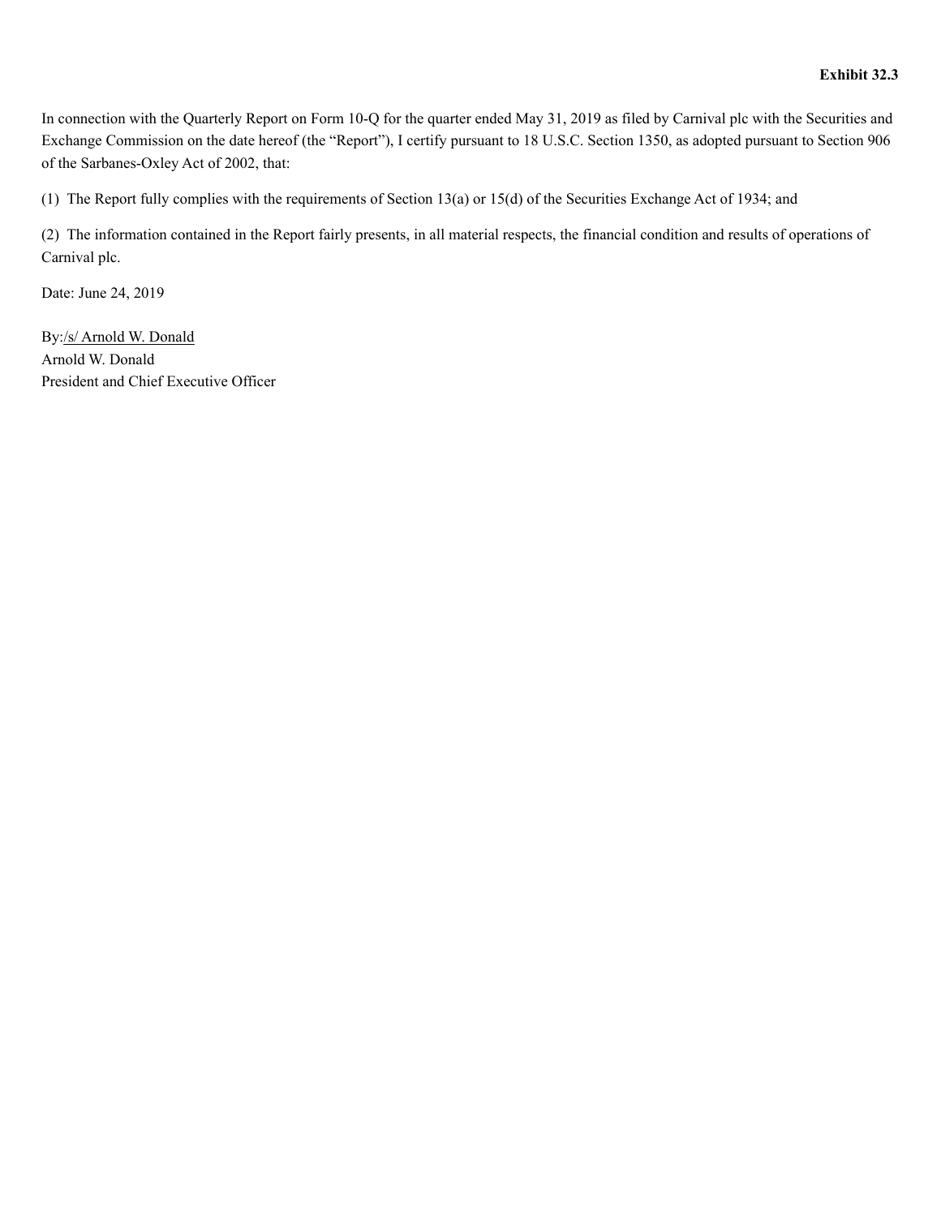**Exhibit 32.3**

In connection with the Quarterly Report on Form 10-Q for the quarter ended May 31, 2019 as filed by Carnival plc with the Securities and Exchange Commission on the date hereof (the "Report"), I certify pursuant to 18 U.S.C. Section 1350, as adopted pursuant to Section 906 of the Sarbanes-Oxley Act of 2002, that:

(1) The Report fully complies with the requirements of Section 13(a) or 15(d) of the Securities Exchange Act of 1934; and

(2) The information contained in the Report fairly presents, in all material respects, the financial condition and results of operations of Carnival plc.

Date: June 24, 2019

By:/s/ Arnold W. Donald
Arnold W. Donald
President and Chief Executive Officer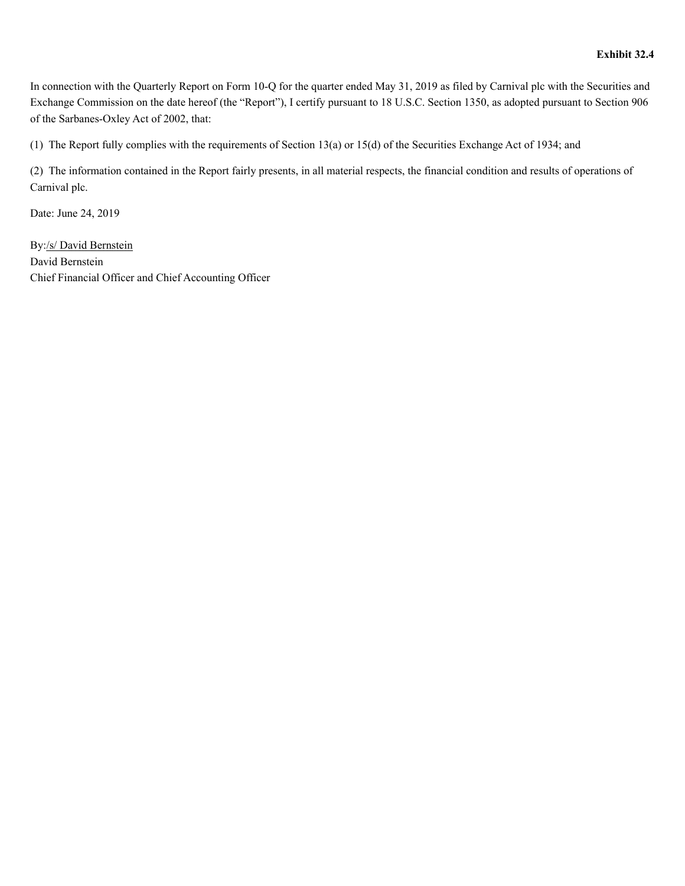**Exhibit 32.4**

In connection with the Quarterly Report on Form 10-Q for the quarter ended May 31, 2019 as filed by Carnival plc with the Securities and Exchange Commission on the date hereof (the "Report"), I certify pursuant to 18 U.S.C. Section 1350, as adopted pursuant to Section 906 of the Sarbanes-Oxley Act of 2002, that:

(1) The Report fully complies with the requirements of Section 13(a) or 15(d) of the Securities Exchange Act of 1934; and

(2) The information contained in the Report fairly presents, in all material respects, the financial condition and results of operations of Carnival plc.

Date: June 24, 2019

By:/s/ David Bernstein
David Bernstein
Chief Financial Officer and Chief Accounting Officer